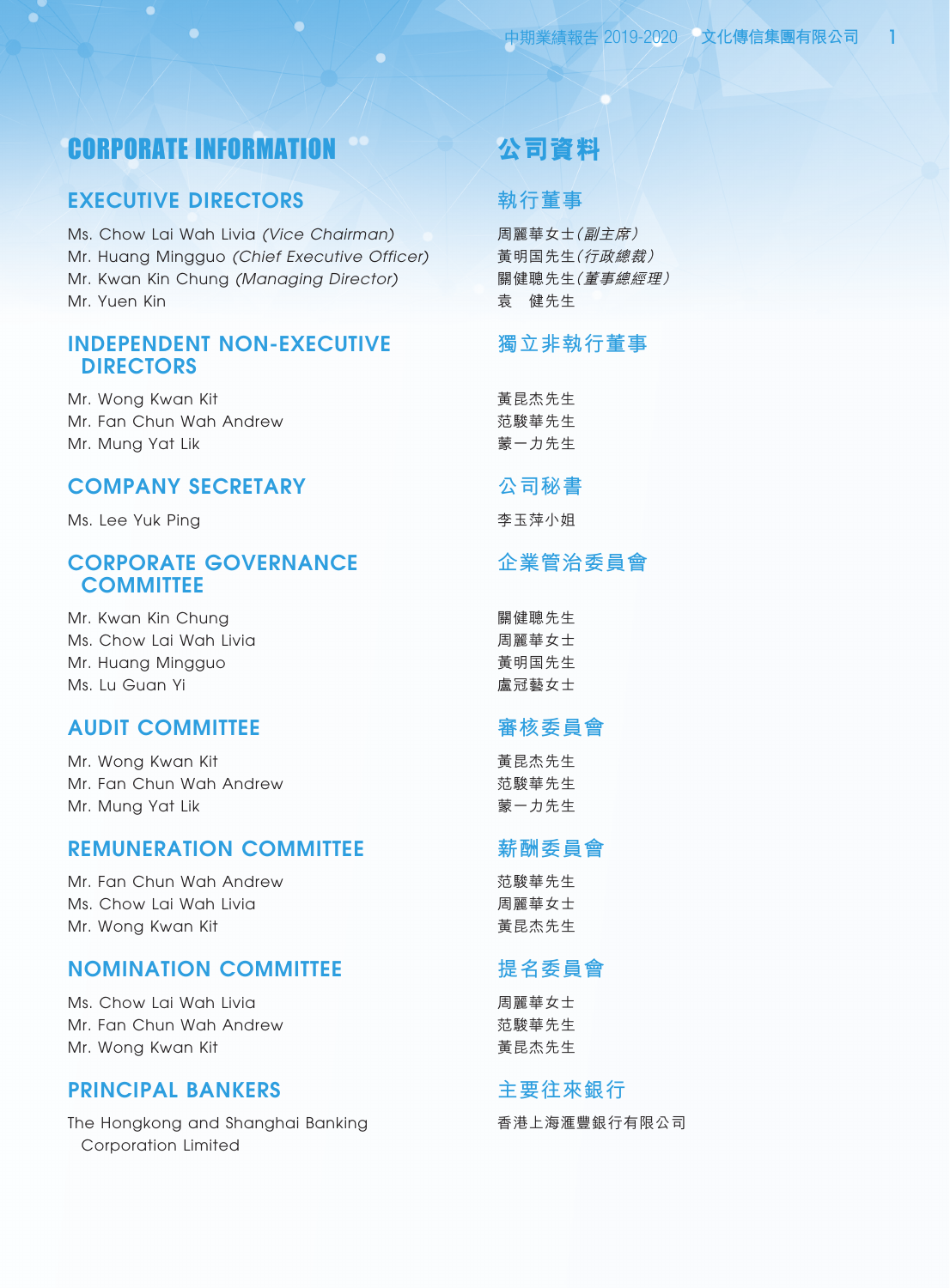# CORPORATE INFORMATION

## EXECUTIVE DIRECTORS

Ms. Chow Lai Wah Livia *(Vice Chairman)*
Mr. Huang Mingguo *(Chief Executive Officer)*
Mr. Kwan Kin Chung *(Managing Director)*
Mr. Yuen Kin

## INDEPENDENT NON-EXECUTIVE DIRECTORS

Mr. Wong Kwan Kit
Mr. Fan Chun Wah Andrew
Mr. Mung Yat Lik

## COMPANY SECRETARY

Ms. Lee Yuk Ping

## CORPORATE GOVERNANCE COMMITTEE

Mr. Kwan Kin Chung
Ms. Chow Lai Wah Livia
Mr. Huang Mingguo
Ms. Lu Guan Yi

## AUDIT COMMITTEE

Mr. Wong Kwan Kit
Mr. Fan Chun Wah Andrew
Mr. Mung Yat Lik

## REMUNERATION COMMITTEE

Mr. Fan Chun Wah Andrew
Ms. Chow Lai Wah Livia
Mr. Wong Kwan Kit

## NOMINATION COMMITTEE

Ms. Chow Lai Wah Livia
Mr. Fan Chun Wah Andrew
Mr. Wong Kwan Kit

## PRINCIPAL BANKERS

The Hongkong and Shanghai Banking Corporation Limited

# 公司資料

## 執行董事

周麗華女士*(副主席)*
黃明国先生*(行政總裁)*
關健聰先生*(董事總經理)*
袁　健先生

## 獨立非執行董事

黃昆杰先生
范駿華先生
蒙一力先生

## 公司秘書

李玉萍小姐

## 企業管治委員會

關健聰先生
周麗華女士
黃明国先生
盧冠藝女士

## 審核委員會

黃昆杰先生
范駿華先生
蒙一力先生

## 薪酬委員會

范駿華先生
周麗華女士
黃昆杰先生

## 提名委員會

周麗華女士
范駿華先生
黃昆杰先生

## 主要往來銀行

香港上海滙豐銀行有限公司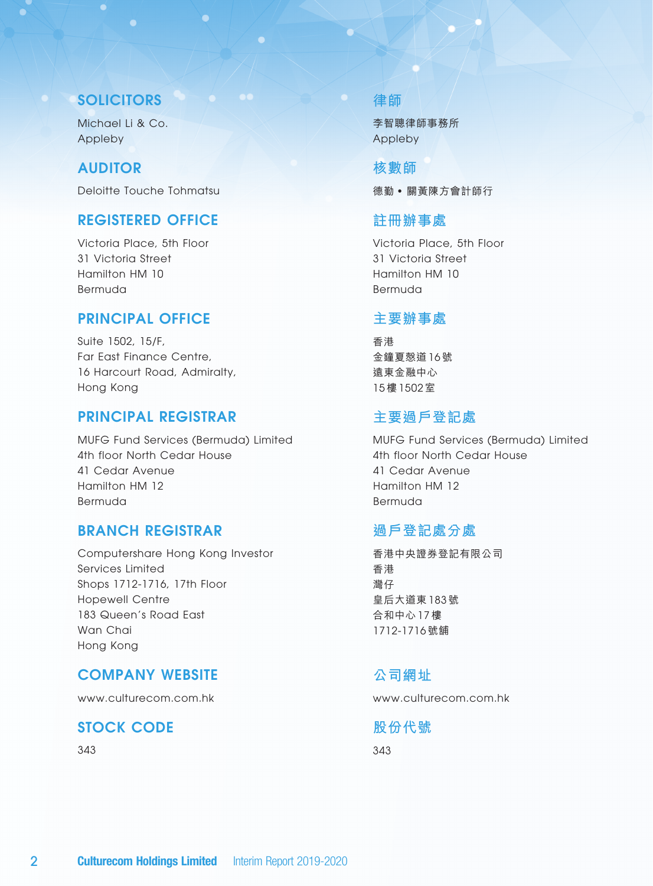## SOLICITORS

Michael Li & Co.
Appleby

## AUDITOR

Deloitte Touche Tohmatsu

## REGISTERED OFFICE

Victoria Place, 5th Floor
31 Victoria Street
Hamilton HM 10
Bermuda

## PRINCIPAL OFFICE

Suite 1502, 15/F,
Far East Finance Centre,
16 Harcourt Road, Admiralty,
Hong Kong

## PRINCIPAL REGISTRAR

MUFG Fund Services (Bermuda) Limited
4th floor North Cedar House
41 Cedar Avenue
Hamilton HM 12
Bermuda

## BRANCH REGISTRAR

Computershare Hong Kong Investor
Services Limited
Shops 1712-1716, 17th Floor
Hopewell Centre
183 Queen's Road East
Wan Chai
Hong Kong

## COMPANY WEBSITE

www.culturecom.com.hk

## STOCK CODE

343

## 律師

李智聰律師事務所
Appleby

## 核數師

德勤 • 關黃陳方會計師行

## 註冊辦事處

Victoria Place, 5th Floor
31 Victoria Street
Hamilton HM 10
Bermuda

## 主要辦事處

香港
金鐘夏慤道16號
遠東金融中心
15樓1502室

## 主要過戶登記處

MUFG Fund Services (Bermuda) Limited
4th floor North Cedar House
41 Cedar Avenue
Hamilton HM 12
Bermuda

## 過戶登記處分處

香港中央證券登記有限公司
香港
灣仔
皇后大道東183號
合和中心17樓
1712-1716號舖

## 公司網址

www.culturecom.com.hk

## 股份代號

343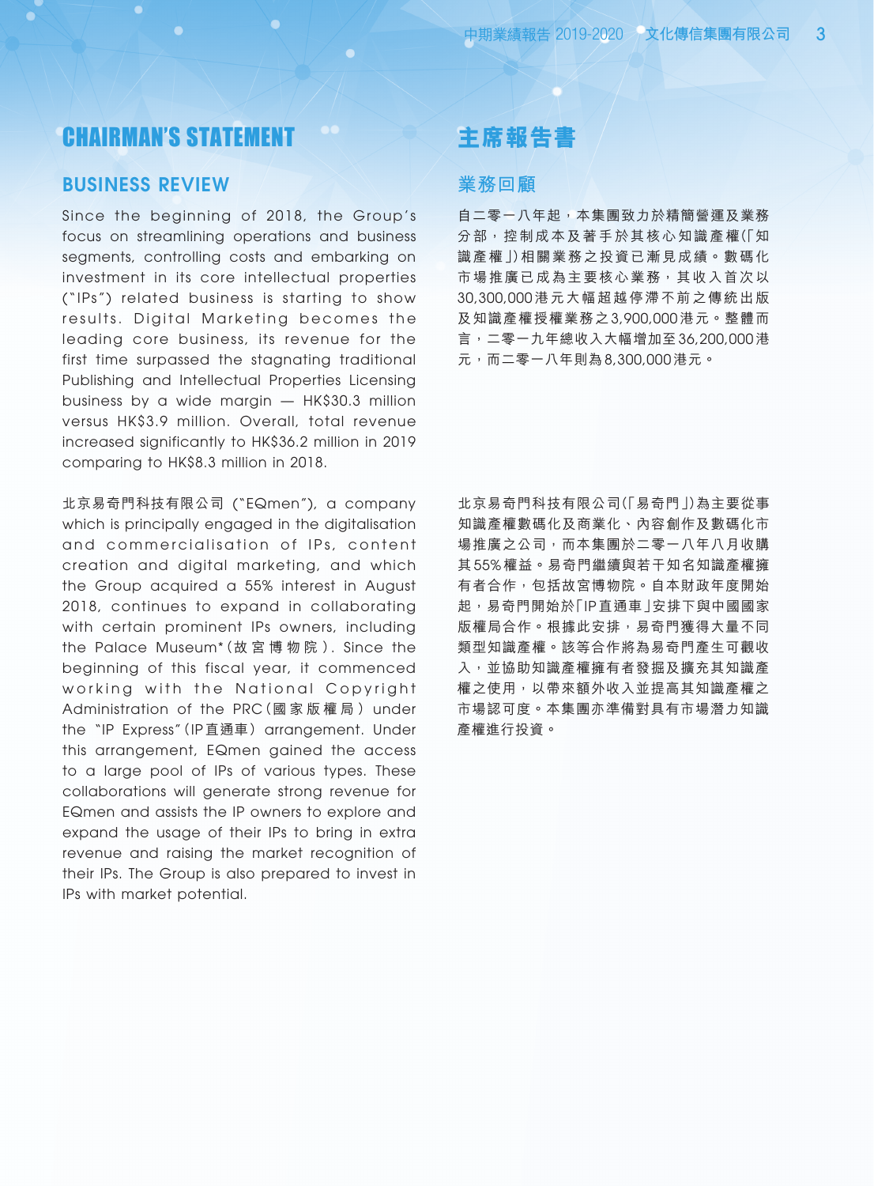# CHAIRMAN'S STATEMENT

## BUSINESS REVIEW

Since the beginning of 2018, the Group's focus on streamlining operations and business segments, controlling costs and embarking on investment in its core intellectual properties ("IPs") related business is starting to show results. Digital Marketing becomes the leading core business, its revenue for the first time surpassed the stagnating traditional Publishing and Intellectual Properties Licensing business by a wide margin — HK$30.3 million versus HK$3.9 million. Overall, total revenue increased significantly to HK$36.2 million in 2019 comparing to HK$8.3 million in 2018.

北京易奇門科技有限公司 ("EQmen"), a company which is principally engaged in the digitalisation and commercialisation of IPs, content creation and digital marketing, and which the Group acquired a 55% interest in August 2018, continues to expand in collaborating with certain prominent IPs owners, including the Palace Museum* (故宮博物院). Since the beginning of this fiscal year, it commenced working with the National Copyright Administration of the PRC (國家版權局) under the "IP Express" (IP直通車) arrangement. Under this arrangement, EQmen gained the access to a large pool of IPs of various types. These collaborations will generate strong revenue for EQmen and assists the IP owners to explore and expand the usage of their IPs to bring in extra revenue and raising the market recognition of their IPs. The Group is also prepared to invest in IPs with market potential.

# 主席報告書

## 業務回顧

自二零一八年起，本集團致力於精簡營運及業務分部，控制成本及著手於其核心知識產權(「知識產權」)相關業務之投資已漸見成績。數碼化市場推廣已成為主要核心業務，其收入首次以30,300,000港元大幅超越停滯不前之傳統出版及知識產權授權業務之3,900,000港元。整體而言，二零一九年總收入大幅增加至36,200,000港元，而二零一八年則為8,300,000港元。

北京易奇門科技有限公司(「易奇門」)為主要從事知識產權數碼化及商業化、內容創作及數碼化市場推廣之公司，而本集團於二零一八年八月收購其55%權益。易奇門繼續與若干知名知識產權擁有者合作，包括故宮博物院。自本財政年度開始起，易奇門開始於「IP直通車」安排下與中國國家版權局合作。根據此安排，易奇門獲得大量不同類型知識產權。該等合作將為易奇門產生可觀收入，並協助知識產權擁有者發掘及擴充其知識產權之使用，以帶來額外收入並提高其知識產權之市場認可度。本集團亦準備對具有市場潛力知識產權進行投資。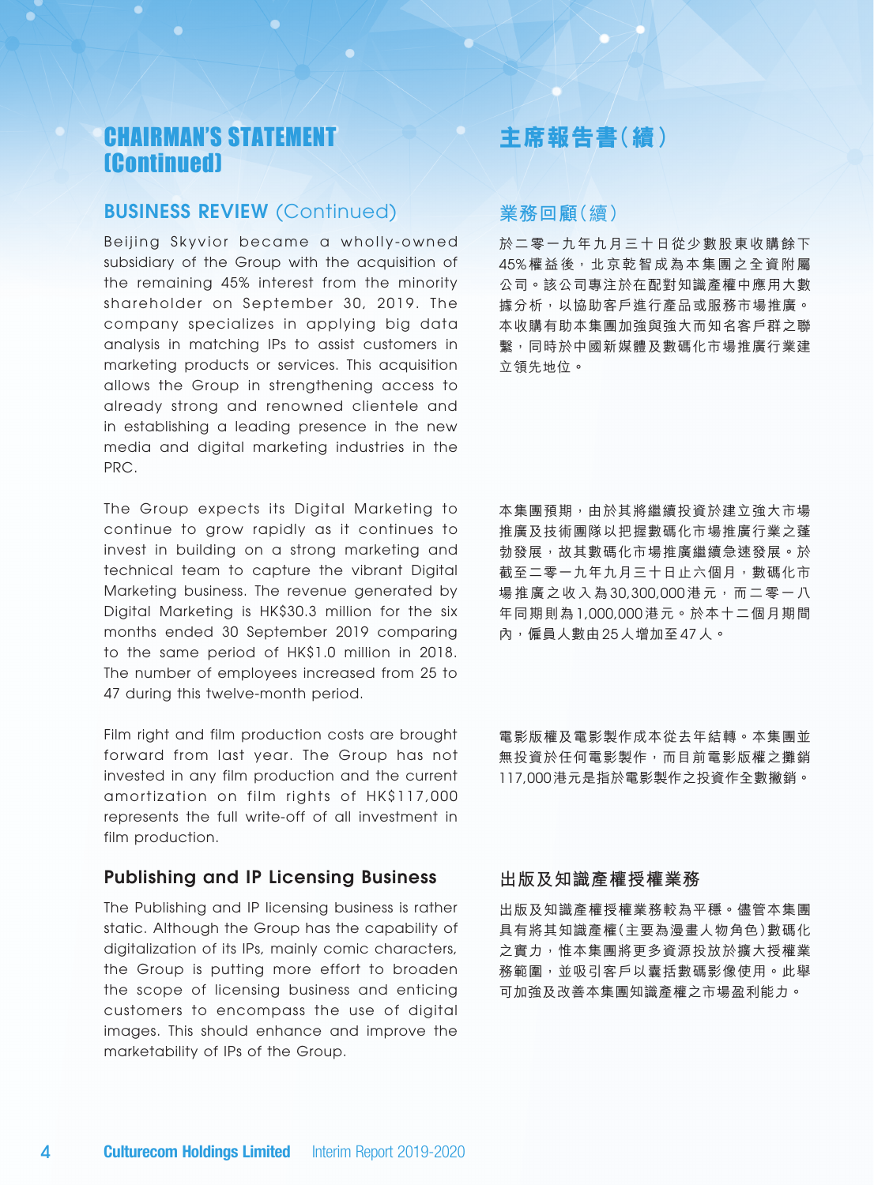# CHAIRMAN'S STATEMENT (Continued)

# 主席報告書(續)

## BUSINESS REVIEW (Continued)

## 業務回顧(續)

Beijing Skyvior became a wholly-owned subsidiary of the Group with the acquisition of the remaining 45% interest from the minority shareholder on September 30, 2019. The company specializes in applying big data analysis in matching IPs to assist customers in marketing products or services. This acquisition allows the Group in strengthening access to already strong and renowned clientele and in establishing a leading presence in the new media and digital marketing industries in the PRC.

於二零一九年九月三十日從少數股東收購餘下45%權益後，北京乾智成為本集團之全資附屬公司。該公司專注於在配對知識產權中應用大數據分析，以協助客戶進行產品或服務市場推廣。本收購有助本集團加強與強大而知名客戶群之聯繫，同時於中國新媒體及數碼化市場推廣行業建立領先地位。

The Group expects its Digital Marketing to continue to grow rapidly as it continues to invest in building on a strong marketing and technical team to capture the vibrant Digital Marketing business. The revenue generated by Digital Marketing is HK$30.3 million for the six months ended 30 September 2019 comparing to the same period of HK$1.0 million in 2018. The number of employees increased from 25 to 47 during this twelve-month period.

本集團預期，由於其將繼續投資於建立強大市場推廣及技術團隊以把握數碼化市場推廣行業之蓬勃發展，故其數碼化市場推廣繼續急速發展。於截至二零一九年九月三十日止六個月，數碼化市場推廣之收入為30,300,000港元，而二零一八年同期則為1,000,000港元。於本十二個月期間內，僱員人數由25人增加至47人。

Film right and film production costs are brought forward from last year. The Group has not invested in any film production and the current amortization on film rights of HK$117,000 represents the full write-off of all investment in film production.

電影版權及電影製作成本從去年結轉。本集團並無投資於任何電影製作，而目前電影版權之攤銷117,000港元是指於電影製作之投資作全數撇銷。

### Publishing and IP Licensing Business

### 出版及知識產權授權業務

The Publishing and IP licensing business is rather static. Although the Group has the capability of digitalization of its IPs, mainly comic characters, the Group is putting more effort to broaden the scope of licensing business and enticing customers to encompass the use of digital images. This should enhance and improve the marketability of IPs of the Group.

出版及知識產權授權業務較為平穩。儘管本集團具有將其知識產權(主要為漫畫人物角色)數碼化之實力，惟本集團將更多資源投放於擴大授權業務範圍，並吸引客戶以囊括數碼影像使用。此舉可加強及改善本集團知識產權之市場盈利能力。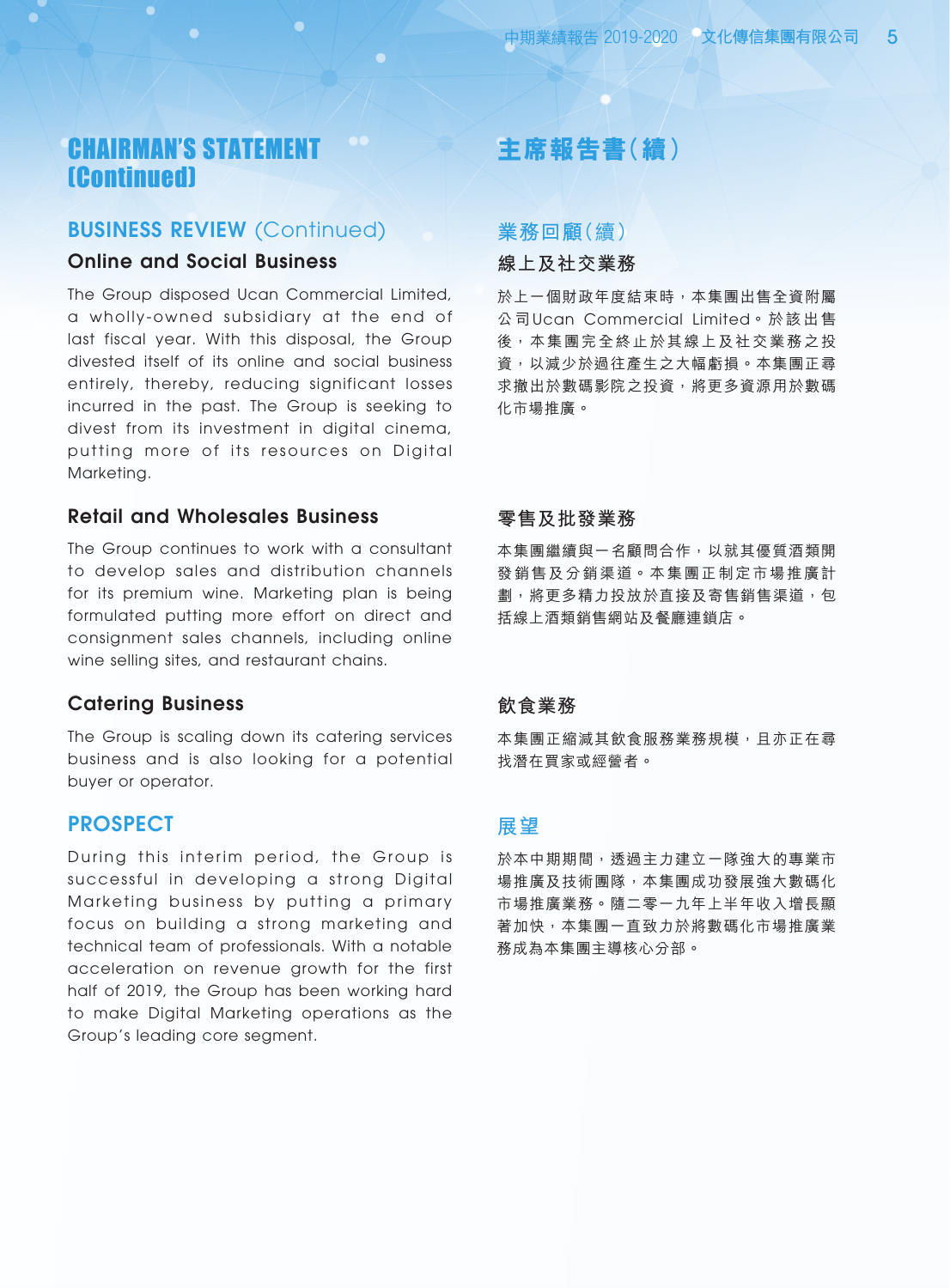# CHAIRMAN'S STATEMENT (Continued)

## BUSINESS REVIEW (Continued)

### Online and Social Business

The Group disposed Ucan Commercial Limited, a wholly-owned subsidiary at the end of last fiscal year. With this disposal, the Group divested itself of its online and social business entirely, thereby, reducing significant losses incurred in the past. The Group is seeking to divest from its investment in digital cinema, putting more of its resources on Digital Marketing.

### Retail and Wholesales Business

The Group continues to work with a consultant to develop sales and distribution channels for its premium wine. Marketing plan is being formulated putting more effort on direct and consignment sales channels, including online wine selling sites, and restaurant chains.

### Catering Business

The Group is scaling down its catering services business and is also looking for a potential buyer or operator.

## PROSPECT

During this interim period, the Group is successful in developing a strong Digital Marketing business by putting a primary focus on building a strong marketing and technical team of professionals. With a notable acceleration on revenue growth for the first half of 2019, the Group has been working hard to make Digital Marketing operations as the Group's leading core segment.

# 主席報告書(續)

## 業務回顧(續)

### 線上及社交業務

於上一個財政年度結束時，本集團出售全資附屬公司Ucan Commercial Limited。於該出售後，本集團完全終止於其線上及社交業務之投資，以減少於過往產生之大幅虧損。本集團正尋求撤出於數碼影院之投資，將更多資源用於數碼化市場推廣。

### 零售及批發業務

本集團繼續與一名顧問合作，以就其優質酒類開發銷售及分銷渠道。本集團正制定市場推廣計劃，將更多精力投放於直接及寄售銷售渠道，包括線上酒類銷售網站及餐廳連鎖店。

### 飲食業務

本集團正縮減其飲食服務業務規模，且亦正在尋找潛在買家或經營者。

## 展望

於本中期期間，透過主力建立一隊強大的專業市場推廣及技術團隊，本集團成功發展強大數碼化市場推廣業務。隨二零一九年上半年收入增長顯著加快，本集團一直致力於將數碼化市場推廣業務成為本集團主導核心分部。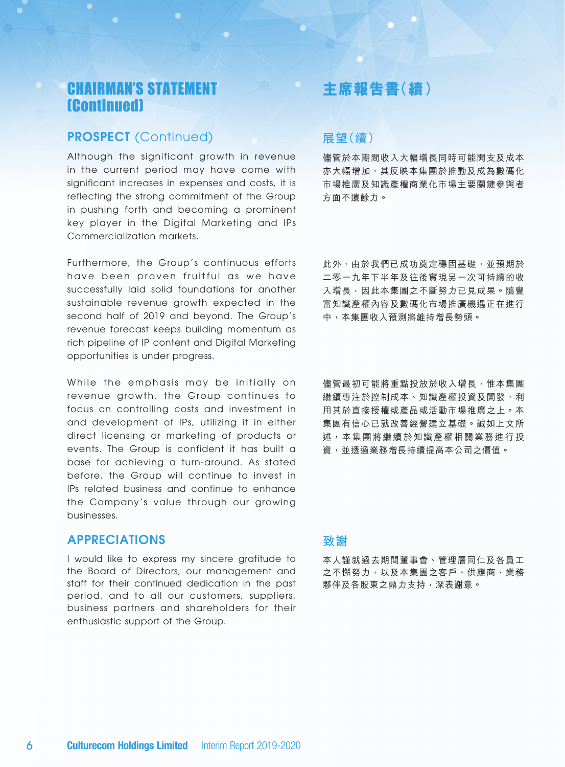# CHAIRMAN'S STATEMENT (Continued)

## PROSPECT (Continued)

Although the significant growth in revenue in the current period may have come with significant increases in expenses and costs, it is reflecting the strong commitment of the Group in pushing forth and becoming a prominent key player in the Digital Marketing and IPs Commercialization markets.

Furthermore, the Group's continuous efforts have been proven fruitful as we have successfully laid solid foundations for another sustainable revenue growth expected in the second half of 2019 and beyond. The Group's revenue forecast keeps building momentum as rich pipeline of IP content and Digital Marketing opportunities is under progress.

While the emphasis may be initially on revenue growth, the Group continues to focus on controlling costs and investment in and development of IPs, utilizing it in either direct licensing or marketing of products or events. The Group is confident it has built a base for achieving a turn-around. As stated before, the Group will continue to invest in IPs related business and continue to enhance the Company's value through our growing businesses.

## APPRECIATIONS

I would like to express my sincere gratitude to the Board of Directors, our management and staff for their continued dedication in the past period, and to all our customers, suppliers, business partners and shareholders for their enthusiastic support of the Group.

# 主席報告書(續)

## 展望(續)

儘管於本期間收入大幅增長同時可能開支及成本亦大幅增加，其反映本集團於推動及成為數碼化市場推廣及知識產權商業化市場主要關鍵參與者方面不遺餘力。

此外，由於我們已成功奠定穩固基礎，並預期於二零一九年下半年及往後實現另一次可持續的收入增長，因此本集團之不斷努力已見成果。隨豐富知識產權內容及數碼化市場推廣機遇正在進行中，本集團收入預測將維持增長勢頭。

儘管最初可能將重點投放於收入增長，惟本集團繼續專注於控制成本、知識產權投資及開發，利用其於直接授權或產品或活動市場推廣之上。本集團有信心已就改善經營建立基礎。誠如上文所述，本集團將繼續於知識產權相關業務進行投資，並透過業務增長持續提高本公司之價值。

## 致謝

本人謹就過去期間董事會、管理層同仁及各員工之不懈努力，以及本集團之客戶、供應商、業務夥伴及各股東之鼎力支持，深表謝意。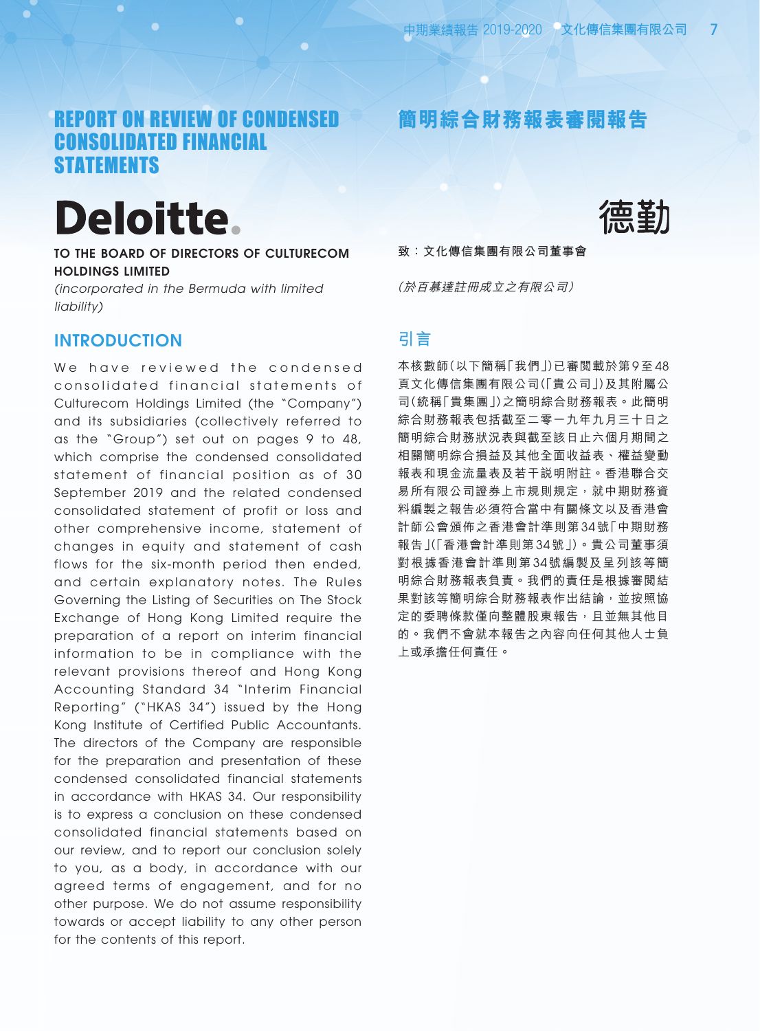# REPORT ON REVIEW OF CONDENSED CONSOLIDATED FINANCIAL STATEMENTS

# 簡明綜合財務報表審閱報告

**Deloitte.**

**德勤**

**TO THE BOARD OF DIRECTORS OF CULTURECOM HOLDINGS LIMITED**

*(incorporated in the Bermuda with limited liability)*

## INTRODUCTION

We have reviewed the condensed consolidated financial statements of Culturecom Holdings Limited (the "Company") and its subsidiaries (collectively referred to as the "Group") set out on pages 9 to 48, which comprise the condensed consolidated statement of financial position as of 30 September 2019 and the related condensed consolidated statement of profit or loss and other comprehensive income, statement of changes in equity and statement of cash flows for the six-month period then ended, and certain explanatory notes. The Rules Governing the Listing of Securities on The Stock Exchange of Hong Kong Limited require the preparation of a report on interim financial information to be in compliance with the relevant provisions thereof and Hong Kong Accounting Standard 34 "Interim Financial Reporting" ("HKAS 34") issued by the Hong Kong Institute of Certified Public Accountants. The directors of the Company are responsible for the preparation and presentation of these condensed consolidated financial statements in accordance with HKAS 34. Our responsibility is to express a conclusion on these condensed consolidated financial statements based on our review, and to report our conclusion solely to you, as a body, in accordance with our agreed terms of engagement, and for no other purpose. We do not assume responsibility towards or accept liability to any other person for the contents of this report.

**致：文化傳信集團有限公司董事會**

*（於百慕達註冊成立之有限公司）*

## 引言

本核數師（以下簡稱「我們」）已審閱載於第9至48頁文化傳信集團有限公司（「貴公司」）及其附屬公司（統稱「貴集團」）之簡明綜合財務報表。此簡明綜合財務報表包括截至二零一九年九月三十日之簡明綜合財務狀況表與截至該日止六個月期間之相關簡明綜合損益及其他全面收益表、權益變動報表和現金流量表及若干說明附註。香港聯合交易所有限公司證券上市規則規定，就中期財務資料編製之報告必須符合當中有關條文以及香港會計師公會頒佈之香港會計準則第34號「中期財務報告」（「香港會計準則第34號」）。貴公司董事須對根據香港會計準則第34號編製及呈列該等簡明綜合財務報表負責。我們的責任是根據審閱結果對該等簡明綜合財務報表作出結論，並按照協定的委聘條款僅向整體股東報告，且並無其他目的。我們不會就本報告之內容向任何其他人士負上或承擔任何責任。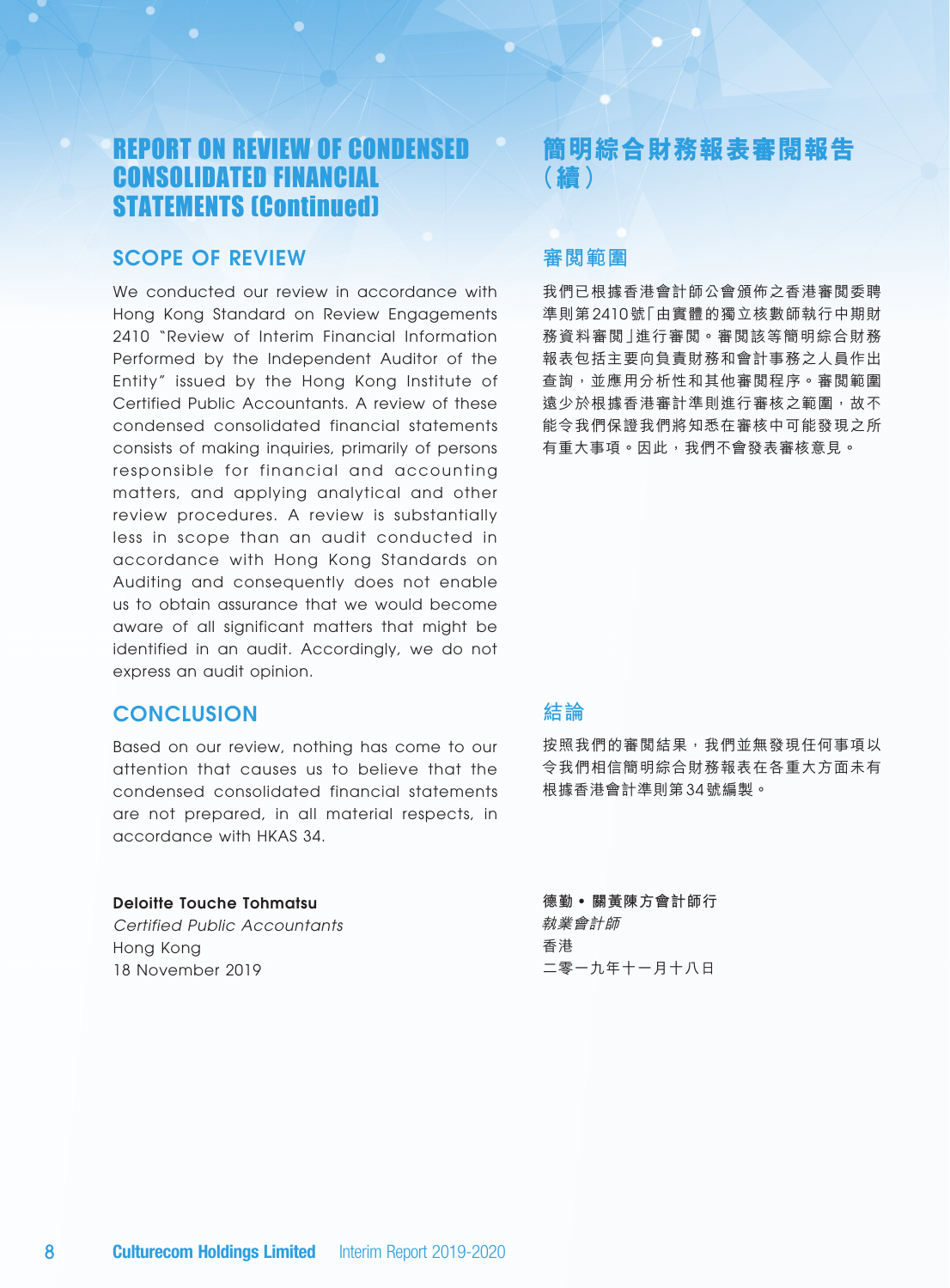# REPORT ON REVIEW OF CONDENSED CONSOLIDATED FINANCIAL STATEMENTS (Continued)

## SCOPE OF REVIEW

We conducted our review in accordance with Hong Kong Standard on Review Engagements 2410 "Review of Interim Financial Information Performed by the Independent Auditor of the Entity" issued by the Hong Kong Institute of Certified Public Accountants. A review of these condensed consolidated financial statements consists of making inquiries, primarily of persons responsible for financial and accounting matters, and applying analytical and other review procedures. A review is substantially less in scope than an audit conducted in accordance with Hong Kong Standards on Auditing and consequently does not enable us to obtain assurance that we would become aware of all significant matters that might be identified in an audit. Accordingly, we do not express an audit opinion.

## CONCLUSION

Based on our review, nothing has come to our attention that causes us to believe that the condensed consolidated financial statements are not prepared, in all material respects, in accordance with HKAS 34.

**Deloitte Touche Tohmatsu**
*Certified Public Accountants*
Hong Kong
18 November 2019

# 簡明綜合財務報表審閱報告（續）

## 審閱範圍

我們已根據香港會計師公會頒佈之香港審閱委聘準則第2410號「由實體的獨立核數師執行中期財務資料審閱」進行審閱。審閱該等簡明綜合財務報表包括主要向負責財務和會計事務之人員作出查詢，並應用分析性和其他審閱程序。審閱範圍遠少於根據香港審計準則進行審核之範圍，故不能令我們保證我們將知悉在審核中可能發現之所有重大事項。因此，我們不會發表審核意見。

## 結論

按照我們的審閱結果，我們並無發現任何事項以令我們相信簡明綜合財務報表在各重大方面未有根據香港會計準則第34號編製。

**德勤 • 關黃陳方會計師行**
*執業會計師*
香港
二零一九年十一月十八日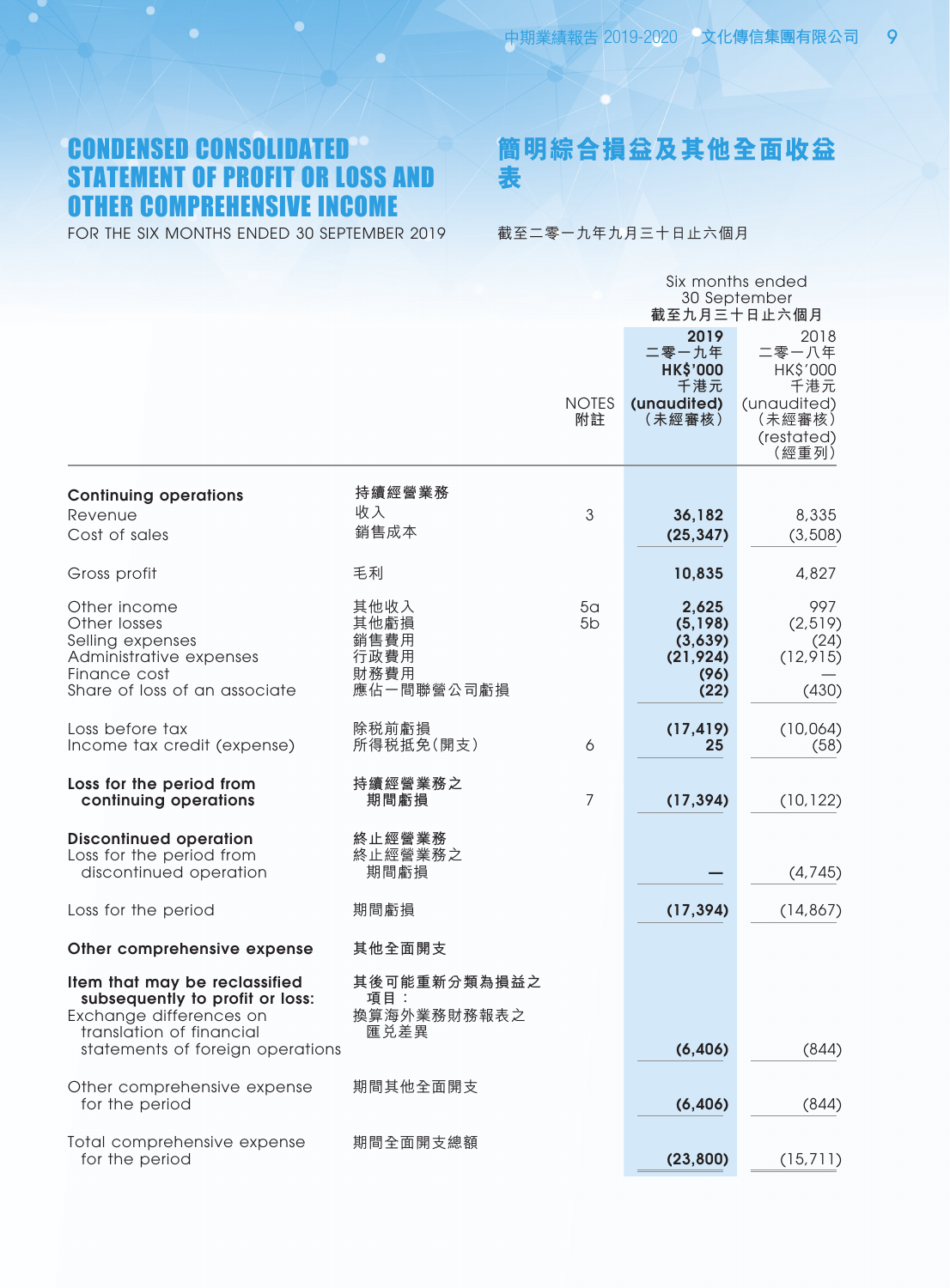# CONDENSED CONSOLIDATED STATEMENT OF PROFIT OR LOSS AND OTHER COMPREHENSIVE INCOME

# 簡明綜合損益及其他全面收益表

FOR THE SIX MONTHS ENDED 30 SEPTEMBER 2019

截至二零一九年九月三十日止六個月

| | | NOTES 附註 | Six months ended 30 September 截至九月三十日止六個月 2019 二零一九年 HK$'000 千港元 (unaudited) (未經審核) | 2018 二零一八年 HK$'000 千港元 (unaudited) (未經審核) (restated) (經重列) |
|---|---|---|---|---|
| **Continuing operations** | **持續經營業務** | | | |
| Revenue | 收入 | 3 | **36,182** | 8,335 |
| Cost of sales | 銷售成本 | | **(25,347)** | (3,508) |
| Gross profit | 毛利 | | **10,835** | 4,827 |
| Other income | 其他收入 | 5a | **2,625** | 997 |
| Other losses | 其他虧損 | 5b | **(5,198)** | (2,519) |
| Selling expenses | 銷售費用 | | **(3,639)** | (24) |
| Administrative expenses | 行政費用 | | **(21,924)** | (12,915) |
| Finance cost | 財務費用 | | **(96)** | — |
| Share of loss of an associate | 應佔一間聯營公司虧損 | | **(22)** | (430) |
| Loss before tax | 除税前虧損 | | **(17,419)** | (10,064) |
| Income tax credit (expense) | 所得税抵免(開支) | 6 | **25** | (58) |
| **Loss for the period from continuing operations** | **持續經營業務之期間虧損** | 7 | **(17,394)** | (10,122) |
| **Discontinued operation** | **終止經營業務** | | | |
| Loss for the period from discontinued operation | 終止經營業務之期間虧損 | | **—** | (4,745) |
| Loss for the period | 期間虧損 | | **(17,394)** | (14,867) |
| **Other comprehensive expense** | **其他全面開支** | | | |
| **Item that may be reclassified subsequently to profit or loss:** | **其後可能重新分類為損益之項目：** | | | |
| Exchange differences on translation of financial statements of foreign operations | 換算海外業務財務報表之匯兑差異 | | **(6,406)** | (844) |
| Other comprehensive expense for the period | 期間其他全面開支 | | **(6,406)** | (844) |
| Total comprehensive expense for the period | 期間全面開支總額 | | **(23,800)** | (15,711) |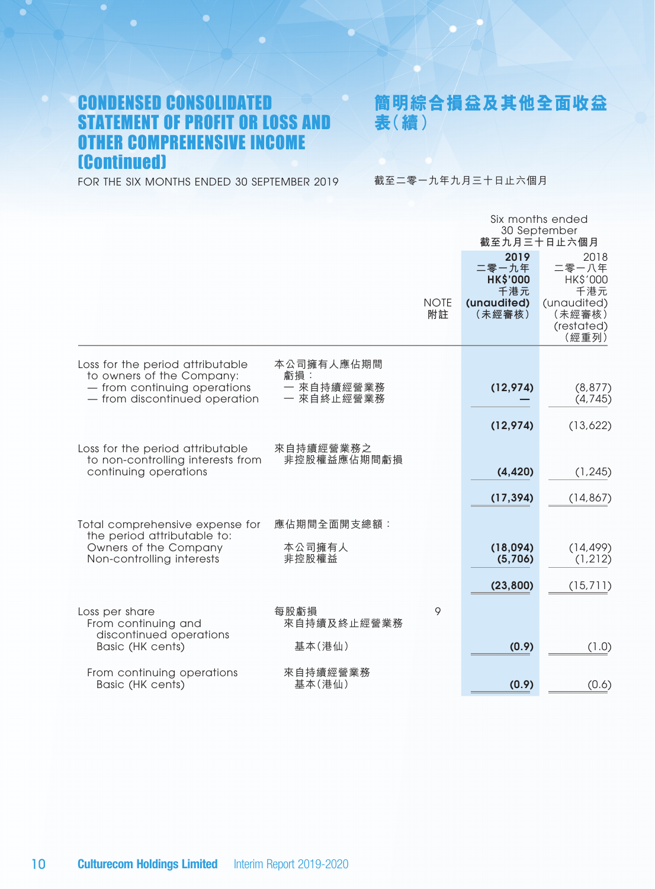# CONDENSED CONSOLIDATED STATEMENT OF PROFIT OR LOSS AND OTHER COMPREHENSIVE INCOME (Continued)

# 簡明綜合損益及其他全面收益表（續）

FOR THE SIX MONTHS ENDED 30 SEPTEMBER 2019

截至二零一九年九月三十日止六個月

| | | NOTE 附註 | Six months ended 30 September 截至九月三十日止六個月 | |
|---|---|---|---|---|
| | | | **2019 二零一九年 HK$'000 千港元 (unaudited) （未經審核）** | 2018 二零一八年 HK$'000 千港元 (unaudited) （未經審核） (restated) （經重列） |
| Loss for the period attributable to owners of the Company: | 本公司擁有人應佔期間虧損： | | | |
| — from continuing operations | — 來自持續經營業務 | | **(12,974)** | (8,877) |
| — from discontinued operation | — 來自終止經營業務 | | **—** | (4,745) |
| | | | **(12,974)** | (13,622) |
| Loss for the period attributable to non-controlling interests from continuing operations | 來自持續經營業務之非控股權益應佔期間虧損 | | **(4,420)** | (1,245) |
| | | | **(17,394)** | (14,867) |
| Total comprehensive expense for the period attributable to: | 應佔期間全面開支總額： | | | |
| Owners of the Company | 本公司擁有人 | | **(18,094)** | (14,499) |
| Non-controlling interests | 非控股權益 | | **(5,706)** | (1,212) |
| | | | **(23,800)** | (15,711) |
| Loss per share | 每股虧損 | 9 | | |
| From continuing and discontinued operations | 來自持續及終止經營業務 | | | |
| Basic (HK cents) | 基本（港仙） | | **(0.9)** | (1.0) |
| From continuing operations Basic (HK cents) | 來自持續經營業務 基本（港仙） | | **(0.9)** | (0.6) |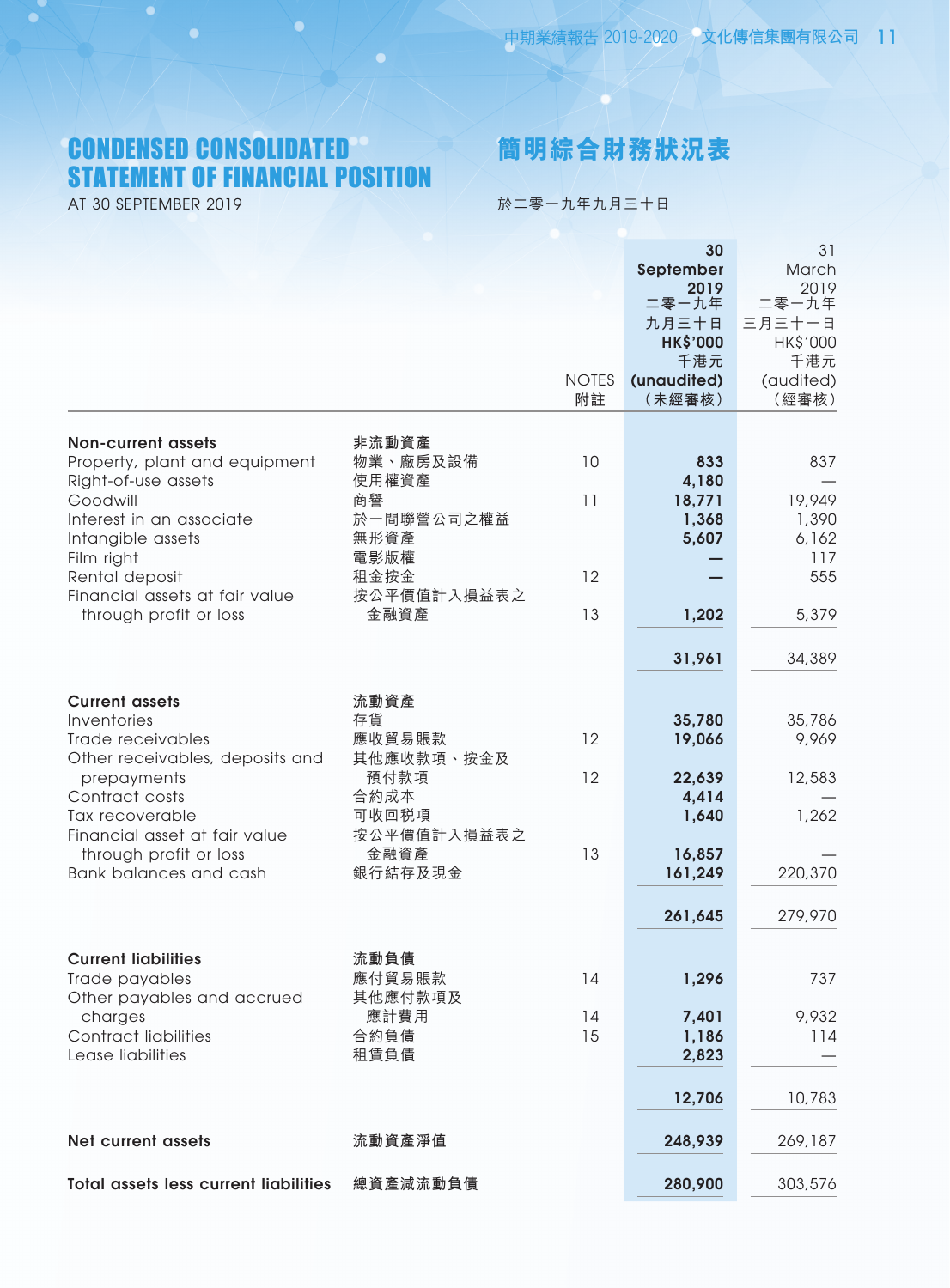# CONDENSED CONSOLIDATED STATEMENT OF FINANCIAL POSITION

# 簡明綜合財務狀況表

AT 30 SEPTEMBER 2019

於二零一九年九月三十日

| | | NOTES 附註 | 30 September 2019 二零一九年九月三十日 HK$'000 千港元 (unaudited) (未經審核) | 31 March 2019 二零一九年三月三十一日 HK$'000 千港元 (audited) (經審核) |
|---|---|---|---|---|
| **Non-current assets** | **非流動資產** | | | |
| Property, plant and equipment | 物業、廠房及設備 | 10 | **833** | 837 |
| Right-of-use assets | 使用權資產 | | **4,180** | — |
| Goodwill | 商譽 | 11 | **18,771** | 19,949 |
| Interest in an associate | 於一間聯營公司之權益 | | **1,368** | 1,390 |
| Intangible assets | 無形資產 | | **5,607** | 6,162 |
| Film right | 電影版權 | | **—** | 117 |
| Rental deposit | 租金按金 | 12 | **—** | 555 |
| Financial assets at fair value through profit or loss | 按公平價值計入損益表之金融資產 | 13 | **1,202** | 5,379 |
| | | | **31,961** | 34,389 |
| **Current assets** | **流動資產** | | | |
| Inventories | 存貨 | | **35,780** | 35,786 |
| Trade receivables | 應收貿易賬款 | 12 | **19,066** | 9,969 |
| Other receivables, deposits and prepayments | 其他應收款項、按金及預付款項 | 12 | **22,639** | 12,583 |
| Contract costs | 合約成本 | | **4,414** | — |
| Tax recoverable | 可收回稅項 | | **1,640** | 1,262 |
| Financial asset at fair value through profit or loss | 按公平價值計入損益表之金融資產 | 13 | **16,857** | — |
| Bank balances and cash | 銀行結存及現金 | | **161,249** | 220,370 |
| | | | **261,645** | 279,970 |
| **Current liabilities** | **流動負債** | | | |
| Trade payables | 應付貿易賬款 | 14 | **1,296** | 737 |
| Other payables and accrued charges | 其他應付款項及應計費用 | 14 | **7,401** | 9,932 |
| Contract liabilities | 合約負債 | 15 | **1,186** | 114 |
| Lease liabilities | 租賃負債 | | **2,823** | — |
| | | | **12,706** | 10,783 |
| **Net current assets** | **流動資產淨值** | | **248,939** | 269,187 |
| **Total assets less current liabilities** | **總資產減流動負債** | | **280,900** | 303,576 |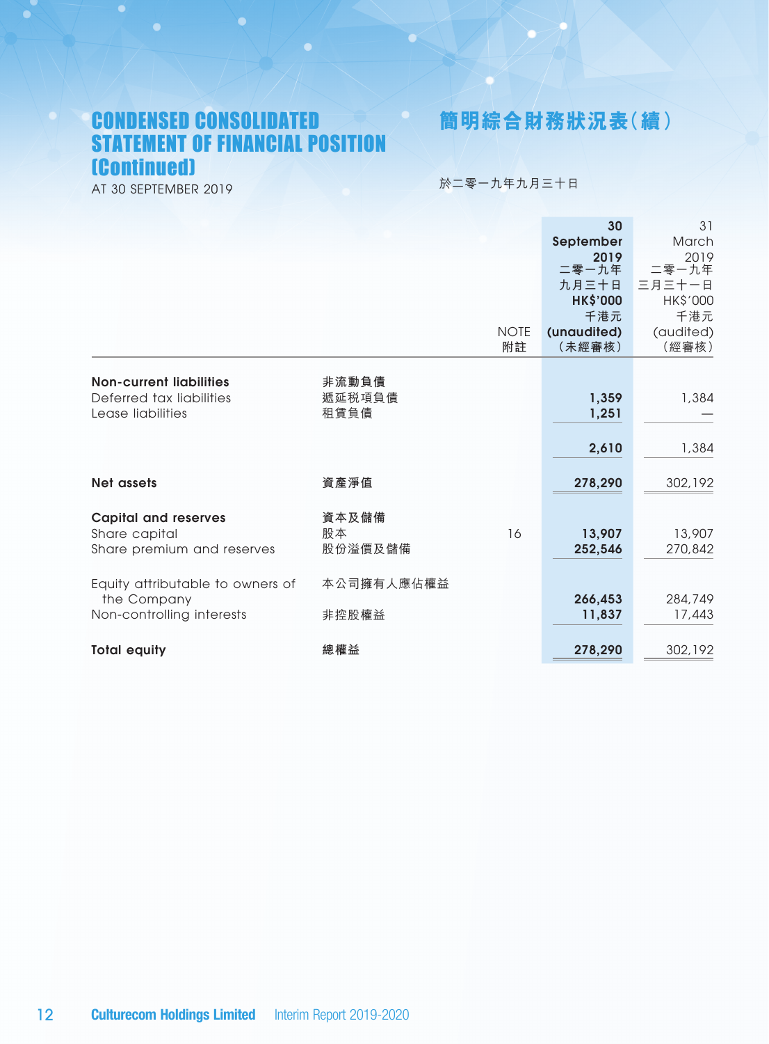# CONDENSED CONSOLIDATED STATEMENT OF FINANCIAL POSITION (Continued)

AT 30 SEPTEMBER 2019

# 簡明綜合財務狀況表(續)

於二零一九年九月三十日

| | | NOTE 附註 | 30 September 2019 二零一九年九月三十日 HK$'000 千港元 (unaudited) (未經審核) | 31 March 2019 二零一九年三月三十一日 HK$'000 千港元 (audited) (經審核) |
|---|---|---|---|---|
| **Non-current liabilities** | **非流動負債** | | | |
| Deferred tax liabilities | 遞延税項負債 | | **1,359** | 1,384 |
| Lease liabilities | 租賃負債 | | **1,251** | — |
| | | | **2,610** | 1,384 |
| **Net assets** | **資產淨值** | | **278,290** | 302,192 |
| **Capital and reserves** | **資本及儲備** | | | |
| Share capital | 股本 | 16 | **13,907** | 13,907 |
| Share premium and reserves | 股份溢價及儲備 | | **252,546** | 270,842 |
| Equity attributable to owners of the Company | 本公司擁有人應佔權益 | | **266,453** | 284,749 |
| Non-controlling interests | 非控股權益 | | **11,837** | 17,443 |
| **Total equity** | **總權益** | | **278,290** | 302,192 |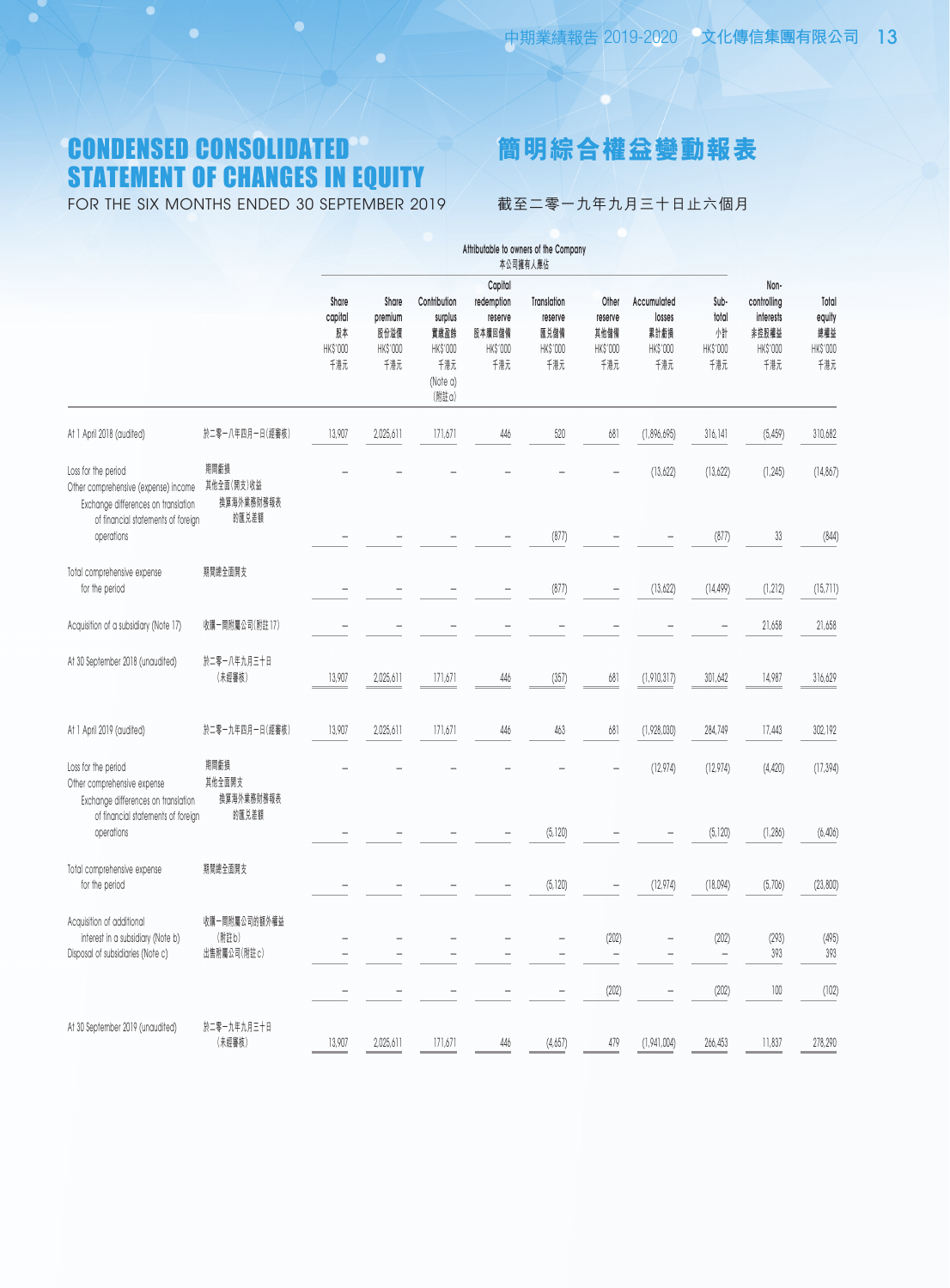# CONDENSED CONSOLIDATED STATEMENT OF CHANGES IN EQUITY

# 簡明綜合權益變動報表

FOR THE SIX MONTHS ENDED 30 SEPTEMBER 2019

截至二零一九年九月三十日止六個月

| | | Attributable to owners of the Company 本公司擁有人應佔 | | | | | | | | | |
|---|---|---|---|---|---|---|---|---|---|---|---|
| | | Share capital 股本 HK$'000 千港元 | Share premium 股份溢價 HK$'000 千港元 | Contribution surplus 實繳盈餘 HK$'000 千港元 (Note a) (附註a) | Capital redemption reserve 股本贖回儲備 HK$'000 千港元 | Translation reserve 匯兑儲備 HK$'000 千港元 | Other reserve 其他儲備 HK$'000 千港元 | Accumulated losses 累計虧損 HK$'000 千港元 | Sub-total 小計 HK$'000 千港元 | Non-controlling interests 非控股權益 HK$'000 千港元 | Total equity 總權益 HK$'000 千港元 |
| At 1 April 2018 (audited) | 於二零一八年四月一日(經審核) | 13,907 | 2,025,611 | 171,671 | 446 | 520 | 681 | (1,896,695) | 316,141 | (5,459) | 310,682 |
| Loss for the period | 期間虧損 | – | – | – | – | – | – | (13,622) | (13,622) | (1,245) | (14,867) |
| Other comprehensive (expense) income | 其他全面(開支)收益 | | | | | | | | | | |
| Exchange differences on translation of financial statements of foreign operations | 換算海外業務財務報表的匯兑差額 | – | – | – | – | (877) | – | – | (877) | 33 | (844) |
| Total comprehensive expense for the period | 期間總全面開支 | – | – | – | – | (877) | – | (13,622) | (14,499) | (1,212) | (15,711) |
| Acquisition of a subsidiary (Note 17) | 收購一間附屬公司(附註17) | – | – | – | – | – | – | – | – | 21,658 | 21,658 |
| At 30 September 2018 (unaudited) | 於二零一八年九月三十日(未經審核) | 13,907 | 2,025,611 | 171,671 | 446 | (357) | 681 | (1,910,317) | 301,642 | 14,987 | 316,629 |
| At 1 April 2019 (audited) | 於二零一九年四月一日(經審核) | 13,907 | 2,025,611 | 171,671 | 446 | 463 | 681 | (1,928,030) | 284,749 | 17,443 | 302,192 |
| Loss for the period | 期間虧損 | – | – | – | – | – | – | (12,974) | (12,974) | (4,420) | (17,394) |
| Other comprehensive expense | 其他全面開支 | | | | | | | | | | |
| Exchange differences on translation of financial statements of foreign operations | 換算海外業務財務報表的匯兑差額 | – | – | – | – | (5,120) | – | – | (5,120) | (1,286) | (6,406) |
| Total comprehensive expense for the period | 期間總全面開支 | – | – | – | – | (5,120) | – | (12,974) | (18,094) | (5,706) | (23,800) |
| Acquisition of additional interest in a subsidiary (Note b) | 收購一間附屬公司的額外權益(附註b) | – | – | – | – | – | (202) | – | (202) | (293) | (495) |
| Disposal of subsidiaries (Note c) | 出售附屬公司(附註c) | – | – | – | – | – | – | – | – | 393 | 393 |
| | | – | – | – | – | – | (202) | – | (202) | 100 | (102) |
| At 30 September 2019 (unaudited) | 於二零一九年九月三十日(未經審核) | 13,907 | 2,025,611 | 171,671 | 446 | (4,657) | 479 | (1,941,004) | 266,453 | 11,837 | 278,290 |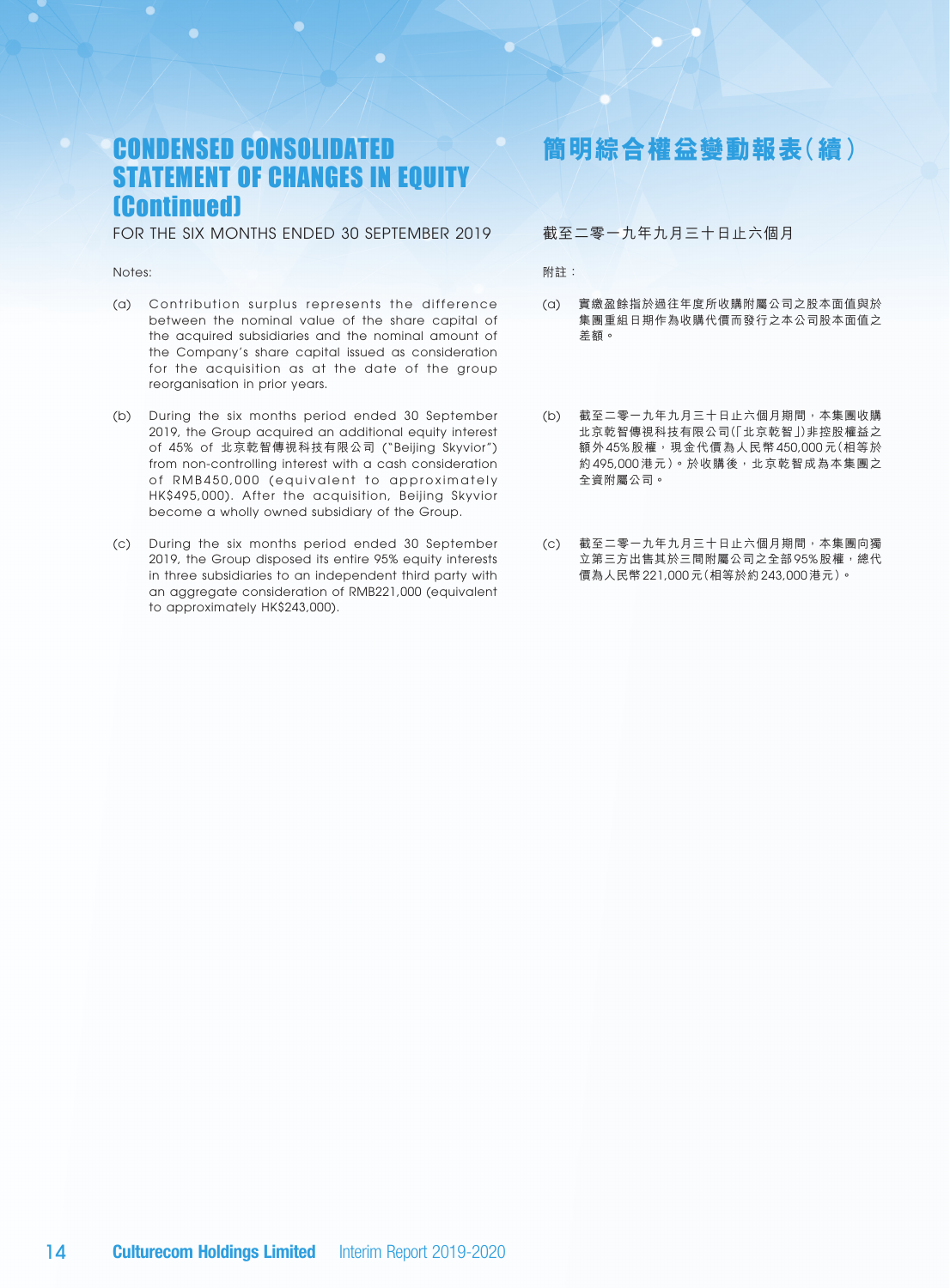# CONDENSED CONSOLIDATED STATEMENT OF CHANGES IN EQUITY (Continued)

FOR THE SIX MONTHS ENDED 30 SEPTEMBER 2019

Notes:

(a) Contribution surplus represents the difference between the nominal value of the share capital of the acquired subsidiaries and the nominal amount of the Company's share capital issued as consideration for the acquisition as at the date of the group reorganisation in prior years.

(b) During the six months period ended 30 September 2019, the Group acquired an additional equity interest of 45% of 北京乾智傳視科技有限公司 ("Beijing Skyvior") from non-controlling interest with a cash consideration of RMB450,000 (equivalent to approximately HK$495,000). After the acquisition, Beijing Skyvior become a wholly owned subsidiary of the Group.

(c) During the six months period ended 30 September 2019, the Group disposed its entire 95% equity interests in three subsidiaries to an independent third party with an aggregate consideration of RMB221,000 (equivalent to approximately HK$243,000).

# 簡明綜合權益變動報表（續）

截至二零一九年九月三十日止六個月

附註：

(a) 實繳盈餘指於過往年度所收購附屬公司之股本面值與於集團重組日期作為收購代價而發行之本公司股本面值之差額。

(b) 截至二零一九年九月三十日止六個月期間，本集團收購北京乾智傳視科技有限公司（「北京乾智」）非控股權益之額外45%股權，現金代價為人民幣450,000元（相等於約495,000港元）。於收購後，北京乾智成為本集團之全資附屬公司。

(c) 截至二零一九年九月三十日止六個月期間，本集團向獨立第三方出售其於三間附屬公司之全部95%股權，總代價為人民幣221,000元（相等於約243,000港元）。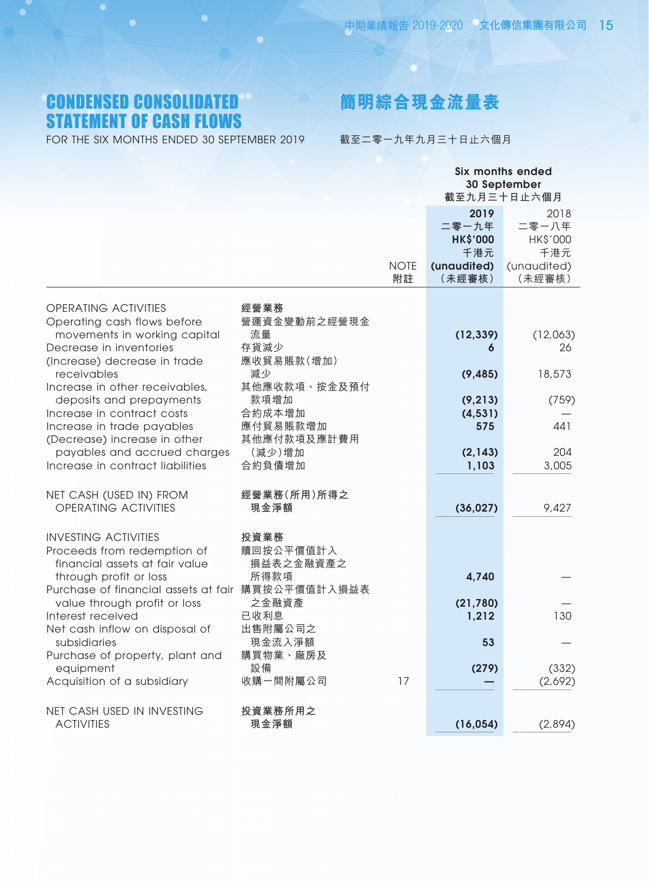# CONDENSED CONSOLIDATED STATEMENT OF CASH FLOWS

# 簡明綜合現金流量表

FOR THE SIX MONTHS ENDED 30 SEPTEMBER 2019

截至二零一九年九月三十日止六個月

| | | NOTE<br>附註 | Six months ended 30 September<br>截至九月三十日止六個月<br>**2019**<br>**二零一九年**<br>**HK$'000**<br>**千港元**<br>**(unaudited)**<br>**(未經審核)** | <br>2018<br>二零一八年<br>HK$'000<br>千港元<br>(unaudited)<br>(未經審核) |
|---|---|---|---|---|
| OPERATING ACTIVITIES | 經營業務 | | | |
| Operating cash flows before movements in working capital | 營運資金變動前之經營現金流量 | | **(12,339)** | (12,063) |
| Decrease in inventories | 存貨減少 | | **6** | 26 |
| (Increase) decrease in trade receivables | 應收貿易賬款(增加)減少 | | **(9,485)** | 18,573 |
| Increase in other receivables, deposits and prepayments | 其他應收款項、按金及預付款項增加 | | **(9,213)** | (759) |
| Increase in contract costs | 合約成本增加 | | **(4,531)** | — |
| Increase in trade payables | 應付貿易賬款增加 | | **575** | 441 |
| (Decrease) increase in other payables and accrued charges | 其他應付款項及應計費用(減少)增加 | | **(2,143)** | 204 |
| Increase in contract liabilities | 合約負債增加 | | **1,103** | 3,005 |
| NET CASH (USED IN) FROM OPERATING ACTIVITIES | 經營業務(所用)所得之現金淨額 | | **(36,027)** | 9,427 |
| INVESTING ACTIVITIES | 投資業務 | | | |
| Proceeds from redemption of financial assets at fair value through profit or loss | 贖回按公平價值計入損益表之金融資產之所得款項 | | **4,740** | — |
| Purchase of financial assets at fair value through profit or loss | 購買按公平價值計入損益表之金融資產 | | **(21,780)** | — |
| Interest received | 已收利息 | | **1,212** | 130 |
| Net cash inflow on disposal of subsidiaries | 出售附屬公司之現金流入淨額 | | **53** | — |
| Purchase of property, plant and equipment | 購買物業、廠房及設備 | | **(279)** | (332) |
| Acquisition of a subsidiary | 收購一間附屬公司 | 17 | **—** | (2,692) |
| NET CASH USED IN INVESTING ACTIVITIES | 投資業務所用之現金淨額 | | **(16,054)** | (2,894) |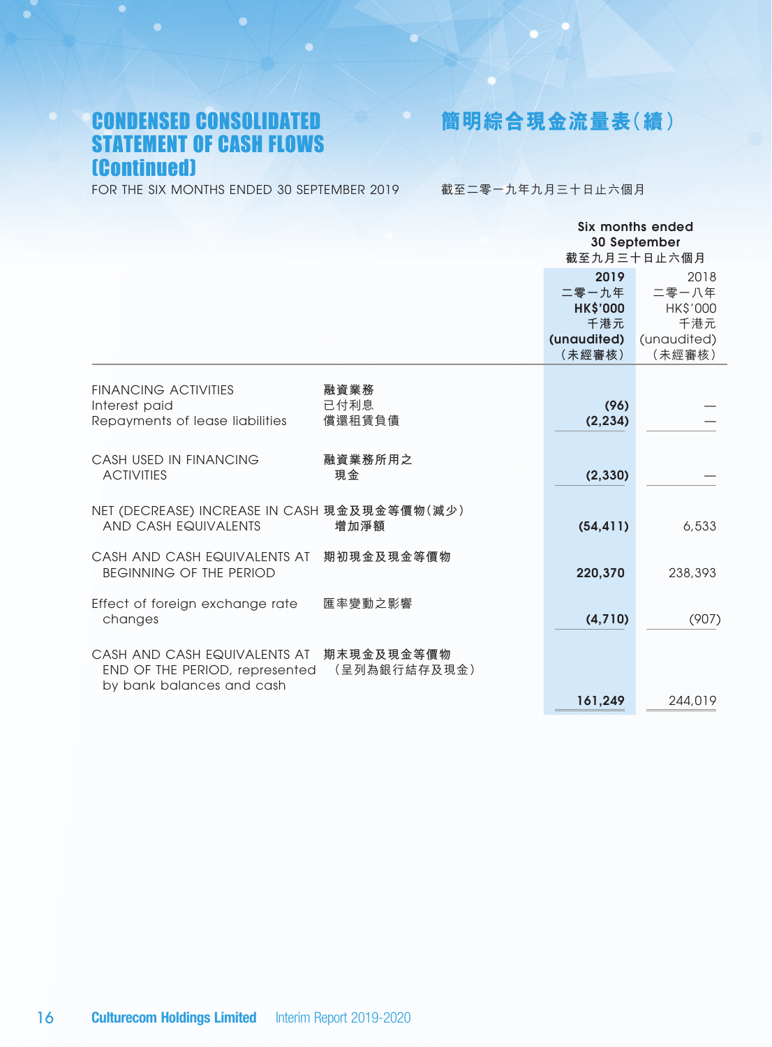# CONDENSED CONSOLIDATED STATEMENT OF CASH FLOWS (Continued)

# 簡明綜合現金流量表(續)

FOR THE SIX MONTHS ENDED 30 SEPTEMBER 2019

截至二零一九年九月三十日止六個月

| | | Six months ended 30 September 截至九月三十日止六個月 | |
|---|---|---|---|
| | | **2019 二零一九年 HK$'000 千港元 (unaudited) (未經審核)** | 2018 二零一八年 HK$'000 千港元 (unaudited) (未經審核) |
| FINANCING ACTIVITIES | 融資業務 | | |
| Interest paid | 已付利息 | **(96)** | — |
| Repayments of lease liabilities | 償還租賃負債 | **(2,234)** | — |
| CASH USED IN FINANCING ACTIVITIES | 融資業務所用之現金 | **(2,330)** | — |
| NET (DECREASE) INCREASE IN CASH AND CASH EQUIVALENTS | 現金及現金等價物(減少)增加淨額 | **(54,411)** | 6,533 |
| CASH AND CASH EQUIVALENTS AT BEGINNING OF THE PERIOD | 期初現金及現金等價物 | **220,370** | 238,393 |
| Effect of foreign exchange rate changes | 匯率變動之影響 | **(4,710)** | (907) |
| CASH AND CASH EQUIVALENTS AT END OF THE PERIOD, represented by bank balances and cash | 期末現金及現金等價物(呈列為銀行結存及現金) | **161,249** | 244,019 |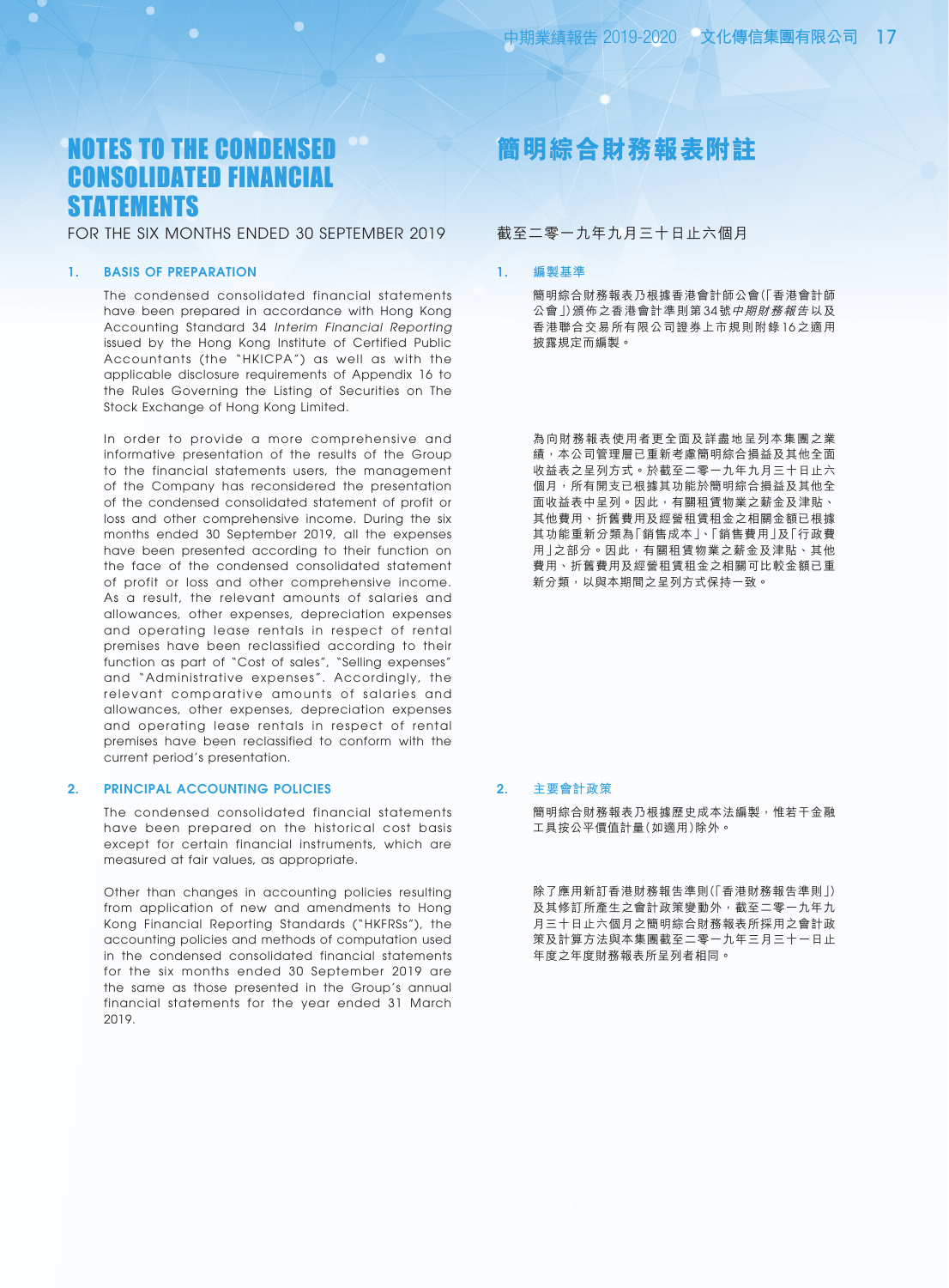# NOTES TO THE CONDENSED CONSOLIDATED FINANCIAL STATEMENTS

FOR THE SIX MONTHS ENDED 30 SEPTEMBER 2019

## 1. BASIS OF PREPARATION

The condensed consolidated financial statements have been prepared in accordance with Hong Kong Accounting Standard 34 *Interim Financial Reporting* issued by the Hong Kong Institute of Certified Public Accountants (the "HKICPA") as well as with the applicable disclosure requirements of Appendix 16 to the Rules Governing the Listing of Securities on The Stock Exchange of Hong Kong Limited.

In order to provide a more comprehensive and informative presentation of the results of the Group to the financial statements users, the management of the Company has reconsidered the presentation of the condensed consolidated statement of profit or loss and other comprehensive income. During the six months ended 30 September 2019, all the expenses have been presented according to their function on the face of the condensed consolidated statement of profit or loss and other comprehensive income. As a result, the relevant amounts of salaries and allowances, other expenses, depreciation expenses and operating lease rentals in respect of rental premises have been reclassified according to their function as part of "Cost of sales", "Selling expenses" and "Administrative expenses". Accordingly, the relevant comparative amounts of salaries and allowances, other expenses, depreciation expenses and operating lease rentals in respect of rental premises have been reclassified to conform with the current period's presentation.

## 2. PRINCIPAL ACCOUNTING POLICIES

The condensed consolidated financial statements have been prepared on the historical cost basis except for certain financial instruments, which are measured at fair values, as appropriate.

Other than changes in accounting policies resulting from application of new and amendments to Hong Kong Financial Reporting Standards ("HKFRSs"), the accounting policies and methods of computation used in the condensed consolidated financial statements for the six months ended 30 September 2019 are the same as those presented in the Group's annual financial statements for the year ended 31 March 2019.

# 簡明綜合財務報表附註

截至二零一九年九月三十日止六個月

## 1. 編製基準

簡明綜合財務報表乃根據香港會計師公會(「香港會計師公會」)頒佈之香港會計準則第34號*中期財務報告*以及香港聯合交易所有限公司證券上市規則附錄16之適用披露規定而編製。

為向財務報表使用者更全面及詳盡地呈列本集團之業績，本公司管理層已重新考慮簡明綜合損益及其他全面收益表之呈列方式。於截至二零一九年九月三十日止六個月，所有開支已根據其功能於簡明綜合損益及其他全面收益表中呈列。因此，有關租賃物業之薪金及津貼、其他費用、折舊費用及經營租賃租金之相關金額已根據其功能重新分類為「銷售成本」、「銷售費用」及「行政費用」之部分。因此，有關租賃物業之薪金及津貼、其他費用、折舊費用及經營租賃租金之相關可比較金額已重新分類，以與本期間之呈列方式保持一致。

## 2. 主要會計政策

簡明綜合財務報表乃根據歷史成本法編製，惟若干金融工具按公平價值計量(如適用)除外。

除了應用新訂香港財務報告準則(「香港財務報告準則」)及其修訂所產生之會計政策變動外，截至二零一九年九月三十日止六個月之簡明綜合財務報表所採用之會計政策及計算方法與本集團截至二零一九年三月三十一日止年度之年度財務報表所呈列者相同。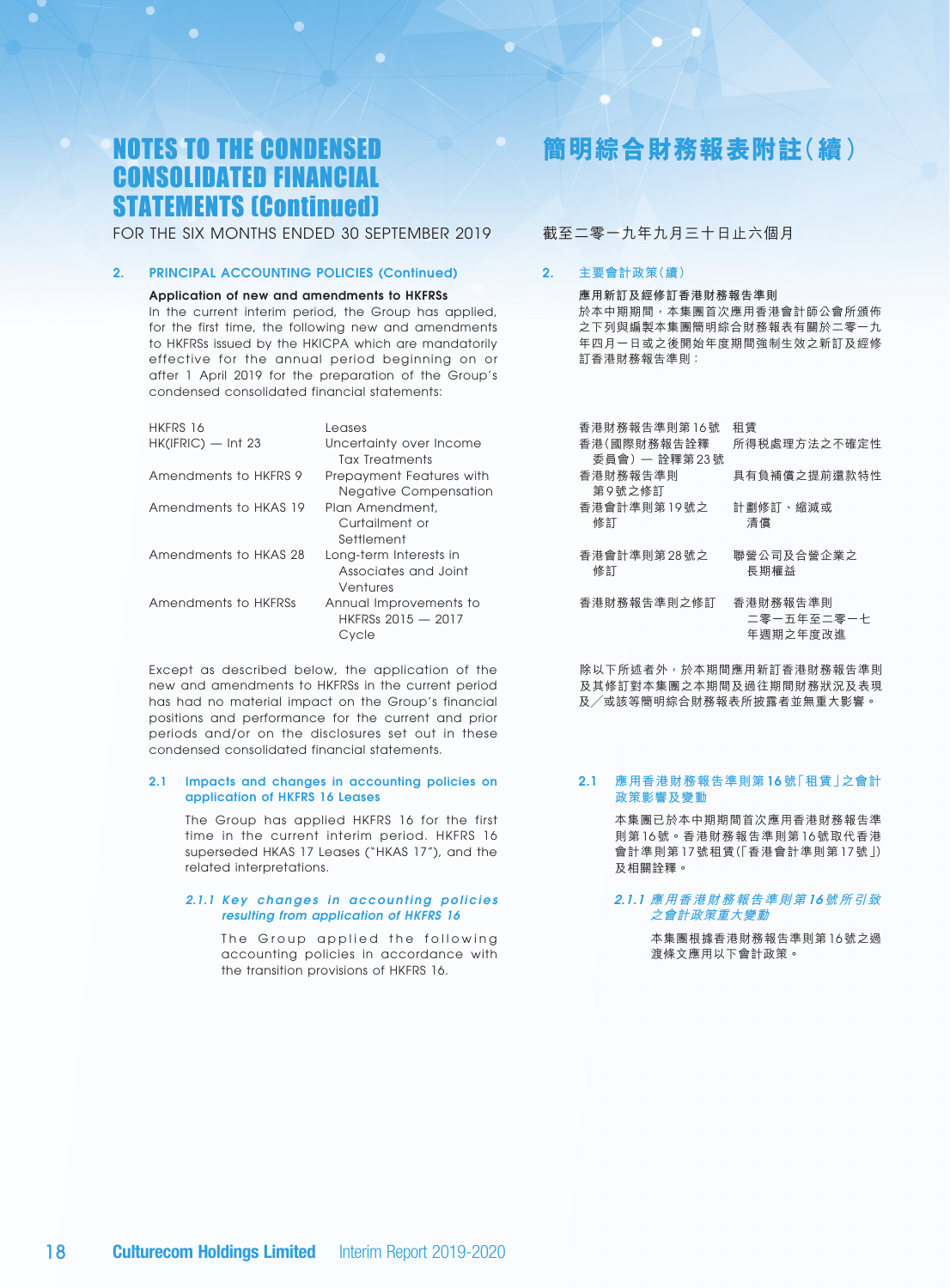# NOTES TO THE CONDENSED CONSOLIDATED FINANCIAL STATEMENTS (Continued)

FOR THE SIX MONTHS ENDED 30 SEPTEMBER 2019

## 2. PRINCIPAL ACCOUNTING POLICIES (Continued)

**Application of new and amendments to HKFRSs**

In the current interim period, the Group has applied, for the first time, the following new and amendments to HKFRSs issued by the HKICPA which are mandatorily effective for the annual period beginning on or after 1 April 2019 for the preparation of the Group's condensed consolidated financial statements:

| | |
|---|---|
| HKFRS 16 | Leases |
| HK(IFRIC) — Int 23 | Uncertainty over Income Tax Treatments |
| Amendments to HKFRS 9 | Prepayment Features with Negative Compensation |
| Amendments to HKAS 19 | Plan Amendment, Curtailment or Settlement |
| Amendments to HKAS 28 | Long-term Interests in Associates and Joint Ventures |
| Amendments to HKFRSs | Annual Improvements to HKFRSs 2015 — 2017 Cycle |

Except as described below, the application of the new and amendments to HKFRSs in the current period has had no material impact on the Group's financial positions and performance for the current and prior periods and/or on the disclosures set out in these condensed consolidated financial statements.

### 2.1 Impacts and changes in accounting policies on application of HKFRS 16 Leases

The Group has applied HKFRS 16 for the first time in the current interim period. HKFRS 16 superseded HKAS 17 Leases ("HKAS 17"), and the related interpretations.

#### *2.1.1 Key changes in accounting policies resulting from application of HKFRS 16*

The Group applied the following accounting policies in accordance with the transition provisions of HKFRS 16.

# 簡明綜合財務報表附註（續）

截至二零一九年九月三十日止六個月

## 2. 主要會計政策（續）

**應用新訂及經修訂香港財務報告準則**

於本中期期間，本集團首次應用香港會計師公會所頒佈之下列與編製本集團簡明綜合財務報表有關於二零一九年四月一日或之後開始年度期間強制生效之新訂及經修訂香港財務報告準則：

| | |
|---|---|
| 香港財務報告準則第16號 | 租賃 |
| 香港（國際財務報告詮釋委員會）— 詮釋第23號 | 所得税處理方法之不確定性 |
| 香港財務報告準則第9號之修訂 | 具有負補償之提前還款特性 |
| 香港會計準則第19號之修訂 | 計劃修訂、縮減或清償 |
| 香港會計準則第28號之修訂 | 聯營公司及合營企業之長期權益 |
| 香港財務報告準則之修訂 | 香港財務報告準則二零一五年至二零一七年週期之年度改進 |

除以下所述者外，於本期間應用新訂香港財務報告準則及其修訂對本集團之本期間及過往期間財務狀況及表現及╱或該等簡明綜合財務報表所披露者並無重大影響。

### 2.1 應用香港財務報告準則第16號「租賃」之會計政策影響及變動

本集團已於本中期期間首次應用香港財務報告準則第16號。香港財務報告準則第16號取代香港會計準則第17號租賃（「香港會計準則第17號」）及相關詮釋。

#### *2.1.1 應用香港財務報告準則第16號所引致之會計政策重大變動*

本集團根據香港財務報告準則第16號之過渡條文應用以下會計政策。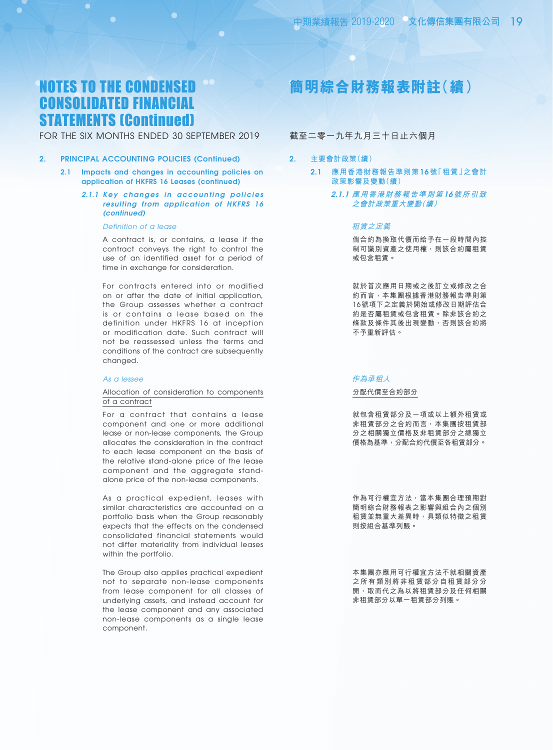# NOTES TO THE CONDENSED CONSOLIDATED FINANCIAL STATEMENTS (Continued)

FOR THE SIX MONTHS ENDED 30 SEPTEMBER 2019

## 2. PRINCIPAL ACCOUNTING POLICIES (Continued)

### 2.1 Impacts and changes in accounting policies on application of HKFRS 16 Leases (continued)

#### *2.1.1 Key changes in accounting policies resulting from application of HKFRS 16 (continued)*

*Definition of a lease*

A contract is, or contains, a lease if the contract conveys the right to control the use of an identified asset for a period of time in exchange for consideration.

For contracts entered into or modified on or after the date of initial application, the Group assesses whether a contract is or contains a lease based on the definition under HKFRS 16 at inception or modification date. Such contract will not be reassessed unless the terms and conditions of the contract are subsequently changed.

*As a lessee*

Allocation of consideration to components of a contract

For a contract that contains a lease component and one or more additional lease or non-lease components, the Group allocates the consideration in the contract to each lease component on the basis of the relative stand-alone price of the lease component and the aggregate stand-alone price of the non-lease components.

As a practical expedient, leases with similar characteristics are accounted on a portfolio basis when the Group reasonably expects that the effects on the condensed consolidated financial statements would not differ materiality from individual leases within the portfolio.

The Group also applies practical expedient not to separate non-lease components from lease component for all classes of underlying assets, and instead account for the lease component and any associated non-lease components as a single lease component.

# 簡明綜合財務報表附註（續）

截至二零一九年九月三十日止六個月

## 2. 主要會計政策（續）

### 2.1 應用香港財務報告準則第16號「租賃」之會計政策影響及變動（續）

#### *2.1.1 應用香港財務報告準則第16號所引致之會計政策重大變動（續）*

*租賃之定義*

倘合約為換取代價而給予在一段時間內控制可識別資產之使用權，則該合約屬租賃或包含租賃。

就於首次應用日期或之後訂立或修改之合約而言，本集團根據香港財務報告準則第16號項下之定義於開始或修改日期評估合約是否屬租賃或包含租賃。除非該合約之條款及條件其後出現變動，否則該合約將不予重新評估。

*作為承租人*

分配代價至合約部分

就包含租賃部分及一項或以上額外租賃或非租賃部分之合約而言，本集團按租賃部分之相關獨立價格及非租賃部分之總獨立價格為基準，分配合約代價至各租賃部分。

作為可行權宜方法，當本集團合理預期對簡明綜合財務報表之影響與組合內之個別租賃並無重大差異時，具類似特徵之租賃則按組合基準列賬。

本集團亦應用可行權宜方法不就相關資產之所有類別將非租賃部分自租賃部分分開，取而代之為以將租賃部分及任何相關非租賃部分以單一租賃部分列賬。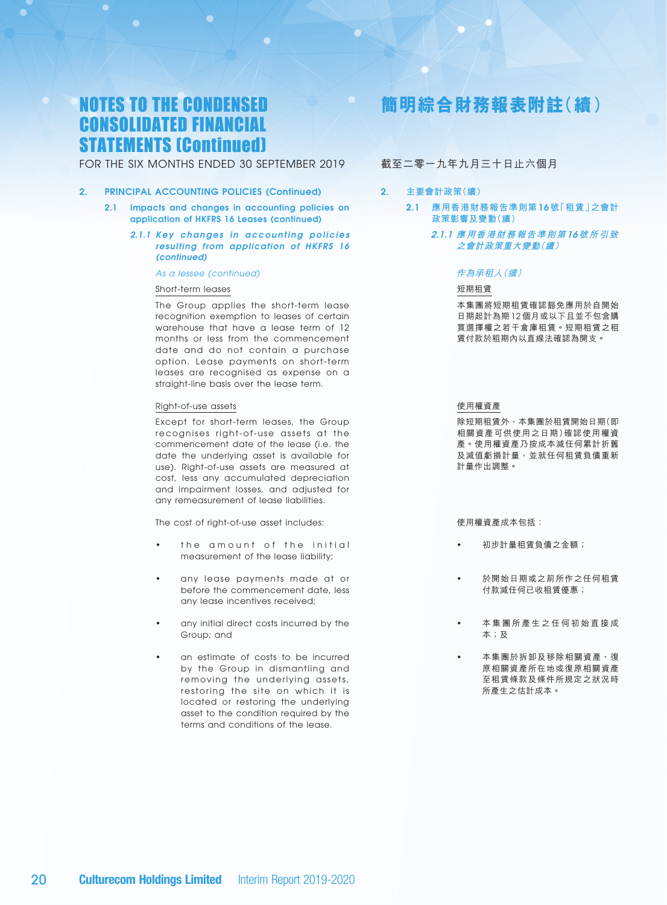# NOTES TO THE CONDENSED CONSOLIDATED FINANCIAL STATEMENTS (Continued)

FOR THE SIX MONTHS ENDED 30 SEPTEMBER 2019

## 2. PRINCIPAL ACCOUNTING POLICIES (Continued)

### 2.1 Impacts and changes in accounting policies on application of HKFRS 16 Leases (continued)

#### *2.1.1 Key changes in accounting policies resulting from application of HKFRS 16 (continued)*

*As a lessee (continued)*

Short-term leases

The Group applies the short-term lease recognition exemption to leases of certain warehouse that have a lease term of 12 months or less from the commencement date and do not contain a purchase option. Lease payments on short-term leases are recognised as expense on a straight-line basis over the lease term.

Right-of-use assets

Except for short-term leases, the Group recognises right-of-use assets at the commencement date of the lease (i.e. the date the underlying asset is available for use). Right-of-use assets are measured at cost, less any accumulated depreciation and impairment losses, and adjusted for any remeasurement of lease liabilities.

The cost of right-of-use asset includes:

- the amount of the initial measurement of the lease liability;
- any lease payments made at or before the commencement date, less any lease incentives received;
- any initial direct costs incurred by the Group; and
- an estimate of costs to be incurred by the Group in dismantling and removing the underlying assets, restoring the site on which it is located or restoring the underlying asset to the condition required by the terms and conditions of the lease.

# 簡明綜合財務報表附註（續）

截至二零一九年九月三十日止六個月

## 2. 主要會計政策（續）

### 2.1 應用香港財務報告準則第16號「租賃」之會計政策影響及變動（續）

#### *2.1.1 應用香港財務報告準則第16號所引致之會計政策重大變動（續）*

*作為承租人（續）*

短期租賃

本集團將短期租賃確認豁免應用於自開始日期起計為期12個月或以下且並不包含購買選擇權之若干倉庫租賃。短期租賃之租賃付款於租期內以直線法確認為開支。

使用權資產

除短期租賃外，本集團於租賃開始日期（即相關資產可供使用之日期）確認使用權資產。使用權資產乃按成本減任何累計折舊及減值虧損計量，並就任何租賃負債重新計量作出調整。

使用權資產成本包括：

- 初步計量租賃負債之金額；
- 於開始日期或之前所作之任何租賃付款減任何已收租賃優惠；
- 本集團所產生之任何初始直接成本；及
- 本集團於拆卸及移除相關資產、復原相關資產所在地或復原相關資產至租賃條款及條件所規定之狀況時所產生之估計成本。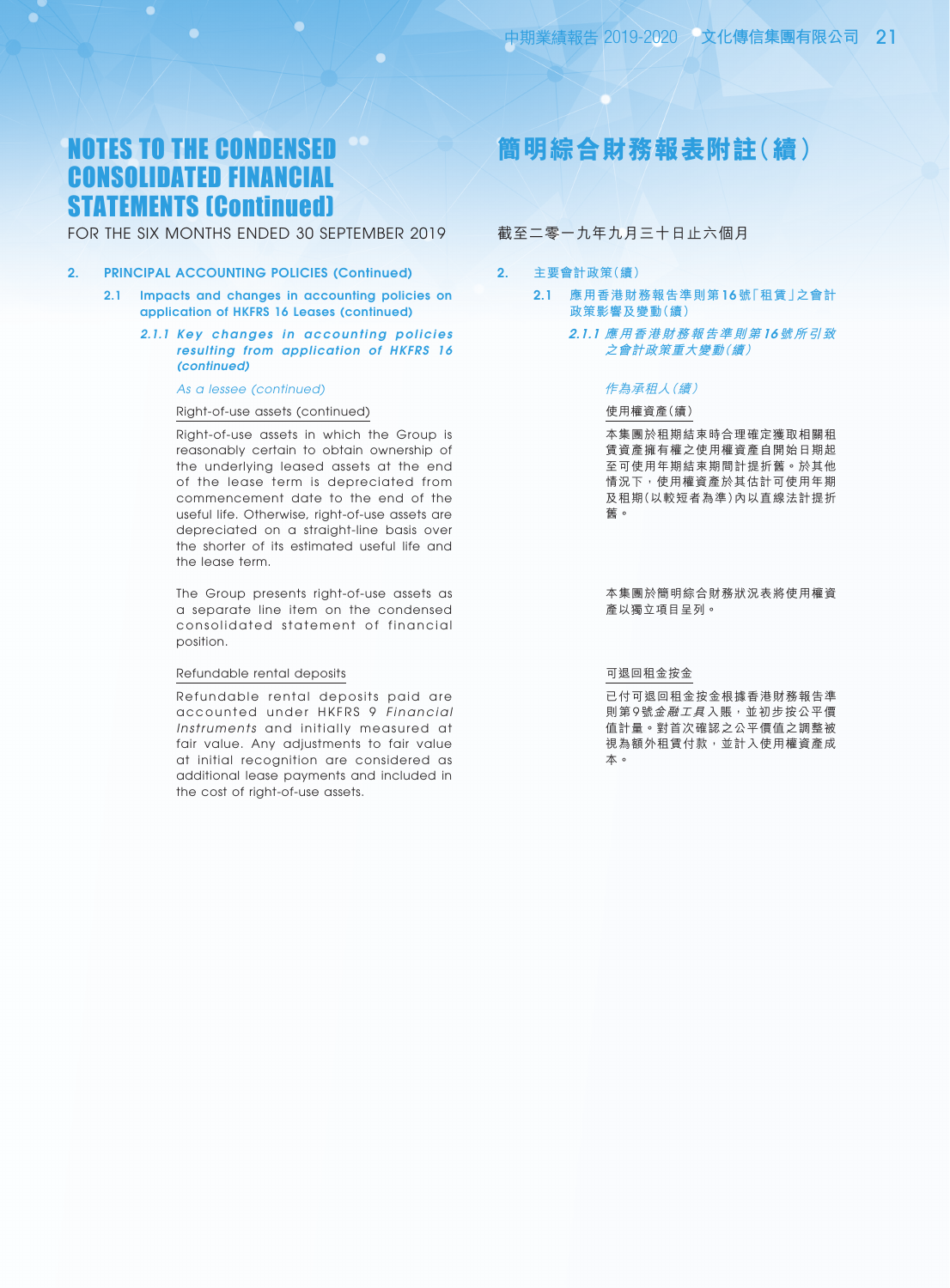# NOTES TO THE CONDENSED CONSOLIDATED FINANCIAL STATEMENTS (Continued)

FOR THE SIX MONTHS ENDED 30 SEPTEMBER 2019

## 2. PRINCIPAL ACCOUNTING POLICIES (Continued)

### 2.1 Impacts and changes in accounting policies on application of HKFRS 16 Leases (continued)

#### *2.1.1 Key changes in accounting policies resulting from application of HKFRS 16 (continued)*

*As a lessee (continued)*

Right-of-use assets (continued)

Right-of-use assets in which the Group is reasonably certain to obtain ownership of the underlying leased assets at the end of the lease term is depreciated from commencement date to the end of the useful life. Otherwise, right-of-use assets are depreciated on a straight-line basis over the shorter of its estimated useful life and the lease term.

The Group presents right-of-use assets as a separate line item on the condensed consolidated statement of financial position.

Refundable rental deposits

Refundable rental deposits paid are accounted under HKFRS 9 *Financial Instruments* and initially measured at fair value. Any adjustments to fair value at initial recognition are considered as additional lease payments and included in the cost of right-of-use assets.

# 簡明綜合財務報表附註（續）

截至二零一九年九月三十日止六個月

## 2. 主要會計政策（續）

### 2.1 應用香港財務報告準則第16號「租賃」之會計政策影響及變動（續）

#### *2.1.1 應用香港財務報告準則第16號所引致之會計政策重大變動（續）*

*作為承租人（續）*

使用權資產（續）

本集團於租期結束時合理確定獲取相關租賃資產擁有權之使用權資產自開始日期起至可使用年期結束期間計提折舊。於其他情況下，使用權資產於其估計可使用年期及租期（以較短者為準）內以直線法計提折舊。

本集團於簡明綜合財務狀況表將使用權資產以獨立項目呈列。

可退回租金按金

已付可退回租金按金根據香港財務報告準則第9號*金融工具*入賬，並初步按公平價值計量。對首次確認之公平價值之調整被視為額外租賃付款，並計入使用權資產成本。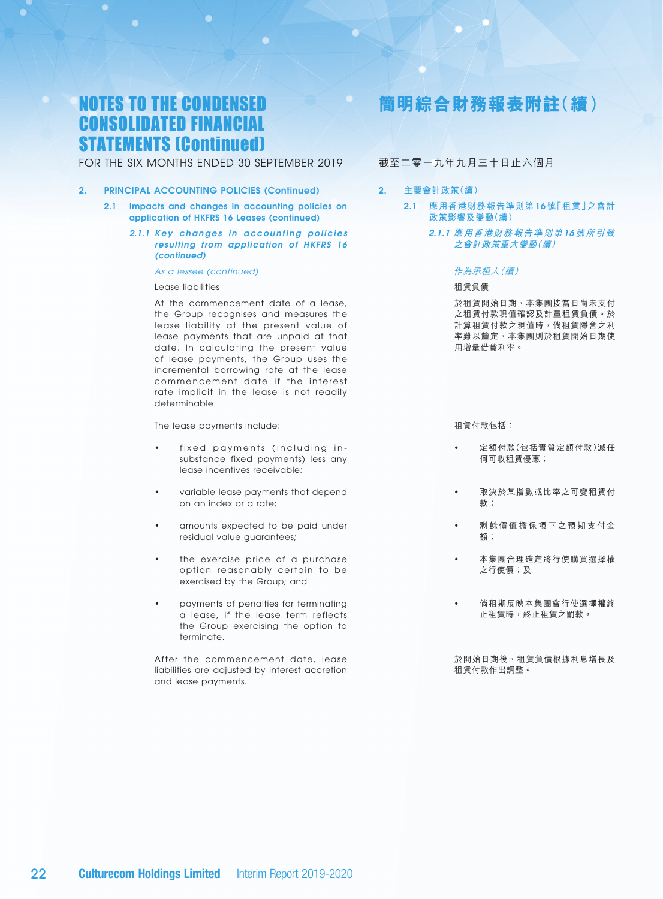# NOTES TO THE CONDENSED CONSOLIDATED FINANCIAL STATEMENTS (Continued)

FOR THE SIX MONTHS ENDED 30 SEPTEMBER 2019

## 2. PRINCIPAL ACCOUNTING POLICIES (Continued)

### 2.1 Impacts and changes in accounting policies on application of HKFRS 16 Leases (continued)

#### *2.1.1 Key changes in accounting policies resulting from application of HKFRS 16 (continued)*

*As a lessee (continued)*

Lease liabilities

At the commencement date of a lease, the Group recognises and measures the lease liability at the present value of lease payments that are unpaid at that date. In calculating the present value of lease payments, the Group uses the incremental borrowing rate at the lease commencement date if the interest rate implicit in the lease is not readily determinable.

The lease payments include:

- fixed payments (including in-substance fixed payments) less any lease incentives receivable;
- variable lease payments that depend on an index or a rate;
- amounts expected to be paid under residual value guarantees;
- the exercise price of a purchase option reasonably certain to be exercised by the Group; and
- payments of penalties for terminating a lease, if the lease term reflects the Group exercising the option to terminate.

After the commencement date, lease liabilities are adjusted by interest accretion and lease payments.

# 簡明綜合財務報表附註（續）

截至二零一九年九月三十日止六個月

## 2. 主要會計政策（續）

### 2.1 應用香港財務報告準則第16號「租賃」之會計政策影響及變動（續）

#### *2.1.1 應用香港財務報告準則第16號所引致之會計政策重大變動（續）*

*作為承租人（續）*

租賃負債

於租賃開始日期，本集團按當日尚未支付之租賃付款現值確認及計量租賃負債。於計算租賃付款之現值時，倘租賃隱含之利率難以釐定，本集團則於租賃開始日期使用增量借貸利率。

租賃付款包括：

- 定額付款（包括實質定額付款）減任何可收租賃優惠；
- 取決於某指數或比率之可變租賃付款；
- 剩餘價值擔保項下之預期支付金額；
- 本集團合理確定將行使購買選擇權之行使價；及
- 倘租期反映本集團會行使選擇權終止租賃時，終止租賃之罰款。

於開始日期後，租賃負債根據利息增長及租賃付款作出調整。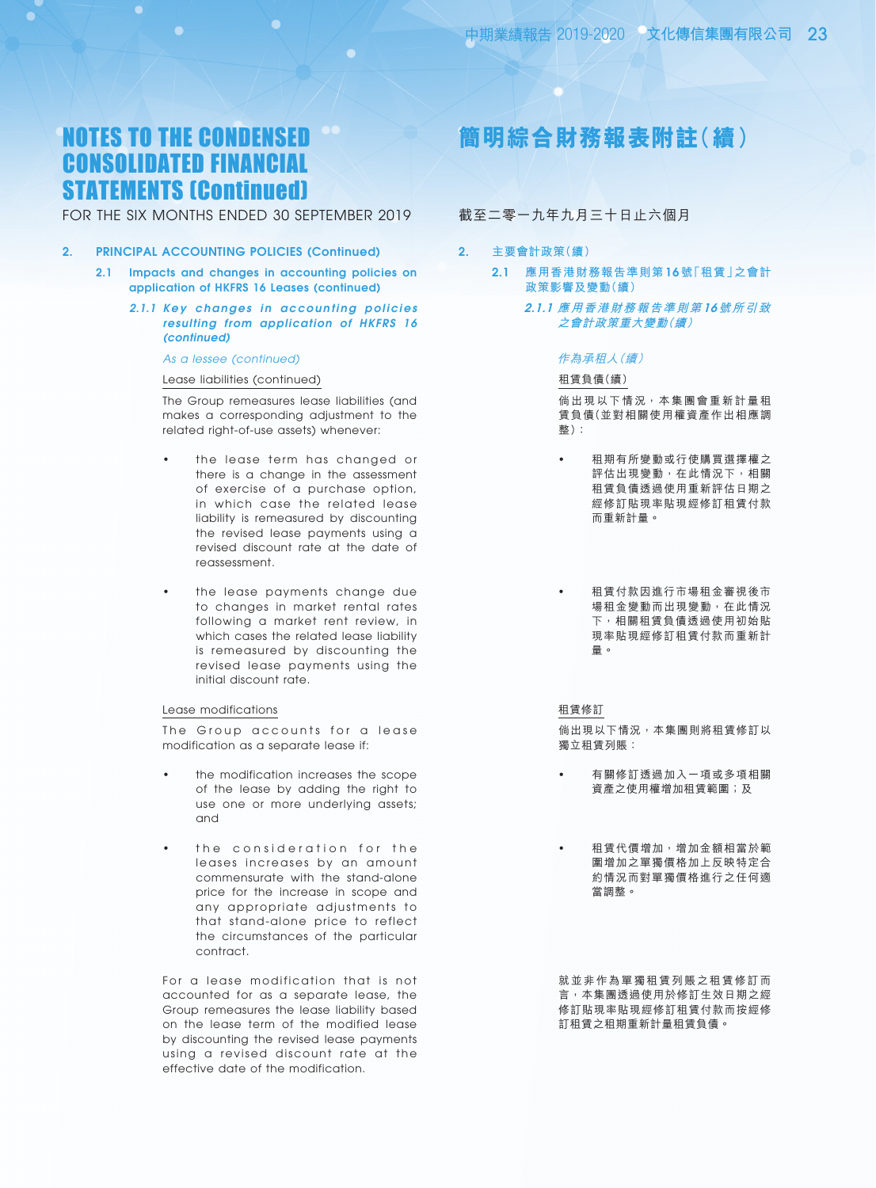# NOTES TO THE CONDENSED CONSOLIDATED FINANCIAL STATEMENTS (Continued)

FOR THE SIX MONTHS ENDED 30 SEPTEMBER 2019

## 2. PRINCIPAL ACCOUNTING POLICIES (Continued)

### 2.1 Impacts and changes in accounting policies on application of HKFRS 16 Leases (continued)

#### *2.1.1 Key changes in accounting policies resulting from application of HKFRS 16 (continued)*

*As a lessee (continued)*

Lease liabilities (continued)

The Group remeasures lease liabilities (and makes a corresponding adjustment to the related right-of-use assets) whenever:

- the lease term has changed or there is a change in the assessment of exercise of a purchase option, in which case the related lease liability is remeasured by discounting the revised lease payments using a revised discount rate at the date of reassessment.
- the lease payments change due to changes in market rental rates following a market rent review, in which cases the related lease liability is remeasured by discounting the revised lease payments using the initial discount rate.

Lease modifications

The Group accounts for a lease modification as a separate lease if:

- the modification increases the scope of the lease by adding the right to use one or more underlying assets; and
- the consideration for the leases increases by an amount commensurate with the stand-alone price for the increase in scope and any appropriate adjustments to that stand-alone price to reflect the circumstances of the particular contract.

For a lease modification that is not accounted for as a separate lease, the Group remeasures the lease liability based on the lease term of the modified lease by discounting the revised lease payments using a revised discount rate at the effective date of the modification.

# 簡明綜合財務報表附註(續)

截至二零一九年九月三十日止六個月

## 2. 主要會計政策(續)

### 2.1 應用香港財務報告準則第16號「租賃」之會計政策影響及變動(續)

#### *2.1.1 應用香港財務報告準則第16號所引致之會計政策重大變動(續)*

*作為承租人(續)*

租賃負債(續)

倘出現以下情況,本集團會重新計量租賃負債(並對相關使用權資產作出相應調整):

- 租期有所變動或行使購買選擇權之評估出現變動,在此情況下,相關租賃負債透過使用重新評估日期之經修訂貼現率貼現經修訂租賃付款而重新計量。
- 租賃付款因進行市場租金審視後市場租金變動而出現變動,在此情況下,相關租賃負債透過使用初始貼現率貼現經修訂租賃付款而重新計量。

租賃修訂

倘出現以下情況,本集團則將租賃修訂以獨立租賃列賬:

- 有關修訂透過加入一項或多項相關資產之使用權增加租賃範圍;及
- 租賃代價增加,增加金額相當於範圍增加之單獨價格加上反映特定合約情況而對單獨價格進行之任何適當調整。

就並非作為單獨租賃列賬之租賃修訂而言,本集團透過使用於修訂生效日期之經修訂貼現率貼現經修訂租賃付款而按經修訂租賃之租期重新計量租賃負債。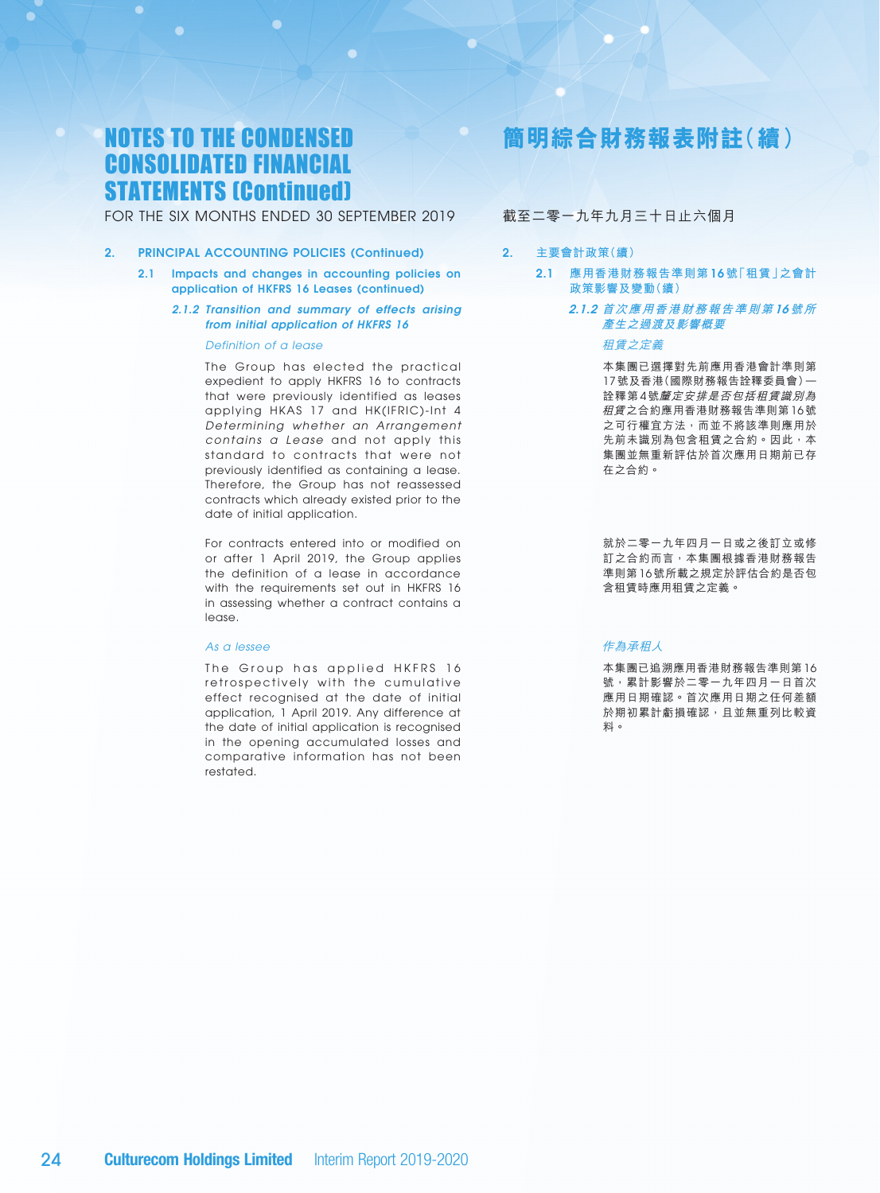# NOTES TO THE CONDENSED CONSOLIDATED FINANCIAL STATEMENTS (Continued)

FOR THE SIX MONTHS ENDED 30 SEPTEMBER 2019

# 簡明綜合財務報表附註（續）

截至二零一九年九月三十日止六個月

## 2. PRINCIPAL ACCOUNTING POLICIES (Continued)

### 2.1 Impacts and changes in accounting policies on application of HKFRS 16 Leases (continued)

#### *2.1.2 Transition and summary of effects arising from initial application of HKFRS 16*

*Definition of a lease*

The Group has elected the practical expedient to apply HKFRS 16 to contracts that were previously identified as leases applying HKAS 17 and HK(IFRIC)-Int 4 *Determining whether an Arrangement contains a Lease* and not apply this standard to contracts that were not previously identified as containing a lease. Therefore, the Group has not reassessed contracts which already existed prior to the date of initial application.

For contracts entered into or modified on or after 1 April 2019, the Group applies the definition of a lease in accordance with the requirements set out in HKFRS 16 in assessing whether a contract contains a lease.

*As a lessee*

The Group has applied HKFRS 16 retrospectively with the cumulative effect recognised at the date of initial application, 1 April 2019. Any difference at the date of initial application is recognised in the opening accumulated losses and comparative information has not been restated.

## 2. 主要會計政策（續）

### 2.1 應用香港財務報告準則第16號「租賃」之會計政策影響及變動（續）

#### *2.1.2 首次應用香港財務報告準則第16號所產生之過渡及影響概要*

*租賃之定義*

本集團已選擇對先前應用香港會計準則第17號及香港（國際財務報告詮釋委員會）—詮釋第4號*釐定安排是否包括租賃識別為租賃*之合約應用香港財務報告準則第16號之可行權宜方法，而並不將該準則應用於先前未識別為包含租賃之合約。因此，本集團並無重新評估於首次應用日期前已存在之合約。

就於二零一九年四月一日或之後訂立或修訂之合約而言，本集團根據香港財務報告準則第16號所載之規定於評估合約是否包含租賃時應用租賃之定義。

*作為承租人*

本集團已追溯應用香港財務報告準則第16號，累計影響於二零一九年四月一日首次應用日期確認。首次應用日期之任何差額於期初累計虧損確認，且並無重列比較資料。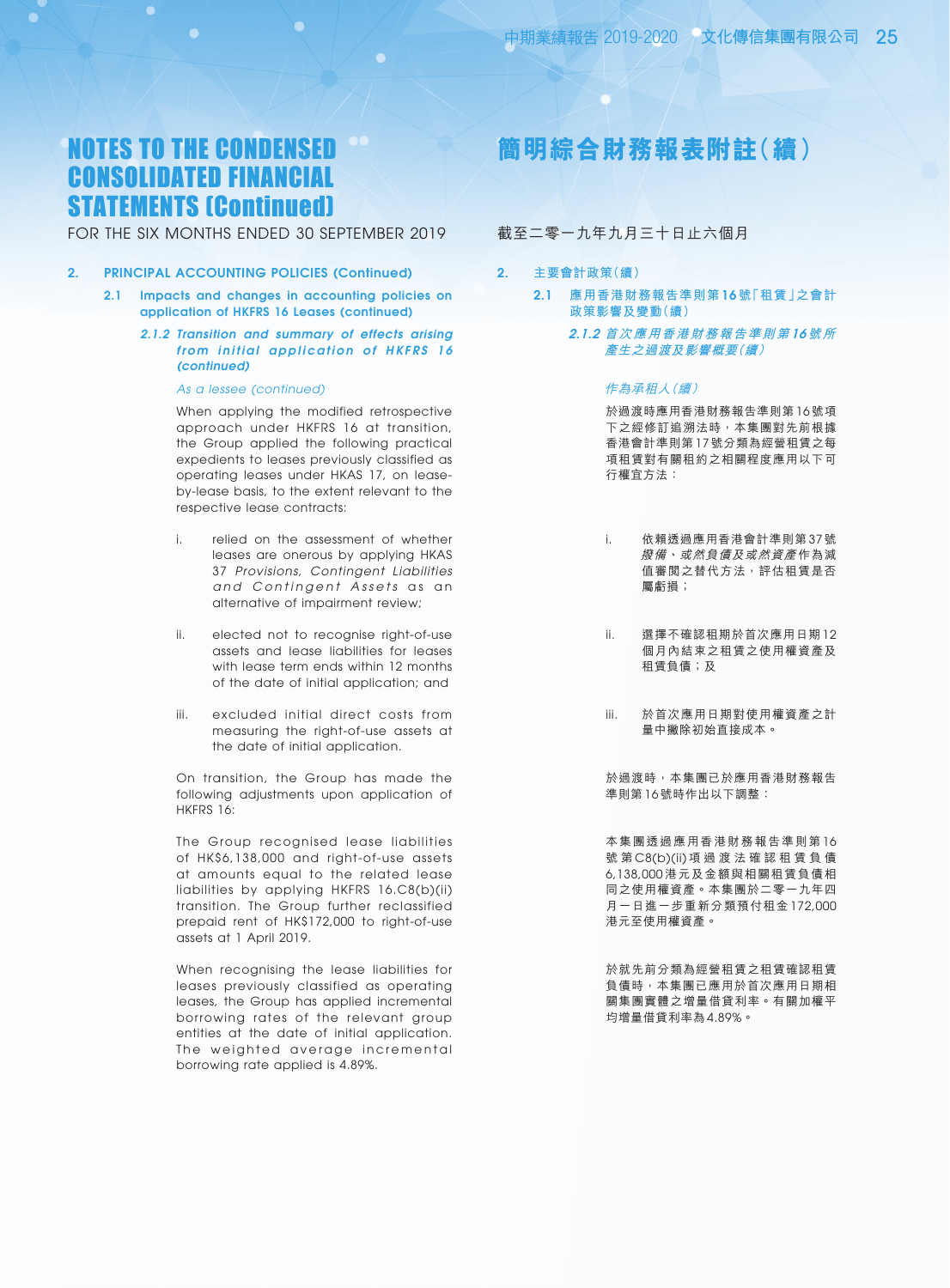# NOTES TO THE CONDENSED CONSOLIDATED FINANCIAL STATEMENTS (Continued)

FOR THE SIX MONTHS ENDED 30 SEPTEMBER 2019

## 2. PRINCIPAL ACCOUNTING POLICIES (Continued)

### 2.1 Impacts and changes in accounting policies on application of HKFRS 16 Leases (continued)

#### *2.1.2 Transition and summary of effects arising from initial application of HKFRS 16 (continued)*

*As a lessee (continued)*

When applying the modified retrospective approach under HKFRS 16 at transition, the Group applied the following practical expedients to leases previously classified as operating leases under HKAS 17, on lease-by-lease basis, to the extent relevant to the respective lease contracts:

i. relied on the assessment of whether leases are onerous by applying HKAS 37 *Provisions, Contingent Liabilities and Contingent Assets* as an alternative of impairment review;

ii. elected not to recognise right-of-use assets and lease liabilities for leases with lease term ends within 12 months of the date of initial application; and

iii. excluded initial direct costs from measuring the right-of-use assets at the date of initial application.

On transition, the Group has made the following adjustments upon application of HKFRS 16:

The Group recognised lease liabilities of HK$6,138,000 and right-of-use assets at amounts equal to the related lease liabilities by applying HKFRS 16.C8(b)(ii) transition. The Group further reclassified prepaid rent of HK$172,000 to right-of-use assets at 1 April 2019.

When recognising the lease liabilities for leases previously classified as operating leases, the Group has applied incremental borrowing rates of the relevant group entities at the date of initial application. The weighted average incremental borrowing rate applied is 4.89%.

# 簡明綜合財務報表附註（續）

截至二零一九年九月三十日止六個月

## 2. 主要會計政策（續）

### 2.1 應用香港財務報告準則第16號「租賃」之會計政策影響及變動（續）

#### *2.1.2 首次應用香港財務報告準則第16號所產生之過渡及影響概要（續）*

*作為承租人（續）*

於過渡時應用香港財務報告準則第16號項下之經修訂追溯法時，本集團對先前根據香港會計準則第17號分類為經營租賃之每項租賃對有關租約之相關程度應用以下可行權宜方法：

i. 依賴透過應用香港會計準則第37號*撥備、或然負債及或然資產*作為減值審閱之替代方法，評估租賃是否屬虧損；

ii. 選擇不確認租期於首次應用日期12個月內結束之租賃之使用權資產及租賃負債；及

iii. 於首次應用日期對使用權資產之計量中撇除初始直接成本。

於過渡時，本集團已於應用香港財務報告準則第16號時作出以下調整：

本集團透過應用香港財務報告準則第16號第C8(b)(ii)項過渡法確認租賃負債6,138,000港元及金額與相關租賃負債相同之使用權資產。本集團於二零一九年四月一日進一步重新分類預付租金172,000港元至使用權資產。

於就先前分類為經營租賃之租賃確認租賃負債時，本集團已應用於首次應用日期相關集團實體之增量借貸利率。有關加權平均增量借貸利率為4.89%。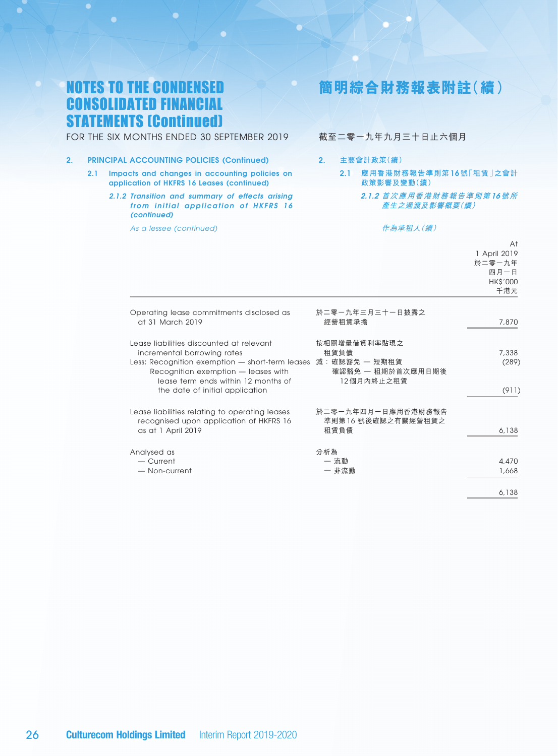# NOTES TO THE CONDENSED CONSOLIDATED FINANCIAL STATEMENTS (Continued)

# 簡明綜合財務報表附註(續)

FOR THE SIX MONTHS ENDED 30 SEPTEMBER 2019

截至二零一九年九月三十日止六個月

## 2. PRINCIPAL ACCOUNTING POLICIES (Continued)

## 2. 主要會計政策(續)

### 2.1 Impacts and changes in accounting policies on application of HKFRS 16 Leases (continued)

### 2.1 應用香港財務報告準則第16號「租賃」之會計政策影響及變動(續)

#### *2.1.2 Transition and summary of effects arising from initial application of HKFRS 16 (continued)*

#### *2.1.2 首次應用香港財務報告準則第16號所產生之過渡及影響概要(續)*

*As a lessee (continued)*

*作為承租人(續)*

| | | At 1 April 2019<br>於二零一九年四月一日<br>HK$'000<br>千港元 |
|---|---|---|
| Operating lease commitments disclosed as at 31 March 2019 | 於二零一九年三月三十一日披露之經營租賃承擔 | 7,870 |
| Lease liabilities discounted at relevant incremental borrowing rates | 按相關增量借貸利率貼現之租賃負債 | 7,338 |
| Less: Recognition exemption — short-term leases | 減：確認豁免 — 短期租賃 | (289) |
| Recognition exemption — leases with lease term ends within 12 months of the date of initial application | 確認豁免 — 租期於首次應用日期後12個月內終止之租賃 | (911) |
| Lease liabilities relating to operating leases recognised upon application of HKFRS 16 as at 1 April 2019 | 於二零一九年四月一日應用香港財務報告準則第16號後確認之有關經營租賃之租賃負債 | 6,138 |
| Analysed as | 分析為 | |
| — Current | — 流動 | 4,470 |
| — Non-current | — 非流動 | 1,668 |
| | | 6,138 |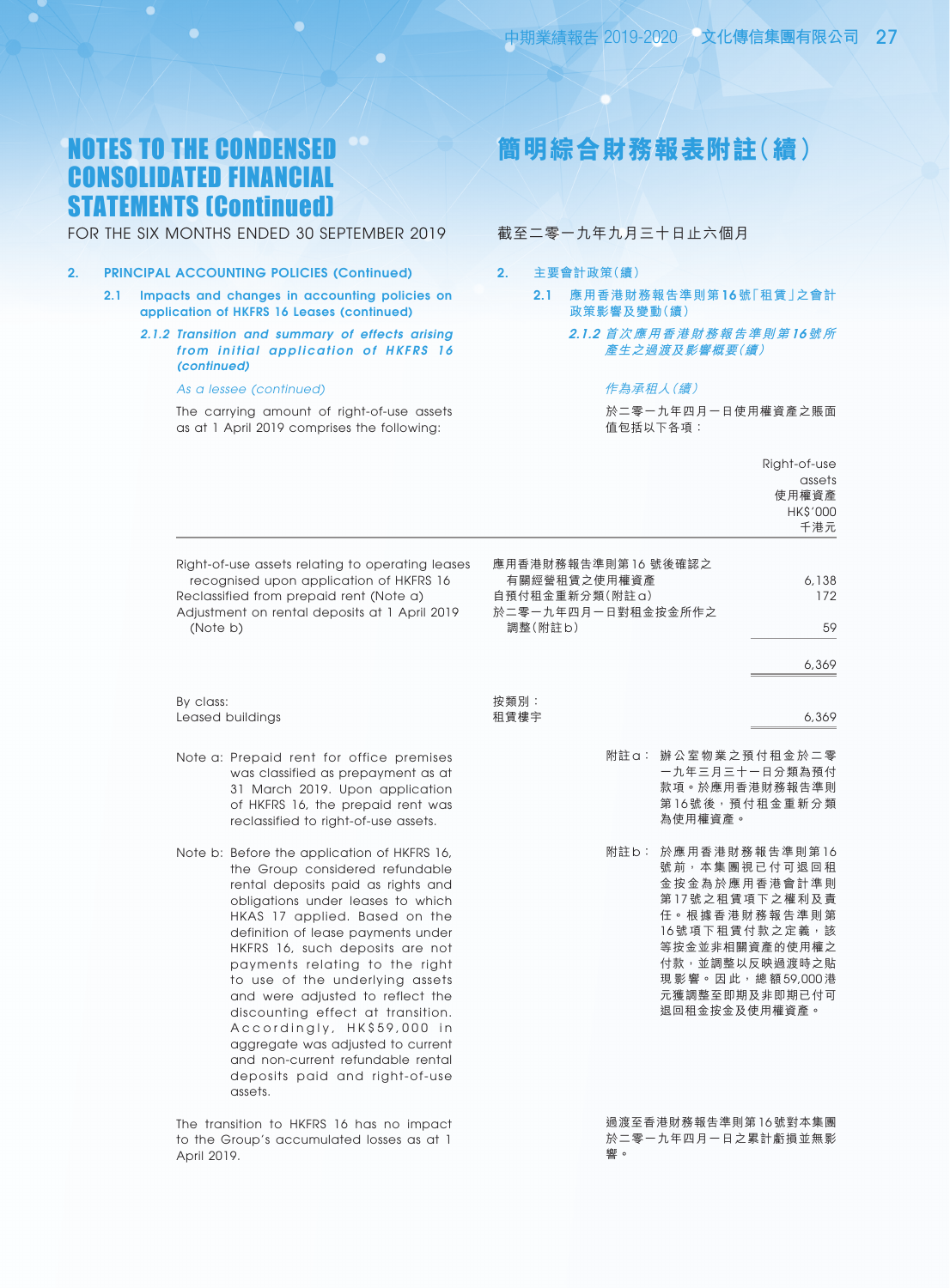# NOTES TO THE CONDENSED CONSOLIDATED FINANCIAL STATEMENTS (Continued)

# 簡明綜合財務報表附註(續)

FOR THE SIX MONTHS ENDED 30 SEPTEMBER 2019

截至二零一九年九月三十日止六個月

## 2. PRINCIPAL ACCOUNTING POLICIES (Continued)

## 2. 主要會計政策(續)

### 2.1 Impacts and changes in accounting policies on application of HKFRS 16 Leases (continued)

### 2.1 應用香港財務報告準則第16號「租賃」之會計政策影響及變動(續)

#### *2.1.2 Transition and summary of effects arising from initial application of HKFRS 16 (continued)*

#### *2.1.2 首次應用香港財務報告準則第16號所產生之過渡及影響概要(續)*

*As a lessee (continued)*

*作為承租人(續)*

The carrying amount of right-of-use assets as at 1 April 2019 comprises the following:

於二零一九年四月一日使用權資產之賬面值包括以下各項:

| | | Right-of-use assets 使用權資產 HK$'000 千港元 |
|---|---|---|
| Right-of-use assets relating to operating leases recognised upon application of HKFRS 16 | 應用香港財務報告準則第16號後確認之有關經營租賃之使用權資產 | 6,138 |
| Reclassified from prepaid rent (Note a) | 自預付租金重新分類(附註a) | 172 |
| Adjustment on rental deposits at 1 April 2019 (Note b) | 於二零一九年四月一日對租金按金所作之調整(附註b) | 59 |
| | | 6,369 |
| By class: | 按類別: | |
| Leased buildings | 租賃樓宇 | 6,369 |

Note a: Prepaid rent for office premises was classified as prepayment as at 31 March 2019. Upon application of HKFRS 16, the prepaid rent was reclassified to right-of-use assets.

附註a: 辦公室物業之預付租金於二零一九年三月三十一日分類為預付款項。於應用香港財務報告準則第16號後,預付租金重新分類為使用權資產。

Note b: Before the application of HKFRS 16, the Group considered refundable rental deposits paid as rights and obligations under leases to which HKAS 17 applied. Based on the definition of lease payments under HKFRS 16, such deposits are not payments relating to the right to use of the underlying assets and were adjusted to reflect the discounting effect at transition. Accordingly, HK$59,000 in aggregate was adjusted to current and non-current refundable rental deposits paid and right-of-use assets.

附註b: 於應用香港財務報告準則第16號前,本集團視已付可退回租金按金為於應用香港會計準則第17號之租賃項下之權利及責任。根據香港財務報告準則第16號項下租賃付款之定義,該等按金並非相關資產的使用權之付款,並調整以反映過渡時之貼現影響。因此,總額59,000港元獲調整至即期及非即期已付可退回租金按金及使用權資產。

The transition to HKFRS 16 has no impact to the Group's accumulated losses as at 1 April 2019.

過渡至香港財務報告準則第16號對本集團於二零一九年四月一日之累計虧損並無影響。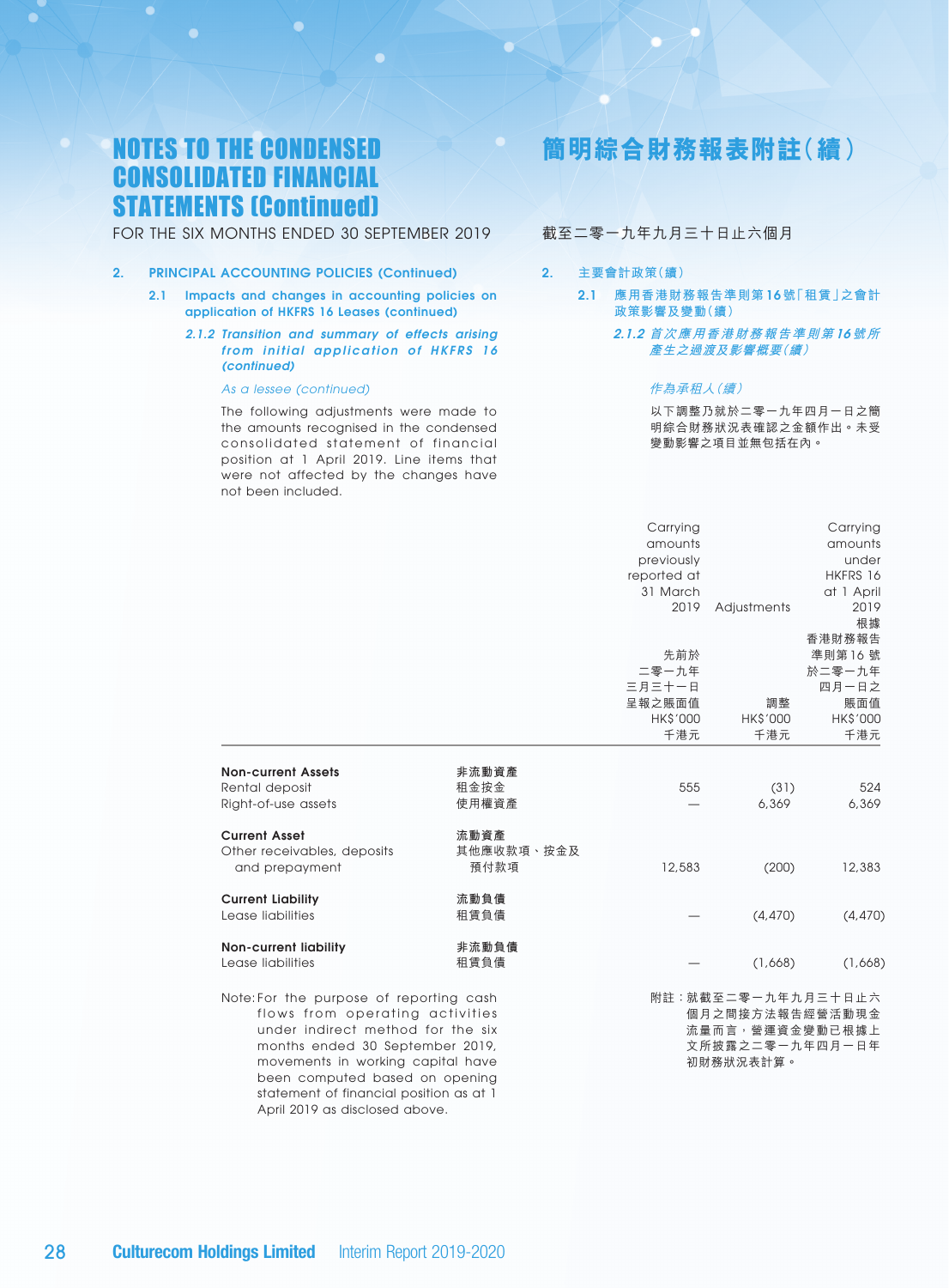# NOTES TO THE CONDENSED CONSOLIDATED FINANCIAL STATEMENTS (Continued)

# 簡明綜合財務報表附註(續)

FOR THE SIX MONTHS ENDED 30 SEPTEMBER 2019

截至二零一九年九月三十日止六個月

## 2. PRINCIPAL ACCOUNTING POLICIES (Continued)

## 2. 主要會計政策(續)

### 2.1 Impacts and changes in accounting policies on application of HKFRS 16 Leases (continued)

### 2.1 應用香港財務報告準則第16號「租賃」之會計政策影響及變動(續)

#### *2.1.2 Transition and summary of effects arising from initial application of HKFRS 16 (continued)*

#### *2.1.2 首次應用香港財務報告準則第16號所產生之過渡及影響概要(續)*

*As a lessee (continued)*

*作為承租人(續)*

The following adjustments were made to the amounts recognised in the condensed consolidated statement of financial position at 1 April 2019. Line items that were not affected by the changes have not been included.

以下調整乃就於二零一九年四月一日之簡明綜合財務狀況表確認之金額作出。未受變動影響之項目並無包括在內。

| | | Carrying amounts previously reported at 31 March 2019<br>先前於二零一九年三月三十一日呈報之賬面值<br>HK$'000<br>千港元 | Adjustments<br>調整<br>HK$'000<br>千港元 | Carrying amounts under HKFRS 16 at 1 April 2019<br>根據香港財務報告準則第16號於二零一九年四月一日之賬面值<br>HK$'000<br>千港元 |
|---|---|---|---|---|
| **Non-current Assets** | **非流動資產** | | | |
| Rental deposit | 租金按金 | 555 | (31) | 524 |
| Right-of-use assets | 使用權資產 | — | 6,369 | 6,369 |
| **Current Asset** | **流動資產** | | | |
| Other receivables, deposits and prepayment | 其他應收款項、按金及預付款項 | 12,583 | (200) | 12,383 |
| **Current Liability** | **流動負債** | | | |
| Lease liabilities | 租賃負債 | — | (4,470) | (4,470) |
| **Non-current liability** | **非流動負債** | | | |
| Lease liabilities | 租賃負債 | — | (1,668) | (1,668) |

Note: For the purpose of reporting cash flows from operating activities under indirect method for the six months ended 30 September 2019, movements in working capital have been computed based on opening statement of financial position as at 1 April 2019 as disclosed above.

附註:就截至二零一九年九月三十日止六個月之間接方法報告經營活動現金流量而言,營運資金變動已根據上文所披露之二零一九年四月一日年初財務狀況表計算。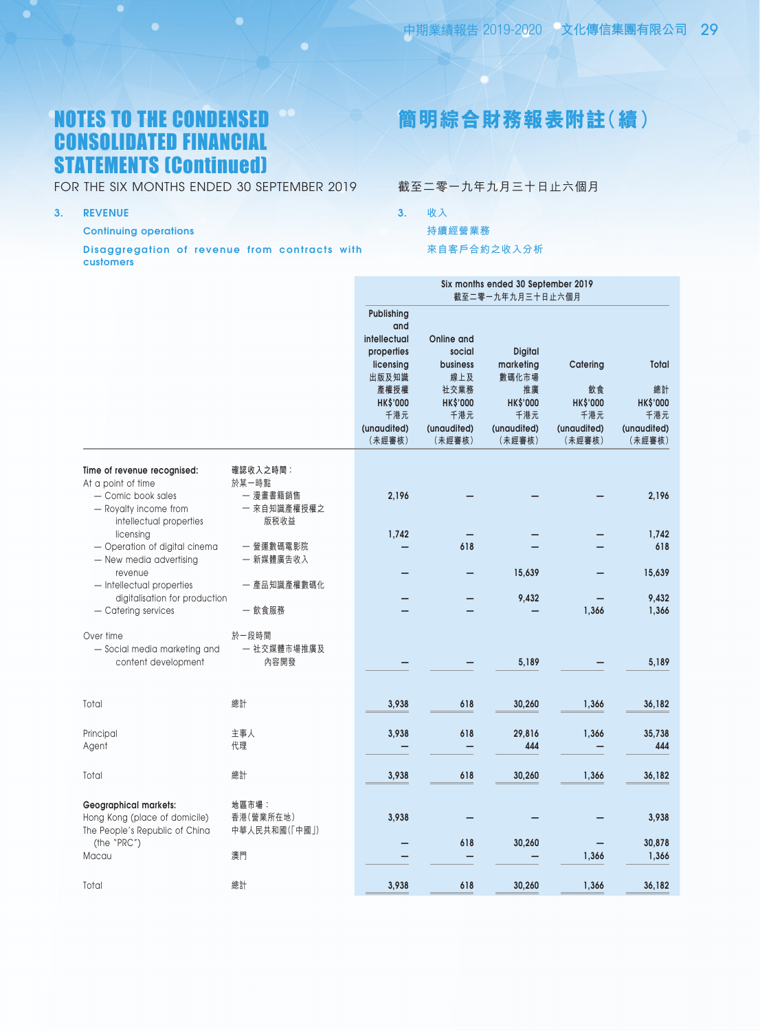# NOTES TO THE CONDENSED CONSOLIDATED FINANCIAL STATEMENTS (Continued)

# 簡明綜合財務報表附註(續)

FOR THE SIX MONTHS ENDED 30 SEPTEMBER 2019

截至二零一九年九月三十日止六個月

## 3. REVENUE 收入

### Continuing operations 持續經營業務

### Disaggregation of revenue from contracts with customers 來自客戶合約之收入分析

| | | Six months ended 30 September 2019 截至二零一九年九月三十日止六個月 | | | | |
|---|---|---|---|---|---|---|
| | | Publishing and intellectual properties licensing 出版及知識產權授權 HK$'000 千港元 (unaudited) (未經審核) | Online and social business 線上及社交業務 HK$'000 千港元 (unaudited) (未經審核) | Digital marketing 數碼化市場推廣 HK$'000 千港元 (unaudited) (未經審核) | Catering 飲食 HK$'000 千港元 (unaudited) (未經審核) | Total 總計 HK$'000 千港元 (unaudited) (未經審核) |
| **Time of revenue recognised:** | **確認收入之時間:** | | | | | |
| At a point of time | 於某一時點 | | | | | |
| — Comic book sales | — 漫畫書籍銷售 | 2,196 | – | – | – | 2,196 |
| — Royalty income from intellectual properties licensing | — 來自知識產權授權之版稅收益 | 1,742 | – | – | – | 1,742 |
| — Operation of digital cinema | — 營運數碼電影院 | – | 618 | – | – | 618 |
| — New media advertising revenue | — 新媒體廣告收入 | – | – | 15,639 | – | 15,639 |
| — Intellectual properties digitalisation for production | — 產品知識產權數碼化 | – | – | 9,432 | – | 9,432 |
| — Catering services | — 飲食服務 | – | – | – | 1,366 | 1,366 |
| Over time | 於一段時間 | | | | | |
| — Social media marketing and content development | — 社交媒體市場推廣及內容開發 | – | – | 5,189 | – | 5,189 |
| Total | 總計 | 3,938 | 618 | 30,260 | 1,366 | 36,182 |
| Principal | 主事人 | 3,938 | 618 | 29,816 | 1,366 | 35,738 |
| Agent | 代理 | – | – | 444 | – | 444 |
| Total | 總計 | 3,938 | 618 | 30,260 | 1,366 | 36,182 |
| **Geographical markets:** | **地區市場:** | | | | | |
| Hong Kong (place of domicile) | 香港(營業所在地) | 3,938 | – | – | – | 3,938 |
| The People's Republic of China (the "PRC") | 中華人民共和國(「中國」) | – | 618 | 30,260 | – | 30,878 |
| Macau | 澳門 | – | – | – | 1,366 | 1,366 |
| Total | 總計 | 3,938 | 618 | 30,260 | 1,366 | 36,182 |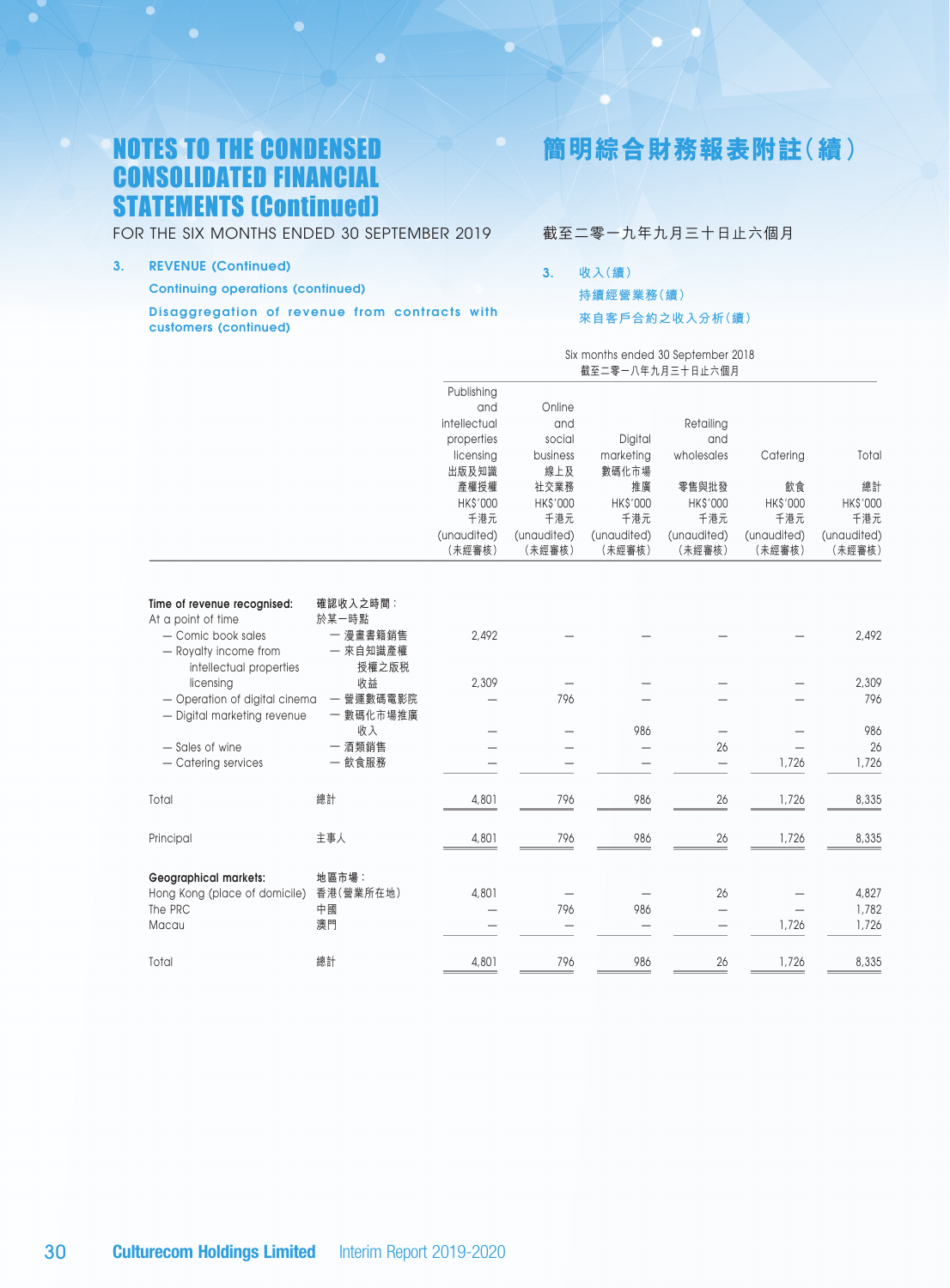# NOTES TO THE CONDENSED CONSOLIDATED FINANCIAL STATEMENTS (Continued)

# 簡明綜合財務報表附註(續)

FOR THE SIX MONTHS ENDED 30 SEPTEMBER 2019

截至二零一九年九月三十日止六個月

## 3. REVENUE (Continued)

## 3. 收入(續)

**Continuing operations (continued)**

**持續經營業務(續)**

**Disaggregation of revenue from contracts with customers (continued)**

**來自客戶合約之收入分析(續)**

| | | Six months ended 30 September 2018<br>截至二零一八年九月三十日止六個月 | | | | | |
|---|---|---|---|---|---|---|---|
| | | Publishing and intellectual properties licensing<br>出版及知識產權授權<br>HK$'000<br>千港元<br>(unaudited)<br>(未經審核) | Online and social business<br>線上及社交業務<br>HK$'000<br>千港元<br>(unaudited)<br>(未經審核) | Digital marketing<br>數碼化市場推廣<br>HK$'000<br>千港元<br>(unaudited)<br>(未經審核) | Retailing and wholesales<br>零售與批發<br>HK$'000<br>千港元<br>(unaudited)<br>(未經審核) | Catering<br>飲食<br>HK$'000<br>千港元<br>(unaudited)<br>(未經審核) | Total<br>總計<br>HK$'000<br>千港元<br>(unaudited)<br>(未經審核) |
| **Time of revenue recognised:** | **確認收入之時間:** | | | | | | |
| At a point of time | 於某一時點 | | | | | | |
| — Comic book sales | — 漫畫書籍銷售 | 2,492 | — | — | — | — | 2,492 |
| — Royalty income from intellectual properties licensing | — 來自知識產權授權之版稅收益 | 2,309 | — | — | — | — | 2,309 |
| — Operation of digital cinema | — 營運數碼電影院 | — | 796 | — | — | — | 796 |
| — Digital marketing revenue | — 數碼化市場推廣收入 | — | — | 986 | — | — | 986 |
| — Sales of wine | — 酒類銷售 | — | — | — | 26 | — | 26 |
| — Catering services | — 飲食服務 | — | — | — | — | 1,726 | 1,726 |
| Total | 總計 | 4,801 | 796 | 986 | 26 | 1,726 | 8,335 |
| Principal | 主事人 | 4,801 | 796 | 986 | 26 | 1,726 | 8,335 |
| **Geographical markets:** | **地區市場:** | | | | | | |
| Hong Kong (place of domicile) | 香港(營業所在地) | 4,801 | — | — | 26 | — | 4,827 |
| The PRC | 中國 | — | 796 | 986 | — | — | 1,782 |
| Macau | 澳門 | — | — | — | — | 1,726 | 1,726 |
| Total | 總計 | 4,801 | 796 | 986 | 26 | 1,726 | 8,335 |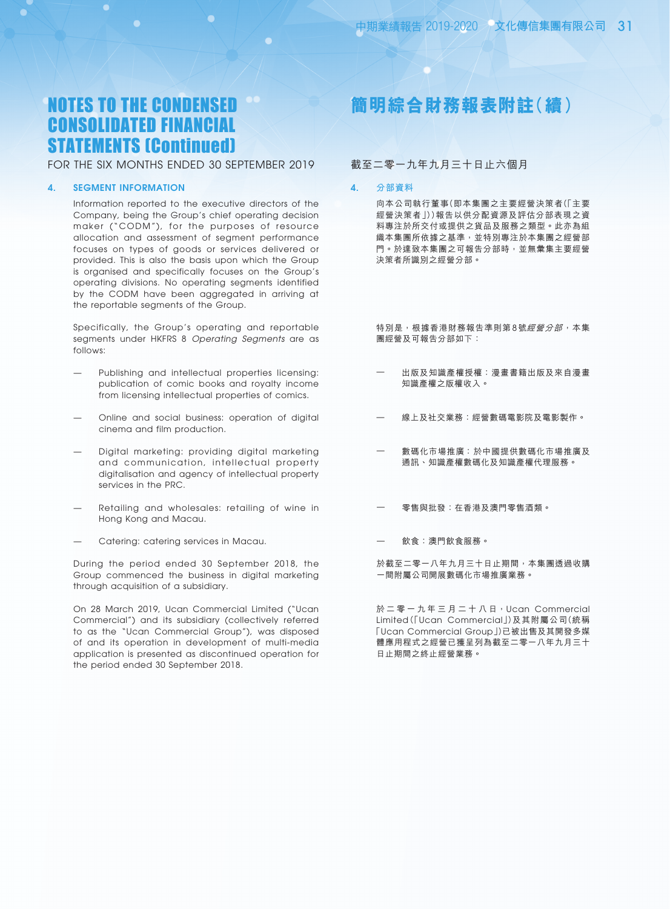# NOTES TO THE CONDENSED CONSOLIDATED FINANCIAL STATEMENTS (Continued)

# 簡明綜合財務報表附註（續）

FOR THE SIX MONTHS ENDED 30 SEPTEMBER 2019

截至二零一九年九月三十日止六個月

## 4. SEGMENT INFORMATION

Information reported to the executive directors of the Company, being the Group's chief operating decision maker ("CODM"), for the purposes of resource allocation and assessment of segment performance focuses on types of goods or services delivered or provided. This is also the basis upon which the Group is organised and specifically focuses on the Group's operating divisions. No operating segments identified by the CODM have been aggregated in arriving at the reportable segments of the Group.

Specifically, the Group's operating and reportable segments under HKFRS 8 *Operating Segments* are as follows:

- Publishing and intellectual properties licensing: publication of comic books and royalty income from licensing intellectual properties of comics.
- Online and social business: operation of digital cinema and film production.
- Digital marketing: providing digital marketing and communication, intellectual property digitalisation and agency of intellectual property services in the PRC.
- Retailing and wholesales: retailing of wine in Hong Kong and Macau.
- Catering: catering services in Macau.

During the period ended 30 September 2018, the Group commenced the business in digital marketing through acquisition of a subsidiary.

On 28 March 2019, Ucan Commercial Limited ("Ucan Commercial") and its subsidiary (collectively referred to as the "Ucan Commercial Group"), was disposed of and its operation in development of multi-media application is presented as discontinued operation for the period ended 30 September 2018.

## 4. 分部資料

向本公司執行董事（即本集團之主要經營決策者（「主要經營決策者」））報告以供分配資源及評估分部表現之資料專注於所交付或提供之貨品及服務之類型。此亦為組織本集團所依據之基準，並特別專注於本集團之經營部門。於達致本集團之可報告分部時，並無彙集主要經營決策者所識別之經營分部。

特別是，根據香港財務報告準則第8號*經營分部*，本集團經營及可報告分部如下：

- 出版及知識產權授權：漫畫書籍出版及來自漫畫知識產權之版權收入。
- 線上及社交業務：經營數碼電影院及電影製作。
- 數碼化市場推廣：於中國提供數碼化市場推廣及通訊、知識產權數碼化及知識產權代理服務。
- 零售與批發：在香港及澳門零售酒類。
- 飲食：澳門飲食服務。

於截至二零一八年九月三十日止期間，本集團透過收購一間附屬公司開展數碼化市場推廣業務。

於二零一九年三月二十八日，Ucan Commercial Limited（「Ucan Commercial」）及其附屬公司（統稱「Ucan Commercial Group」）已被出售及其開發多媒體應用程式之經營已獲呈列為截至二零一八年九月三十日止期間之終止經營業務。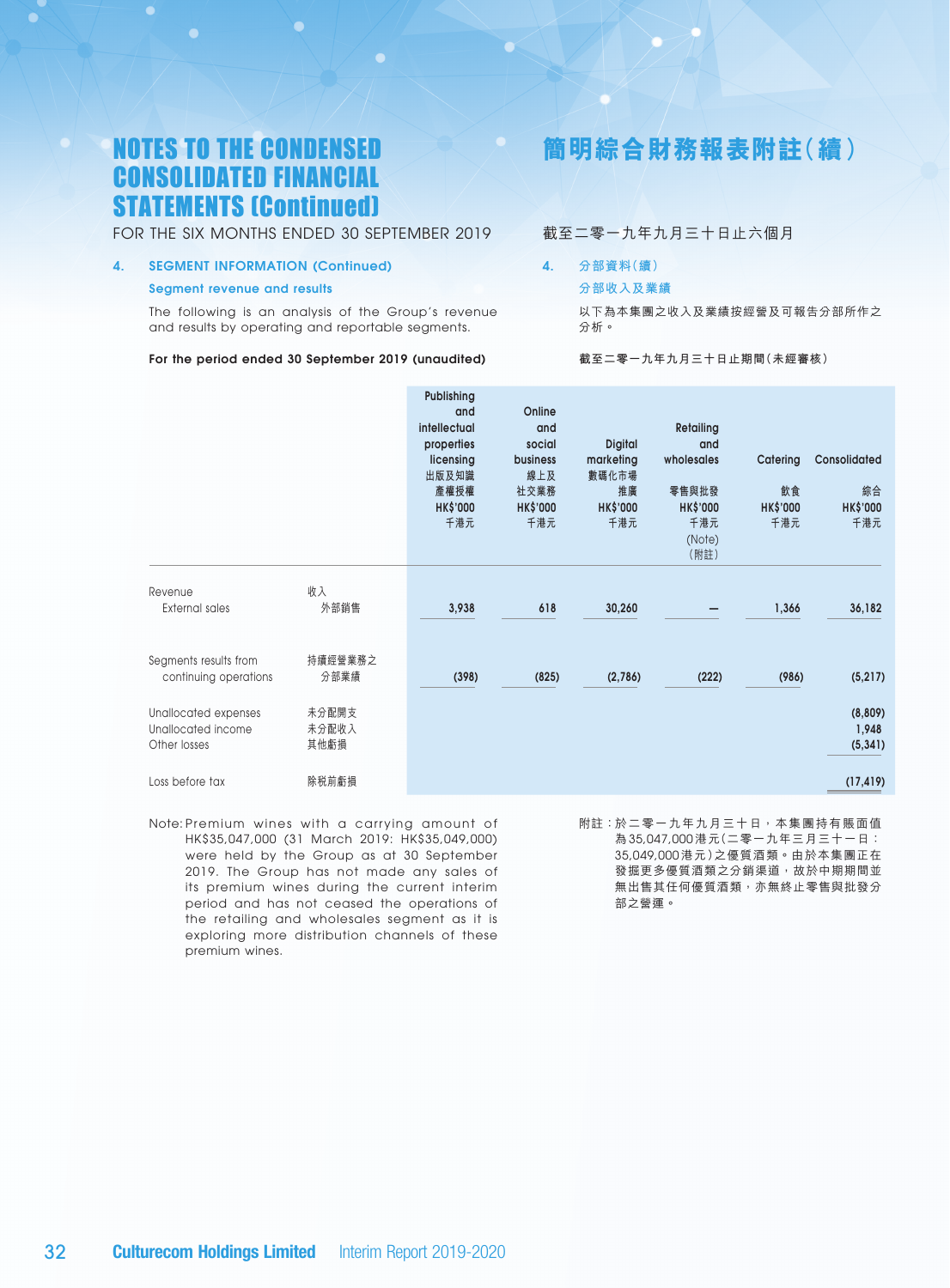# NOTES TO THE CONDENSED CONSOLIDATED FINANCIAL STATEMENTS (Continued)

# 簡明綜合財務報表附註(續)

FOR THE SIX MONTHS ENDED 30 SEPTEMBER 2019

截至二零一九年九月三十日止六個月

## 4. SEGMENT INFORMATION (Continued)

## 4. 分部資料(續)

### Segment revenue and results

### 分部收入及業績

The following is an analysis of the Group's revenue and results by operating and reportable segments.

以下為本集團之收入及業績按經營及可報告分部所作之分析。

**For the period ended 30 September 2019 (unaudited)**

**截至二零一九年九月三十日止期間(未經審核)**

| | | Publishing and intellectual properties licensing 出版及知識產權授權 HK$'000 千港元 | Online and social business 線上及社交業務 HK$'000 千港元 | Digital marketing 數碼化市場推廣 HK$'000 千港元 | Retailing and wholesales 零售與批發 HK$'000 千港元 (Note) (附註) | Catering 飲食 HK$'000 千港元 | Consolidated 綜合 HK$'000 千港元 |
|---|---|---|---|---|---|---|---|
| Revenue | 收入 | | | | | | |
| External sales | 外部銷售 | 3,938 | 618 | 30,260 | — | 1,366 | 36,182 |
| Segments results from continuing operations | 持續經營業務之分部業績 | (398) | (825) | (2,786) | (222) | (986) | (5,217) |
| Unallocated expenses | 未分配開支 | | | | | | (8,809) |
| Unallocated income | 未分配收入 | | | | | | 1,948 |
| Other losses | 其他虧損 | | | | | | (5,341) |
| Loss before tax | 除稅前虧損 | | | | | | (17,419) |

Note: Premium wines with a carrying amount of HK$35,047,000 (31 March 2019: HK$35,049,000) were held by the Group as at 30 September 2019. The Group has not made any sales of its premium wines during the current interim period and has not ceased the operations of the retailing and wholesales segment as it is exploring more distribution channels of these premium wines.

附註:於二零一九年九月三十日,本集團持有賬面值為35,047,000港元(二零一九年三月三十一日:35,049,000港元)之優質酒類。由於本集團正在發掘更多優質酒類之分銷渠道,故於中期期間並無出售其任何優質酒類,亦無終止零售與批發分部之營運。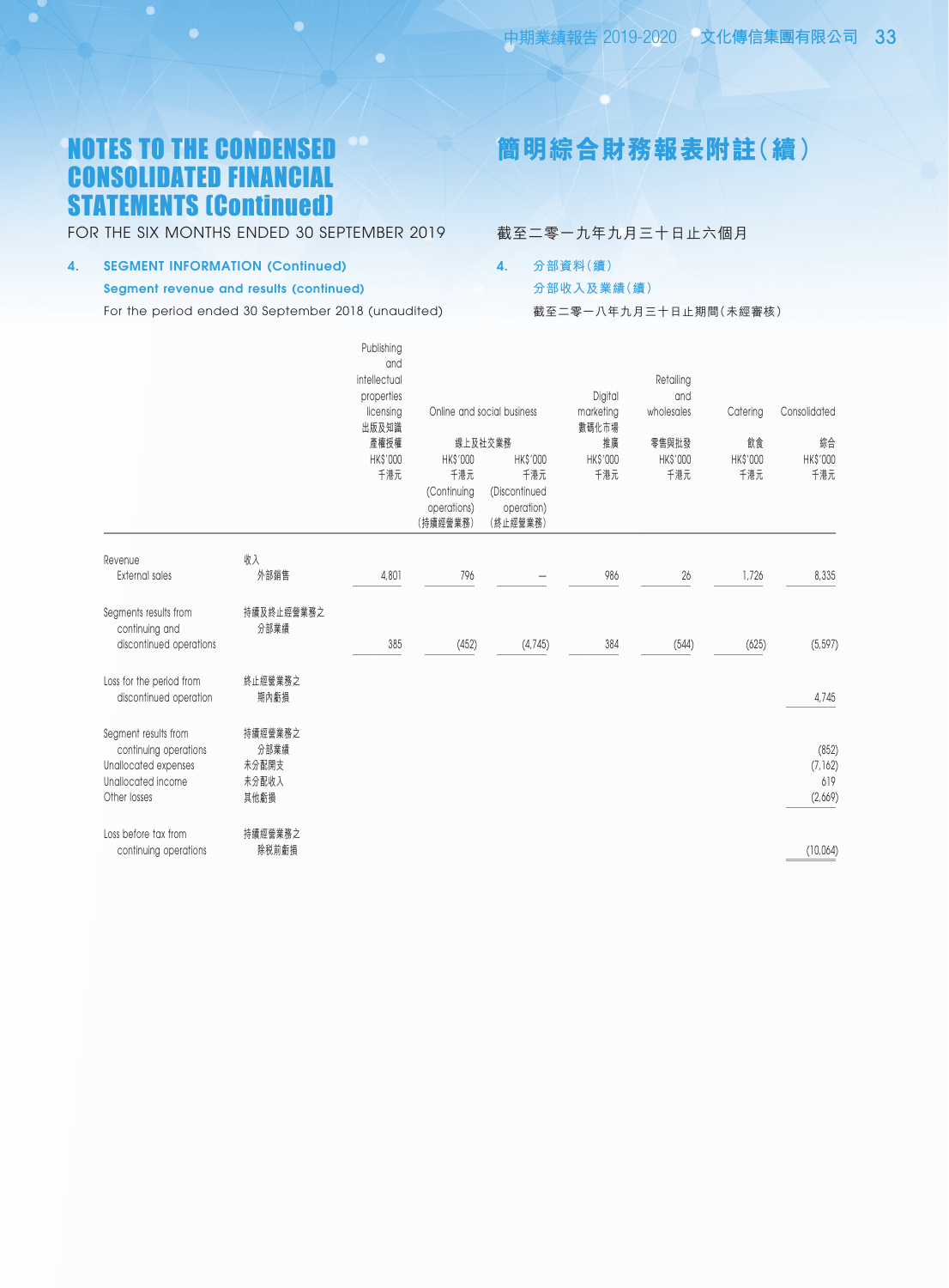# NOTES TO THE CONDENSED CONSOLIDATED FINANCIAL STATEMENTS (Continued)

# 簡明綜合財務報表附註(續)

FOR THE SIX MONTHS ENDED 30 SEPTEMBER 2019

截至二零一九年九月三十日止六個月

## 4. SEGMENT INFORMATION (Continued)

## 4. 分部資料(續)

### Segment revenue and results (continued)

### 分部收入及業績(續)

For the period ended 30 September 2018 (unaudited)

截至二零一八年九月三十日止期間(未經審核)

| | | Publishing and intellectual properties licensing 出版及知識產權授權 | Online and social business 線上及社交業務 | | Digital marketing 數碼化市場推廣 | Retailing and wholesales 零售與批發 | Catering 飲食 | Consolidated 綜合 |
|---|---|---|---|---|---|---|---|---|
| | | HK$'000 千港元 | HK$'000 千港元 (Continuing operations) (持續經營業務) | HK$'000 千港元 (Discontinued operation) (終止經營業務) | HK$'000 千港元 | HK$'000 千港元 | HK$'000 千港元 | HK$'000 千港元 |
| Revenue | 收入 | | | | | | | |
| External sales | 外部銷售 | 4,801 | 796 | – | 986 | 26 | 1,726 | 8,335 |
| Segments results from continuing and discontinued operations | 持續及終止經營業務之分部業績 | 385 | (452) | (4,745) | 384 | (544) | (625) | (5,597) |
| Loss for the period from discontinued operation | 終止經營業務之期內虧損 | | | | | | | 4,745 |
| Segment results from continuing operations | 持續經營業務之分部業績 | | | | | | | (852) |
| Unallocated expenses | 未分配開支 | | | | | | | (7,162) |
| Unallocated income | 未分配收入 | | | | | | | 619 |
| Other losses | 其他虧損 | | | | | | | (2,669) |
| Loss before tax from continuing operations | 持續經營業務之除稅前虧損 | | | | | | | (10,064) |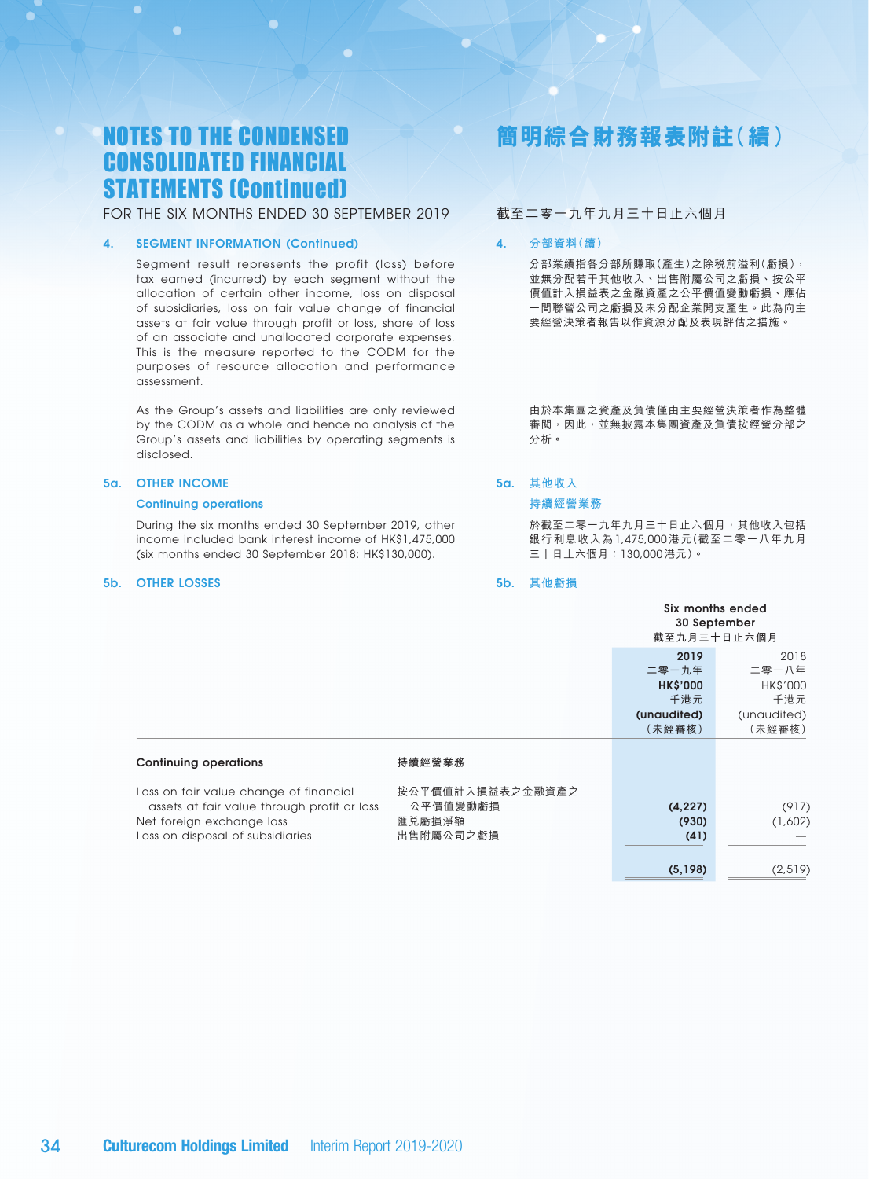# NOTES TO THE CONDENSED CONSOLIDATED FINANCIAL STATEMENTS (Continued)

# 簡明綜合財務報表附註(續)

FOR THE SIX MONTHS ENDED 30 SEPTEMBER 2019

截至二零一九年九月三十日止六個月

## 4. SEGMENT INFORMATION (Continued)

Segment result represents the profit (loss) before tax earned (incurred) by each segment without the allocation of certain other income, loss on disposal of subsidiaries, loss on fair value change of financial assets at fair value through profit or loss, share of loss of an associate and unallocated corporate expenses. This is the measure reported to the CODM for the purposes of resource allocation and performance assessment.

As the Group's assets and liabilities are only reviewed by the CODM as a whole and hence no analysis of the Group's assets and liabilities by operating segments is disclosed.

## 4. 分部資料(續)

分部業績指各分部所賺取(產生)之除税前溢利(虧損),並無分配若干其他收入、出售附屬公司之虧損、按公平價值計入損益表之金融資產之公平價值變動虧損、應佔一間聯營公司之虧損及未分配企業開支產生。此為向主要經營決策者報告以作資源分配及表現評估之措施。

由於本集團之資產及負債僅由主要經營決策者作為整體審閱,因此,並無披露本集團資產及負債按經營分部之分析。

## 5a. OTHER INCOME

### Continuing operations

During the six months ended 30 September 2019, other income included bank interest income of HK$1,475,000 (six months ended 30 September 2018: HK$130,000).

## 5a. 其他收入

### 持續經營業務

於截至二零一九年九月三十日止六個月,其他收入包括銀行利息收入為1,475,000港元(截至二零一八年九月三十日止六個月:130,000港元)。

## 5b. OTHER LOSSES

## 5b. 其他虧損

| | | Six months ended 30 September 截至九月三十日止六個月 | |
|---|---|---|---|
| | | **2019 二零一九年 HK$'000 千港元 (unaudited) (未經審核)** | 2018 二零一八年 HK$'000 千港元 (unaudited) (未經審核) |
| **Continuing operations** | **持續經營業務** | | |
| Loss on fair value change of financial assets at fair value through profit or loss | 按公平價值計入損益表之金融資產之公平價值變動虧損 | **(4,227)** | (917) |
| Net foreign exchange loss | 匯兑虧損淨額 | **(930)** | (1,602) |
| Loss on disposal of subsidiaries | 出售附屬公司之虧損 | **(41)** | — |
| | | **(5,198)** | (2,519) |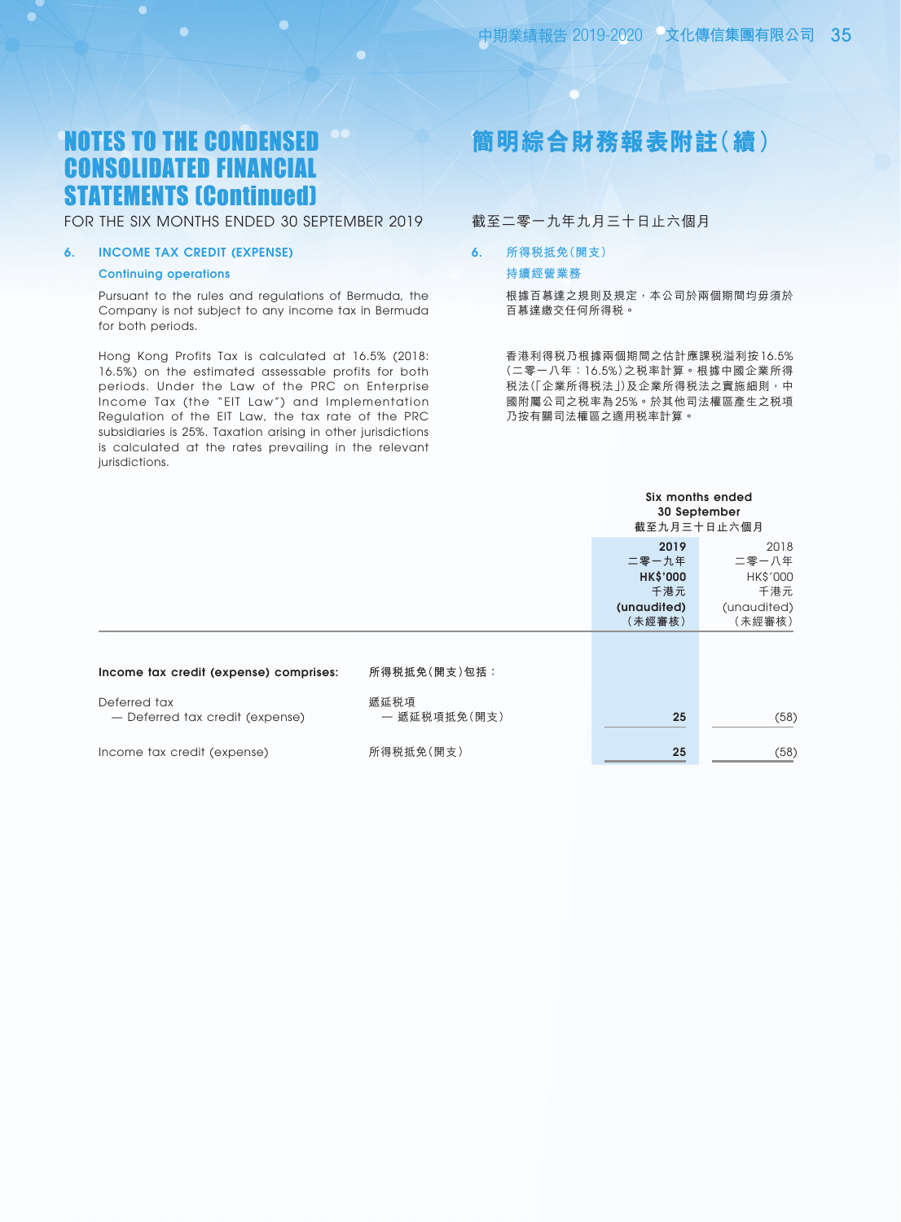# NOTES TO THE CONDENSED CONSOLIDATED FINANCIAL STATEMENTS (Continued)

# 簡明綜合財務報表附註(續)

FOR THE SIX MONTHS ENDED 30 SEPTEMBER 2019

截至二零一九年九月三十日止六個月

## 6. INCOME TAX CREDIT (EXPENSE)

## 6. 所得税抵免(開支)

### Continuing operations

### 持續經營業務

Pursuant to the rules and regulations of Bermuda, the Company is not subject to any income tax in Bermuda for both periods.

根據百慕達之規則及規定,本公司於兩個期間均毋須於百慕達繳交任何所得税。

Hong Kong Profits Tax is calculated at 16.5% (2018: 16.5%) on the estimated assessable profits for both periods. Under the Law of the PRC on Enterprise Income Tax (the "EIT Law") and Implementation Regulation of the EIT Law, the tax rate of the PRC subsidiaries is 25%. Taxation arising in other jurisdictions is calculated at the rates prevailing in the relevant jurisdictions.

香港利得税乃根據兩個期間之估計應課税溢利按16.5%(二零一八年:16.5%)之税率計算。根據中國企業所得税法(「企業所得税法」)及企業所得税法之實施細則,中國附屬公司之税率為25%。於其他司法權區產生之税項乃按有關司法權區之適用税率計算。

| | | Six months ended 30 September 截至九月三十日止六個月 | |
|---|---|---|---|
| | | **2019 二零一九年 HK$'000 千港元 (unaudited) (未經審核)** | 2018 二零一八年 HK$'000 千港元 (unaudited) (未經審核) |
| **Income tax credit (expense) comprises:** | 所得税抵免(開支)包括: | | |
| Deferred tax | 遞延税項 | | |
| — Deferred tax credit (expense) | — 遞延税項抵免(開支) | **25** | (58) |
| Income tax credit (expense) | 所得税抵免(開支) | **25** | (58) |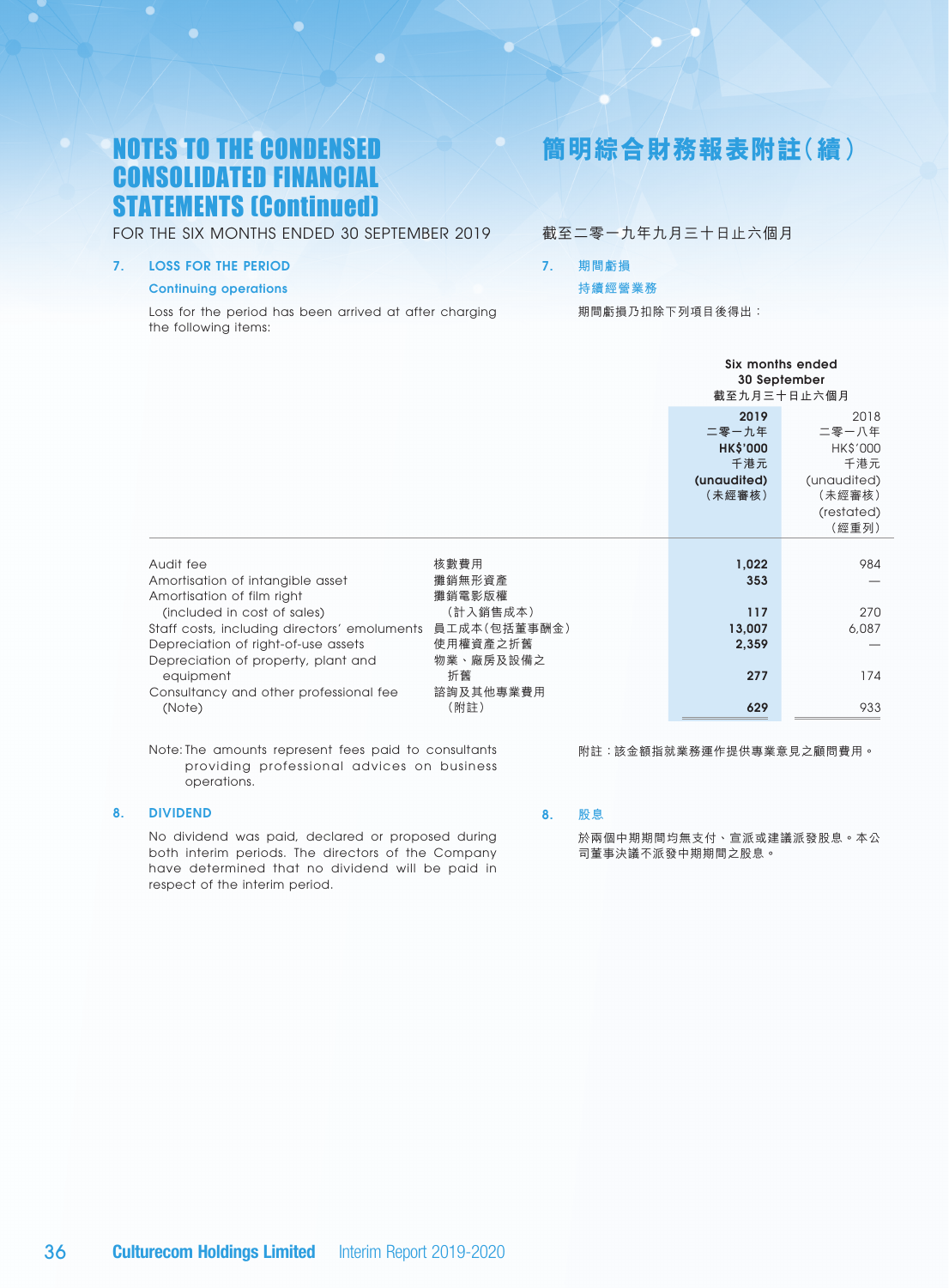# NOTES TO THE CONDENSED CONSOLIDATED FINANCIAL STATEMENTS (Continued)

# 簡明綜合財務報表附註（續）

FOR THE SIX MONTHS ENDED 30 SEPTEMBER 2019

截至二零一九年九月三十日止六個月

## 7. LOSS FOR THE PERIOD 期間虧損

### Continuing operations 持續經營業務

Loss for the period has been arrived at after charging the following items:

期間虧損乃扣除下列項目後得出：

| | | Six months ended 30 September 截至九月三十日止六個月 | |
|---|---|---|---|
| | | **2019 二零一九年 HK$'000 千港元 (unaudited) （未經審核）** | 2018 二零一八年 HK$'000 千港元 (unaudited) （未經審核） (restated) （經重列） |
| Audit fee | 核數費用 | **1,022** | 984 |
| Amortisation of intangible asset | 攤銷無形資產 | **353** | — |
| Amortisation of film right (included in cost of sales) | 攤銷電影版權（計入銷售成本） | **117** | 270 |
| Staff costs, including directors' emoluments | 員工成本（包括董事酬金） | **13,007** | 6,087 |
| Depreciation of right-of-use assets | 使用權資產之折舊 | **2,359** | — |
| Depreciation of property, plant and equipment | 物業、廠房及設備之折舊 | **277** | 174 |
| Consultancy and other professional fee (Note) | 諮詢及其他專業費用（附註） | **629** | 933 |

Note: The amounts represent fees paid to consultants providing professional advices on business operations.

附註：該金額指就業務運作提供專業意見之顧問費用。

## 8. DIVIDEND 股息

No dividend was paid, declared or proposed during both interim periods. The directors of the Company have determined that no dividend will be paid in respect of the interim period.

於兩個中期期間均無支付、宣派或建議派發股息。本公司董事決議不派發中期期間之股息。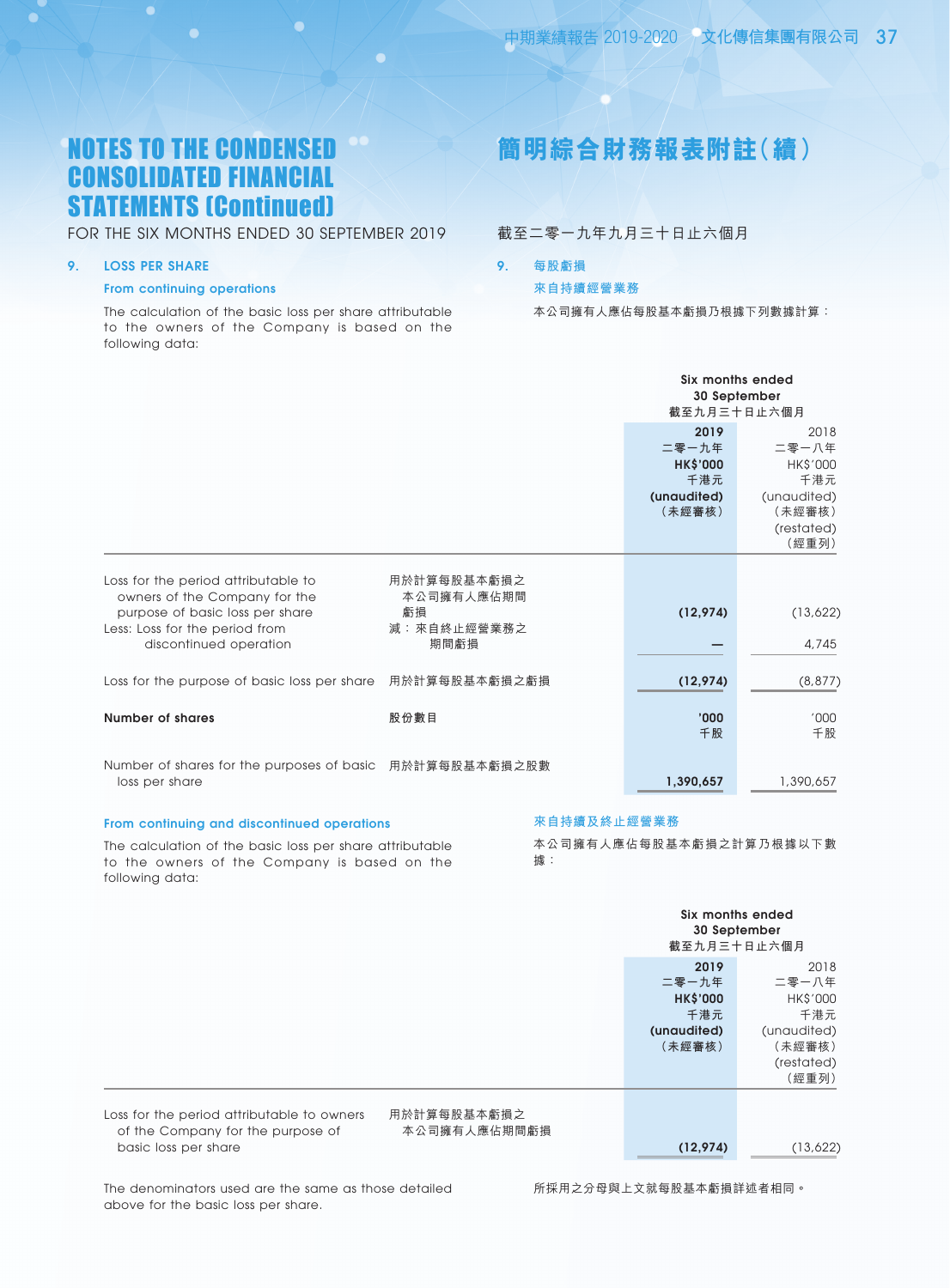# NOTES TO THE CONDENSED CONSOLIDATED FINANCIAL STATEMENTS (Continued)

# 簡明綜合財務報表附註（續）

FOR THE SIX MONTHS ENDED 30 SEPTEMBER 2019

截至二零一九年九月三十日止六個月

## 9. LOSS PER SHARE 每股虧損

### From continuing operations 來自持續經營業務

The calculation of the basic loss per share attributable to the owners of the Company is based on the following data:

本公司擁有人應佔每股基本虧損乃根據下列數據計算：

| | | Six months ended 30 September 截至九月三十日止六個月 | |
|---|---|---|---|
| | | **2019 二零一九年 HK$'000 千港元 (unaudited) （未經審核）** | 2018 二零一八年 HK$'000 千港元 (unaudited) （未經審核） (restated) （經重列） |
| Loss for the period attributable to owners of the Company for the purpose of basic loss per share | 用於計算每股基本虧損之本公司擁有人應佔期間虧損 | **(12,974)** | (13,622) |
| Less: Loss for the period from discontinued operation | 減：來自終止經營業務之期間虧損 | **—** | 4,745 |
| Loss for the purpose of basic loss per share | 用於計算每股基本虧損之虧損 | **(12,974)** | (8,877) |
| **Number of shares** | 股份數目 | **'000 千股** | '000 千股 |
| Number of shares for the purposes of basic loss per share | 用於計算每股基本虧損之股數 | **1,390,657** | 1,390,657 |

### From continuing and discontinued operations 來自持續及終止經營業務

The calculation of the basic loss per share attributable to the owners of the Company is based on the following data:

本公司擁有人應佔每股基本虧損之計算乃根據以下數據：

| | | Six months ended 30 September 截至九月三十日止六個月 | |
|---|---|---|---|
| | | **2019 二零一九年 HK$'000 千港元 (unaudited) （未經審核）** | 2018 二零一八年 HK$'000 千港元 (unaudited) （未經審核） (restated) （經重列） |
| Loss for the period attributable to owners of the Company for the purpose of basic loss per share | 用於計算每股基本虧損之本公司擁有人應佔期間虧損 | **(12,974)** | (13,622) |

The denominators used are the same as those detailed above for the basic loss per share.

所採用之分母與上文就每股基本虧損詳述者相同。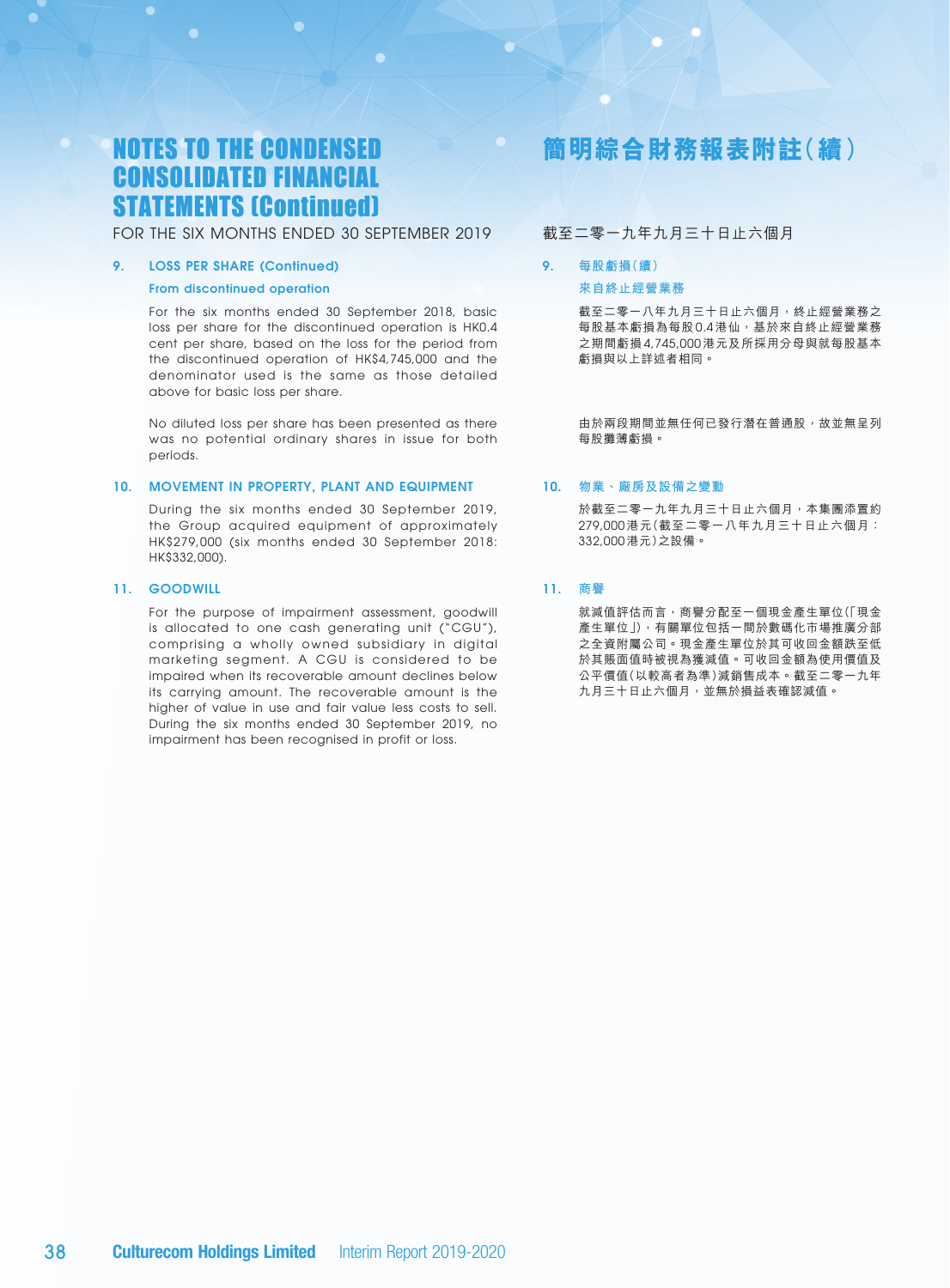# NOTES TO THE CONDENSED CONSOLIDATED FINANCIAL STATEMENTS (Continued)

FOR THE SIX MONTHS ENDED 30 SEPTEMBER 2019

## 9. LOSS PER SHARE (Continued)

### From discontinued operation

For the six months ended 30 September 2018, basic loss per share for the discontinued operation is HK0.4 cent per share, based on the loss for the period from the discontinued operation of HK$4,745,000 and the denominator used is the same as those detailed above for basic loss per share.

No diluted loss per share has been presented as there was no potential ordinary shares in issue for both periods.

## 10. MOVEMENT IN PROPERTY, PLANT AND EQUIPMENT

During the six months ended 30 September 2019, the Group acquired equipment of approximately HK$279,000 (six months ended 30 September 2018: HK$332,000).

## 11. GOODWILL

For the purpose of impairment assessment, goodwill is allocated to one cash generating unit ("CGU"), comprising a wholly owned subsidiary in digital marketing segment. A CGU is considered to be impaired when its recoverable amount declines below its carrying amount. The recoverable amount is the higher of value in use and fair value less costs to sell. During the six months ended 30 September 2019, no impairment has been recognised in profit or loss.

# 簡明綜合財務報表附註(續)

截至二零一九年九月三十日止六個月

## 9. 每股虧損(續)

### 來自終止經營業務

截至二零一八年九月三十日止六個月，終止經營業務之每股基本虧損為每股0.4港仙，基於來自終止經營業務之期間虧損4,745,000港元及所採用分母與就每股基本虧損與以上詳述者相同。

由於兩段期間並無任何已發行潛在普通股，故並無呈列每股攤薄虧損。

## 10. 物業、廠房及設備之變動

於截至二零一九年九月三十日止六個月，本集團添置約279,000港元(截至二零一八年九月三十日止六個月：332,000港元)之設備。

## 11. 商譽

就減值評估而言，商譽分配至一個現金產生單位(「現金產生單位」)，有關單位包括一間於數碼化市場推廣分部之全資附屬公司。現金產生單位於其可收回金額跌至低於其賬面值時被視為獲減值。可收回金額為使用價值及公平價值(以較高者為準)減銷售成本。截至二零一九年九月三十日止六個月，並無於損益表確認減值。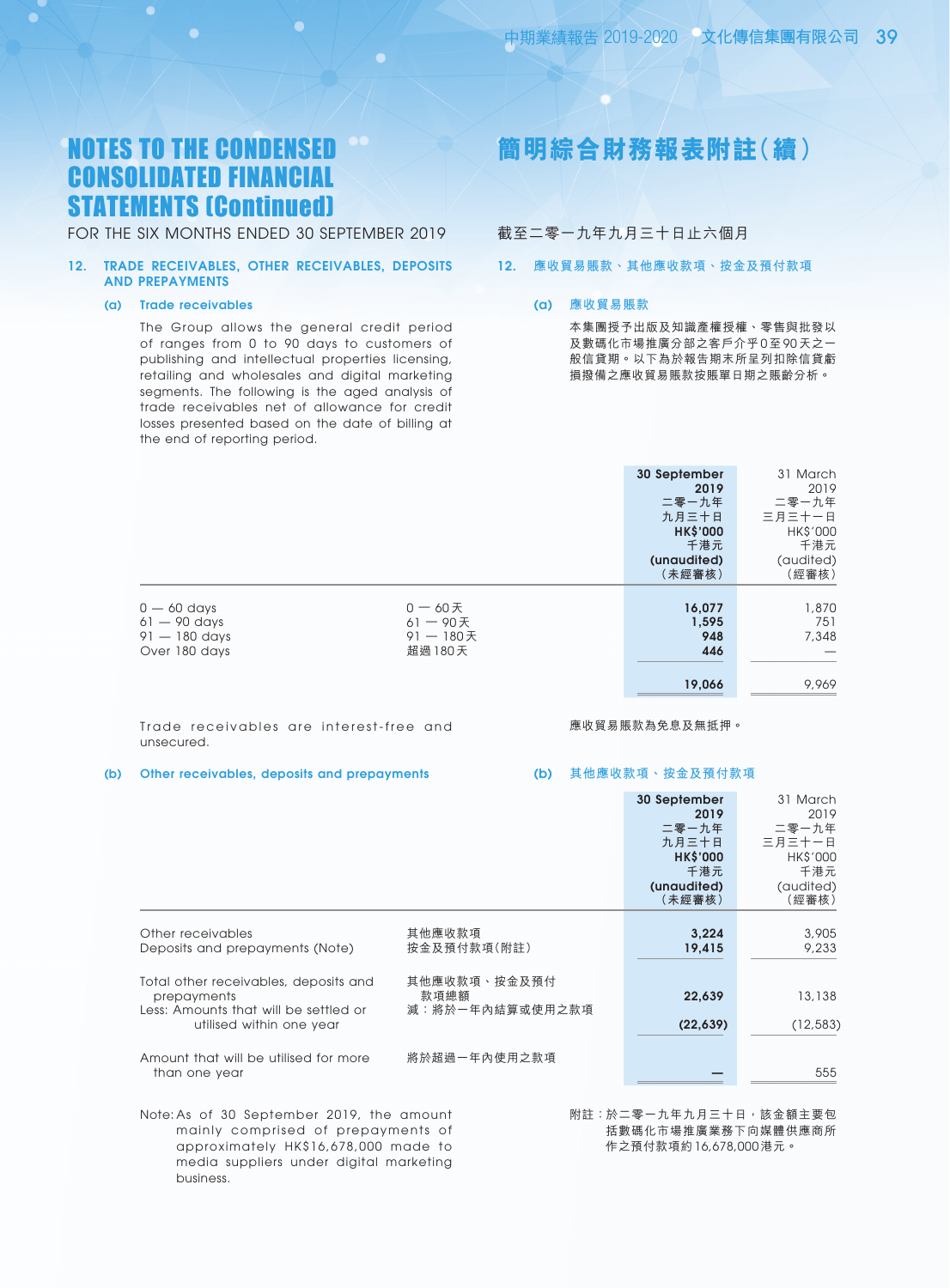# NOTES TO THE CONDENSED CONSOLIDATED FINANCIAL STATEMENTS (Continued)

# 簡明綜合財務報表附註（續）

FOR THE SIX MONTHS ENDED 30 SEPTEMBER 2019

截至二零一九年九月三十日止六個月

## 12. TRADE RECEIVABLES, OTHER RECEIVABLES, DEPOSITS AND PREPAYMENTS

## 12. 應收貿易賬款、其他應收款項、按金及預付款項

### (a) Trade receivables

### (a) 應收貿易賬款

The Group allows the general credit period of ranges from 0 to 90 days to customers of publishing and intellectual properties licensing, retailing and wholesales and digital marketing segments. The following is an aged analysis of trade receivables net of allowance for credit losses presented based on the date of billing at the end of reporting period.

本集團授予出版及知識產權授權、零售與批發以及數碼化市場推廣分部之客戶介乎0至90天之一般信貸期。以下為於報告期末所呈列扣除信貸虧損撥備之應收貿易賬款按賬單日期之賬齡分析。

| | | 30 September 2019 二零一九年九月三十日 HK$'000 千港元 (unaudited) (未經審核) | 31 March 2019 二零一九年三月三十一日 HK$'000 千港元 (audited) (經審核) |
|---|---|---|---|
| 0 — 60 days | 0 — 60天 | 16,077 | 1,870 |
| 61 — 90 days | 61 — 90天 | 1,595 | 751 |
| 91 — 180 days | 91 — 180天 | 948 | 7,348 |
| Over 180 days | 超過180天 | 446 | — |
| | | 19,066 | 9,969 |

Trade receivables are interest-free and unsecured.

應收貿易賬款為免息及無抵押。

### (b) Other receivables, deposits and prepayments

### (b) 其他應收款項、按金及預付款項

| | | 30 September 2019 二零一九年九月三十日 HK$'000 千港元 (unaudited) (未經審核) | 31 March 2019 二零一九年三月三十一日 HK$'000 千港元 (audited) (經審核) |
|---|---|---|---|
| Other receivables | 其他應收款項 | 3,224 | 3,905 |
| Deposits and prepayments (Note) | 按金及預付款項（附註） | 19,415 | 9,233 |
| Total other receivables, deposits and prepayments | 其他應收款項、按金及預付款項總額 | 22,639 | 13,138 |
| Less: Amounts that will be settled or utilised within one year | 減：將於一年內結算或使用之款項 | (22,639) | (12,583) |
| Amount that will be utilised for more than one year | 將於超過一年內使用之款項 | — | 555 |

Note: As of 30 September 2019, the amount mainly comprised of prepayments of approximately HK$16,678,000 made to media suppliers under digital marketing business.

附註：於二零一九年九月三十日，該金額主要包括數碼化市場推廣業務下向媒體供應商所作之預付款項約16,678,000港元。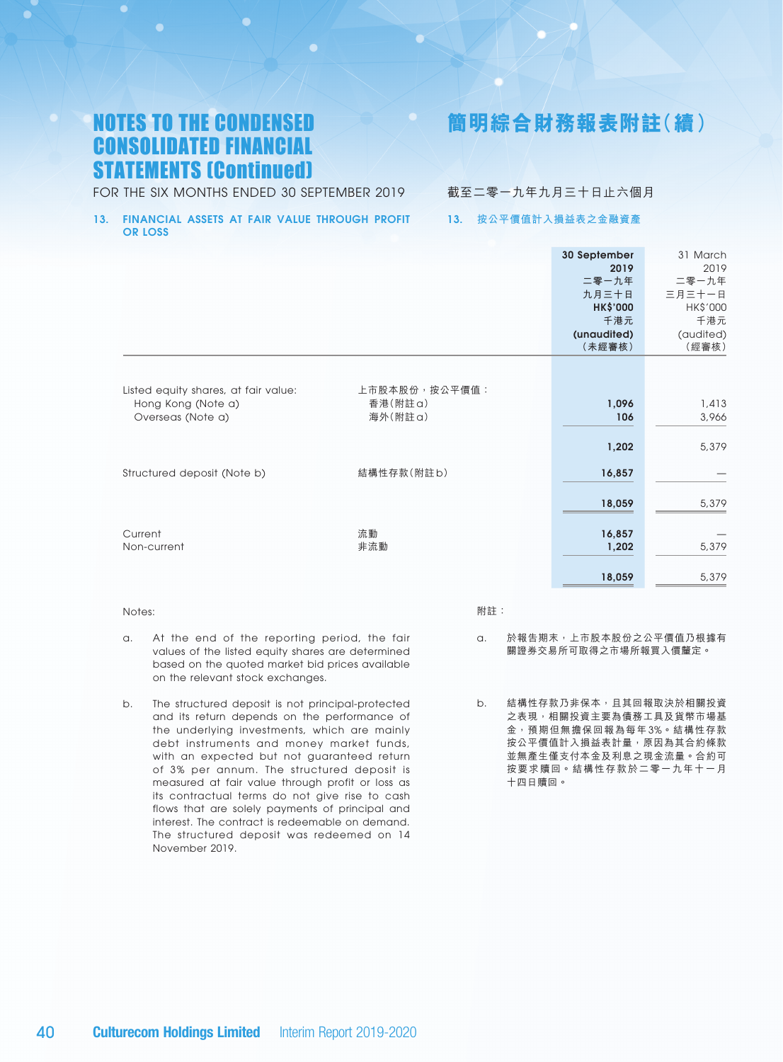# NOTES TO THE CONDENSED CONSOLIDATED FINANCIAL STATEMENTS (Continued)

# 簡明綜合財務報表附註(續)

FOR THE SIX MONTHS ENDED 30 SEPTEMBER 2019

截至二零一九年九月三十日止六個月

## 13. FINANCIAL ASSETS AT FAIR VALUE THROUGH PROFIT OR LOSS

## 13. 按公平價值計入損益表之金融資產

| | | 30 September 2019<br>二零一九年九月三十日<br>HK$'000<br>千港元<br>(unaudited)<br>(未經審核) | 31 March 2019<br>二零一九年三月三十一日<br>HK$'000<br>千港元<br>(audited)<br>(經審核) |
|---|---|---|---|
| Listed equity shares, at fair value: | 上市股本股份,按公平價值: | | |
| Hong Kong (Note a) | 香港(附註a) | 1,096 | 1,413 |
| Overseas (Note a) | 海外(附註a) | 106 | 3,966 |
| | | 1,202 | 5,379 |
| Structured deposit (Note b) | 結構性存款(附註b) | 16,857 | — |
| | | 18,059 | 5,379 |
| Current | 流動 | 16,857 | — |
| Non-current | 非流動 | 1,202 | 5,379 |
| | | 18,059 | 5,379 |

Notes:

a. At the end of the reporting period, the fair values of the listed equity shares are determined based on the quoted market bid prices available on the relevant stock exchanges.

b. The structured deposit is not principal-protected and its return depends on the performance of the underlying investments, which are mainly debt instruments and money market funds, with an expected but not guaranteed return of 3% per annum. The structured deposit is measured at fair value through profit or loss as its contractual terms do not give rise to cash flows that are solely payments of principal and interest. The contract is redeemable on demand. The structured deposit was redeemed on 14 November 2019.

附註:

a. 於報告期末,上市股本股份之公平價值乃根據有關證券交易所可取得之市場所報買入價釐定。

b. 結構性存款乃非保本,且其回報取決於相關投資之表現,相關投資主要為債務工具及貨幣市場基金,預期但無擔保回報為每年3%。結構性存款按公平價值計入損益表計量,原因為其合約條款並無產生僅支付本金及利息之現金流量。合約可按要求贖回。結構性存款於二零一九年十一月十四日贖回。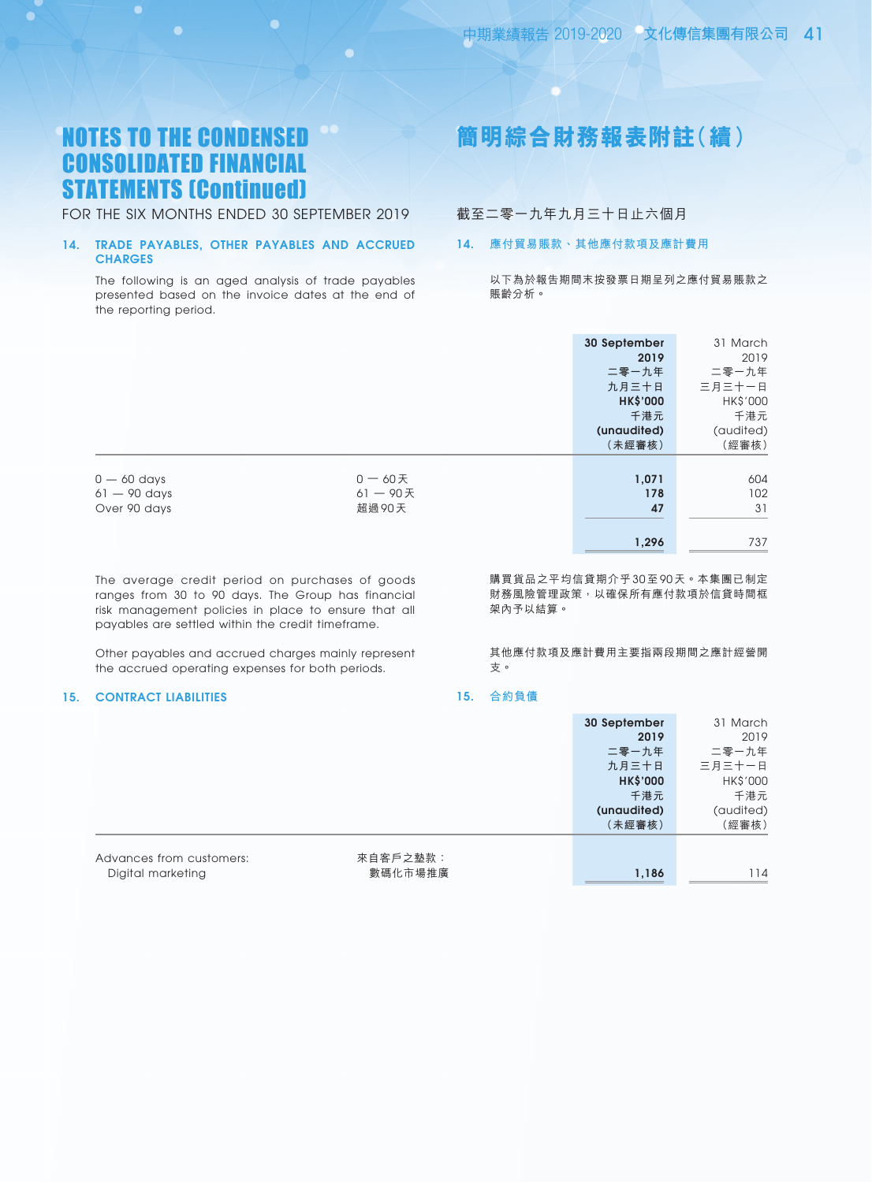# NOTES TO THE CONDENSED CONSOLIDATED FINANCIAL STATEMENTS (Continued)

# 簡明綜合財務報表附註(續)

FOR THE SIX MONTHS ENDED 30 SEPTEMBER 2019

截至二零一九年九月三十日止六個月

## 14. TRADE PAYABLES, OTHER PAYABLES AND ACCRUED CHARGES

## 14. 應付貿易賬款、其他應付款項及應計費用

The following is an aged analysis of trade payables presented based on the invoice dates at the end of the reporting period.

以下為於報告期間末按發票日期呈列之應付貿易賬款之賬齡分析。

| | | **30 September 2019 二零一九年九月三十日 HK$'000 千港元 (unaudited) (未經審核)** | 31 March 2019 二零一九年三月三十一日 HK$'000 千港元 (audited) (經審核) |
|---|---|---|---|
| 0 — 60 days | 0 — 60天 | **1,071** | 604 |
| 61 — 90 days | 61 — 90天 | **178** | 102 |
| Over 90 days | 超過90天 | **47** | 31 |
| | | **1,296** | 737 |

The average credit period on purchases of goods ranges from 30 to 90 days. The Group has financial risk management policies in place to ensure that all payables are settled within the credit timeframe.

購買貨品之平均信貸期介乎30至90天。本集團已制定財務風險管理政策，以確保所有應付款項於信貸時間框架內予以結算。

Other payables and accrued charges mainly represent the accrued operating expenses for both periods.

其他應付款項及應計費用主要指兩段期間之應計經營開支。

## 15. CONTRACT LIABILITIES

## 15. 合約負債

| | | **30 September 2019 二零一九年九月三十日 HK$'000 千港元 (unaudited) (未經審核)** | 31 March 2019 二零一九年三月三十一日 HK$'000 千港元 (audited) (經審核) |
|---|---|---|---|
| Advances from customers: | 來自客戶之墊款： | | |
| Digital marketing | 數碼化市場推廣 | **1,186** | 114 |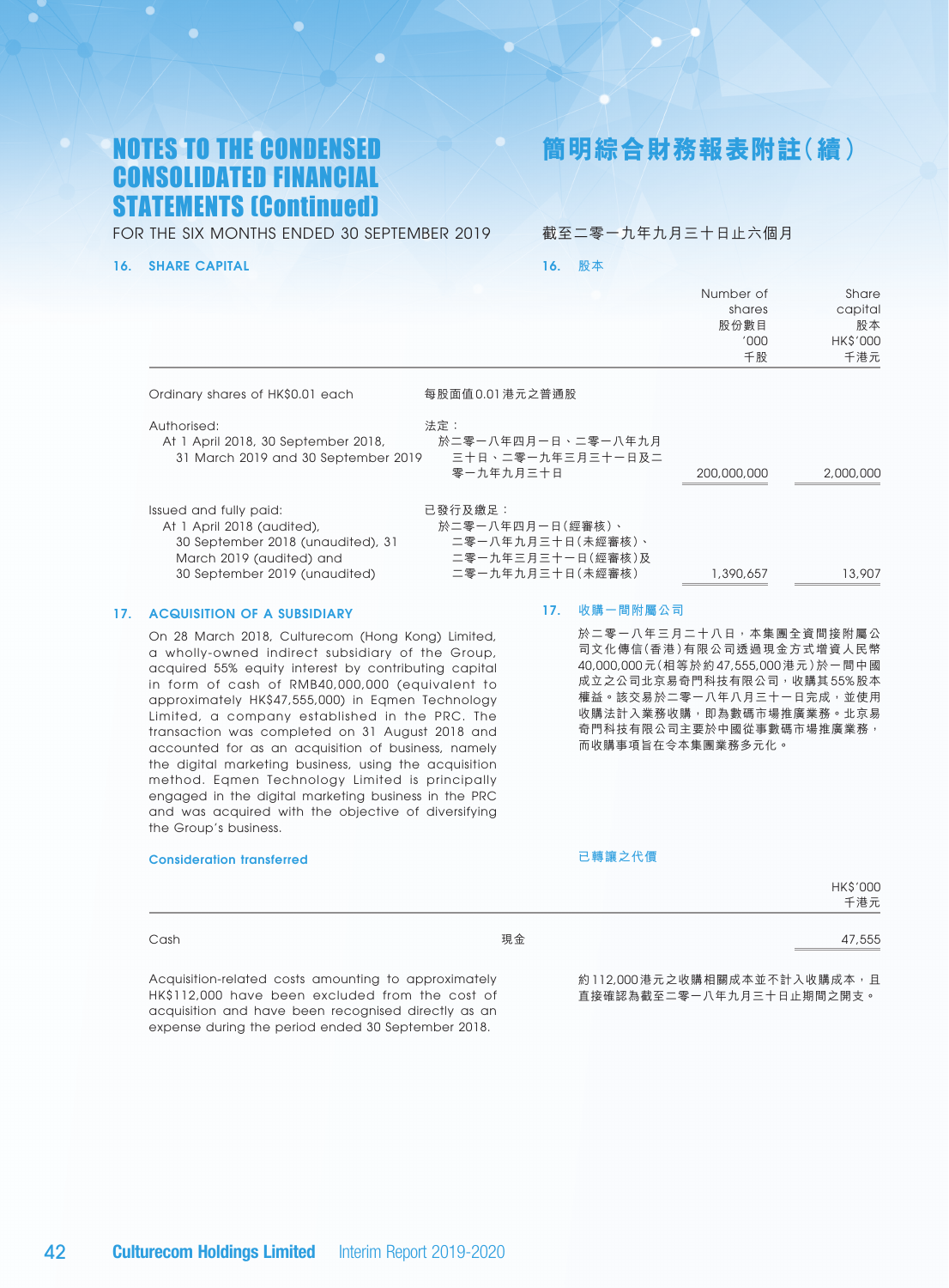# NOTES TO THE CONDENSED CONSOLIDATED FINANCIAL STATEMENTS (Continued)

# 簡明綜合財務報表附註（續）

FOR THE SIX MONTHS ENDED 30 SEPTEMBER 2019

截至二零一九年九月三十日止六個月

## 16. SHARE CAPITAL

## 16. 股本

| | | Number of shares 股份數目 '000 千股 | Share capital 股本 HK$'000 千港元 |
|---|---|---|---|
| Ordinary shares of HK$0.01 each | 每股面值0.01港元之普通股 | | |
| Authorised: At 1 April 2018, 30 September 2018, 31 March 2019 and 30 September 2019 | 法定：於二零一八年四月一日、二零一八年九月三十日、二零一九年三月三十一日及二零一九年九月三十日 | 200,000,000 | 2,000,000 |
| Issued and fully paid: At 1 April 2018 (audited), 30 September 2018 (unaudited), 31 March 2019 (audited) and 30 September 2019 (unaudited) | 已發行及繳足：於二零一八年四月一日（經審核）、二零一八年九月三十日（未經審核）、二零一九年三月三十一日（經審核）及二零一九年九月三十日（未經審核） | 1,390,657 | 13,907 |

## 17. ACQUISITION OF A SUBSIDIARY

On 28 March 2018, Culturecom (Hong Kong) Limited, a wholly-owned indirect subsidiary of the Group, acquired 55% equity interest by contributing capital in form of cash of RMB40,000,000 (equivalent to approximately HK$47,555,000) in Eqmen Technology Limited, a company established in the PRC. The transaction was completed on 31 August 2018 and accounted for as an acquisition of business, namely the digital marketing business, using the acquisition method. Eqmen Technology Limited is principally engaged in the digital marketing business in the PRC and was acquired with the objective of diversifying the Group's business.

## 17. 收購一間附屬公司

於二零一八年三月二十八日，本集團全資間接附屬公司文化傳信（香港）有限公司透過現金方式增資人民幣40,000,000元（相等於約47,555,000港元）於一間中國成立之公司北京易奇門科技有限公司，收購其55%股本權益。該交易於二零一八年八月三十一日完成，並使用收購法計入業務收購，即為數碼市場推廣業務。北京易奇門科技有限公司主要於中國從事數碼市場推廣業務，而收購事項旨在令本集團業務多元化。

### Consideration transferred

### 已轉讓之代價

| | | HK$'000 千港元 |
|---|---|---|
| Cash | 現金 | 47,555 |

Acquisition-related costs amounting to approximately HK$112,000 have been excluded from the cost of acquisition and have been recognised directly as an expense during the period ended 30 September 2018.

約112,000港元之收購相關成本並不計入收購成本，且直接確認為截至二零一八年九月三十日止期間之開支。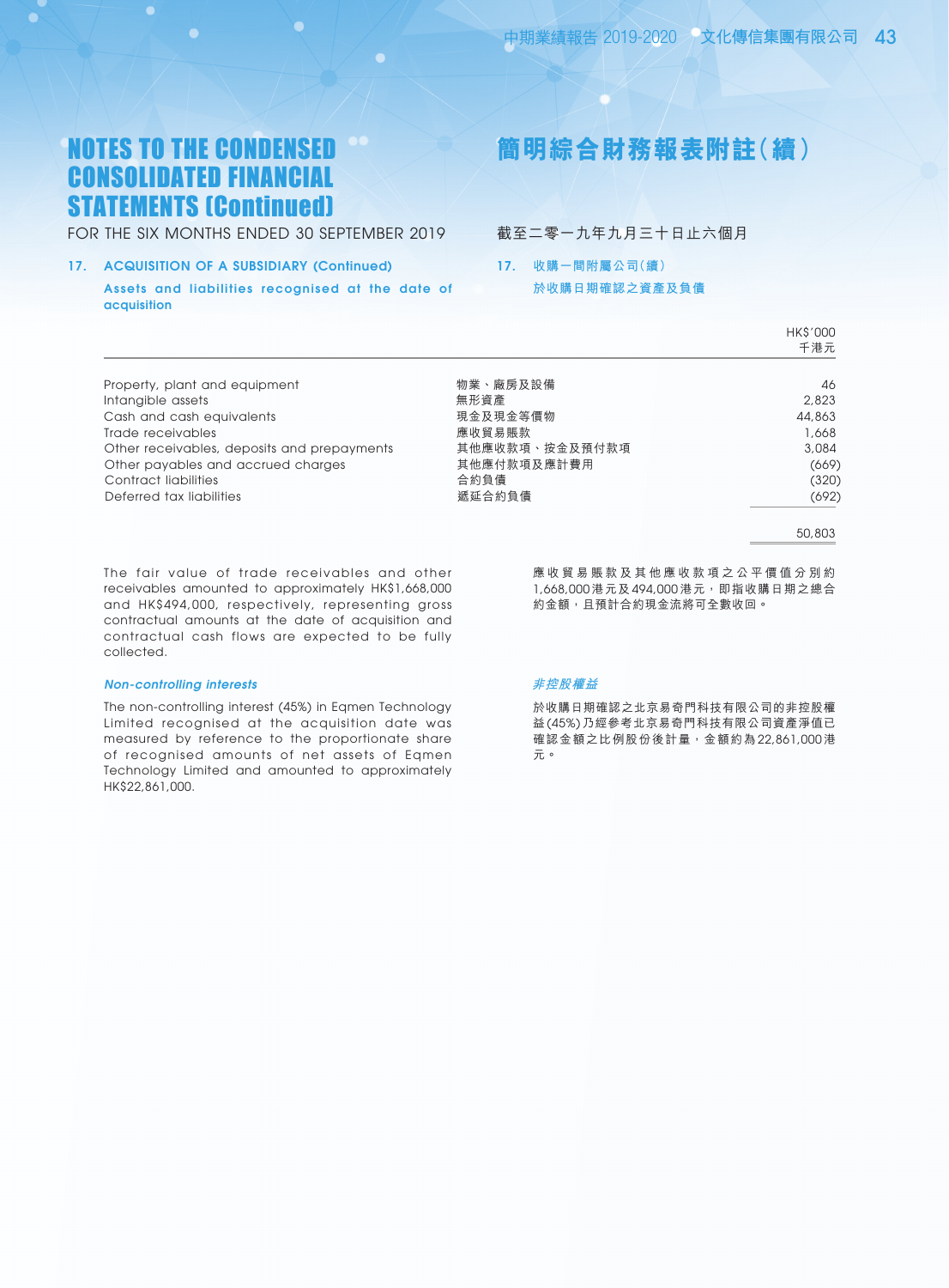# NOTES TO THE CONDENSED CONSOLIDATED FINANCIAL STATEMENTS (Continued)

# 簡明綜合財務報表附註(續)

FOR THE SIX MONTHS ENDED 30 SEPTEMBER 2019

截至二零一九年九月三十日止六個月

## 17. ACQUISITION OF A SUBSIDIARY (Continued)

## 17. 收購一間附屬公司(續)

### Assets and liabilities recognised at the date of acquisition

### 於收購日期確認之資產及負債

| | | HK$'000<br>千港元 |
|---|---|---|
| Property, plant and equipment | 物業、廠房及設備 | 46 |
| Intangible assets | 無形資產 | 2,823 |
| Cash and cash equivalents | 現金及現金等價物 | 44,863 |
| Trade receivables | 應收貿易賬款 | 1,668 |
| Other receivables, deposits and prepayments | 其他應收款項、按金及預付款項 | 3,084 |
| Other payables and accrued charges | 其他應付款項及應計費用 | (669) |
| Contract liabilities | 合約負債 | (320) |
| Deferred tax liabilities | 遞延合約負債 | (692) |
| | | 50,803 |

The fair value of trade receivables and other receivables amounted to approximately HK$1,668,000 and HK$494,000, respectively, representing gross contractual amounts at the date of acquisition and contractual cash flows are expected to be fully collected.

應收貿易賬款及其他應收款項之公平價值分別約1,668,000港元及494,000港元，即指收購日期之總合約金額，且預計合約現金流將可全數收回。

#### *Non-controlling interests*

The non-controlling interest (45%) in Eqmen Technology Limited recognised at the acquisition date was measured by reference to the proportionate share of recognised amounts of net assets of Eqmen Technology Limited and amounted to approximately HK$22,861,000.

#### *非控股權益*

於收購日期確認之北京易奇門科技有限公司的非控股權益(45%)乃經參考北京易奇門科技有限公司資產淨值已確認金額之比例股份後計量，金額約為22,861,000港元。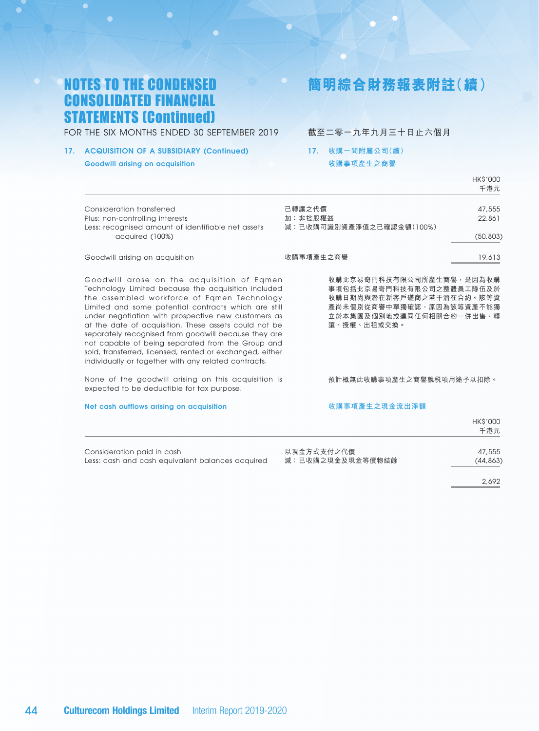# NOTES TO THE CONDENSED CONSOLIDATED FINANCIAL STATEMENTS (Continued)

# 簡明綜合財務報表附註(續)

FOR THE SIX MONTHS ENDED 30 SEPTEMBER 2019

截至二零一九年九月三十日止六個月

## 17. ACQUISITION OF A SUBSIDIARY (Continued)

## 17. 收購一間附屬公司(續)

### Goodwill arising on acquisition

### 收購事項產生之商譽

| | | HK$'000<br>千港元 |
|---|---|---|
| Consideration transferred | 已轉讓之代價 | 47,555 |
| Plus: non-controlling interests | 加：非控股權益 | 22,861 |
| Less: recognised amount of identifiable net assets acquired (100%) | 減：已收購可識別資產淨值之已確認金額(100%) | (50,803) |
| Goodwill arising on acquisition | 收購事項產生之商譽 | 19,613 |

Goodwill arose on the acquisition of Eqmen Technology Limited because the acquisition included the assembled workforce of Eqmen Technology Limited and some potential contracts which are still under negotiation with prospective new customers as at the date of acquisition. These assets could not be separately recognised from goodwill because they are not capable of being separated from the Group and sold, transferred, licensed, rented or exchanged, either individually or together with any related contracts.

收購北京易奇門科技有限公司所產生商譽，是因為收購事項包括北京易奇門科技有限公司之整體員工隊伍及於收購日期尚與潛在新客戶磋商之若干潛在合約。該等資產尚未個別從商譽中單獨確認，原因為該等資產不能獨立於本集團及個別地或連同任何相關合約一併出售、轉讓、授權、出租或交換。

None of the goodwill arising on this acquisition is expected to be deductible for tax purpose.

預計概無此收購事項產生之商譽就稅項用途予以扣除。

### Net cash outflows arising on acquisition

### 收購事項產生之現金流出淨額

| | | HK$'000<br>千港元 |
|---|---|---|
| Consideration paid in cash | 以現金方式支付之代價 | 47,555 |
| Less: cash and cash equivalent balances acquired | 減：已收購之現金及現金等價物結餘 | (44,863) |
| | | 2,692 |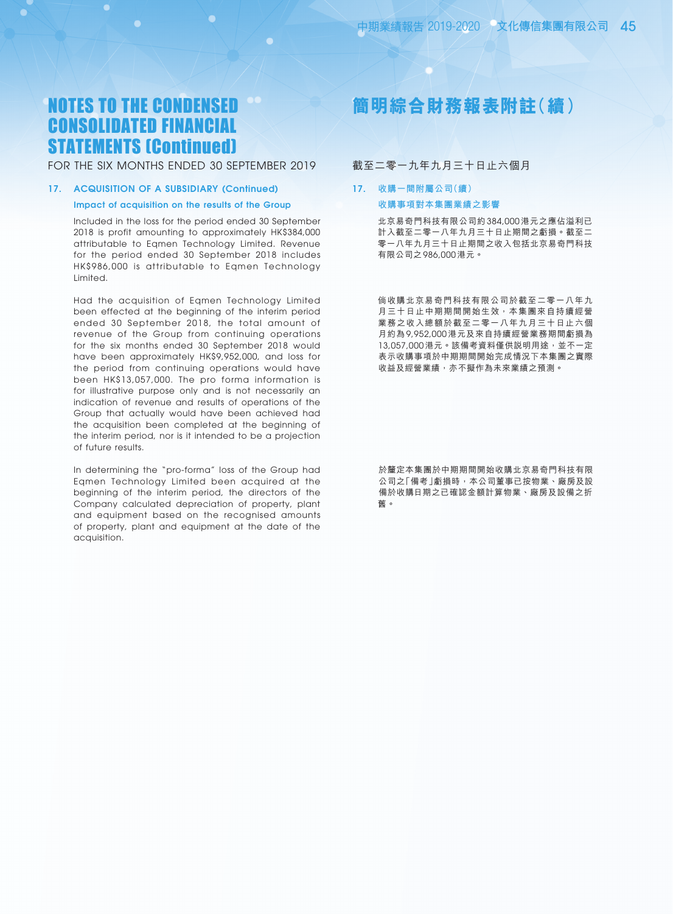# NOTES TO THE CONDENSED CONSOLIDATED FINANCIAL STATEMENTS (Continued)

# 簡明綜合財務報表附註(續)

FOR THE SIX MONTHS ENDED 30 SEPTEMBER 2019

截至二零一九年九月三十日止六個月

## 17. ACQUISITION OF A SUBSIDIARY (Continued)

### Impact of acquisition on the results of the Group

Included in the loss for the period ended 30 September 2018 is profit amounting to approximately HK$384,000 attributable to Eqmen Technology Limited. Revenue for the period ended 30 September 2018 includes HK$986,000 is attributable to Eqmen Technology Limited.

Had the acquisition of Eqmen Technology Limited been effected at the beginning of the interim period ended 30 September 2018, the total amount of revenue of the Group from continuing operations for the six months ended 30 September 2018 would have been approximately HK$9,952,000, and loss for the period from continuing operations would have been HK$13,057,000. The pro forma information is for illustrative purpose only and is not necessarily an indication of revenue and results of operations of the Group that actually would have been achieved had the acquisition been completed at the beginning of the interim period, nor is it intended to be a projection of future results.

In determining the "pro-forma" loss of the Group had Eqmen Technology Limited been acquired at the beginning of the interim period, the directors of the Company calculated depreciation of property, plant and equipment based on the recognised amounts of property, plant and equipment at the date of the acquisition.

## 17. 收購一間附屬公司(續)

### 收購事項對本集團業績之影響

北京易奇門科技有限公司約384,000港元之應佔溢利已計入截至二零一八年九月三十日止期間之虧損。截至二零一八年九月三十日止期間之收入包括北京易奇門科技有限公司之986,000港元。

倘收購北京易奇門科技有限公司於截至二零一八年九月三十日止中期期間開始生效,本集團來自持續經營業務之收入總額於截至二零一八年九月三十日止六個月約為9,952,000港元及來自持續經營業務期間虧損為13,057,000港元。該備考資料僅供說明用途,並不一定表示收購事項於中期期間開始完成情況下本集團之實際收益及經營業績,亦不擬作為未來業績之預測。

於釐定本集團於中期期間開始收購北京易奇門科技有限公司之「備考」虧損時,本公司董事已按物業、廠房及設備於收購日期之已確認金額計算物業、廠房及設備之折舊。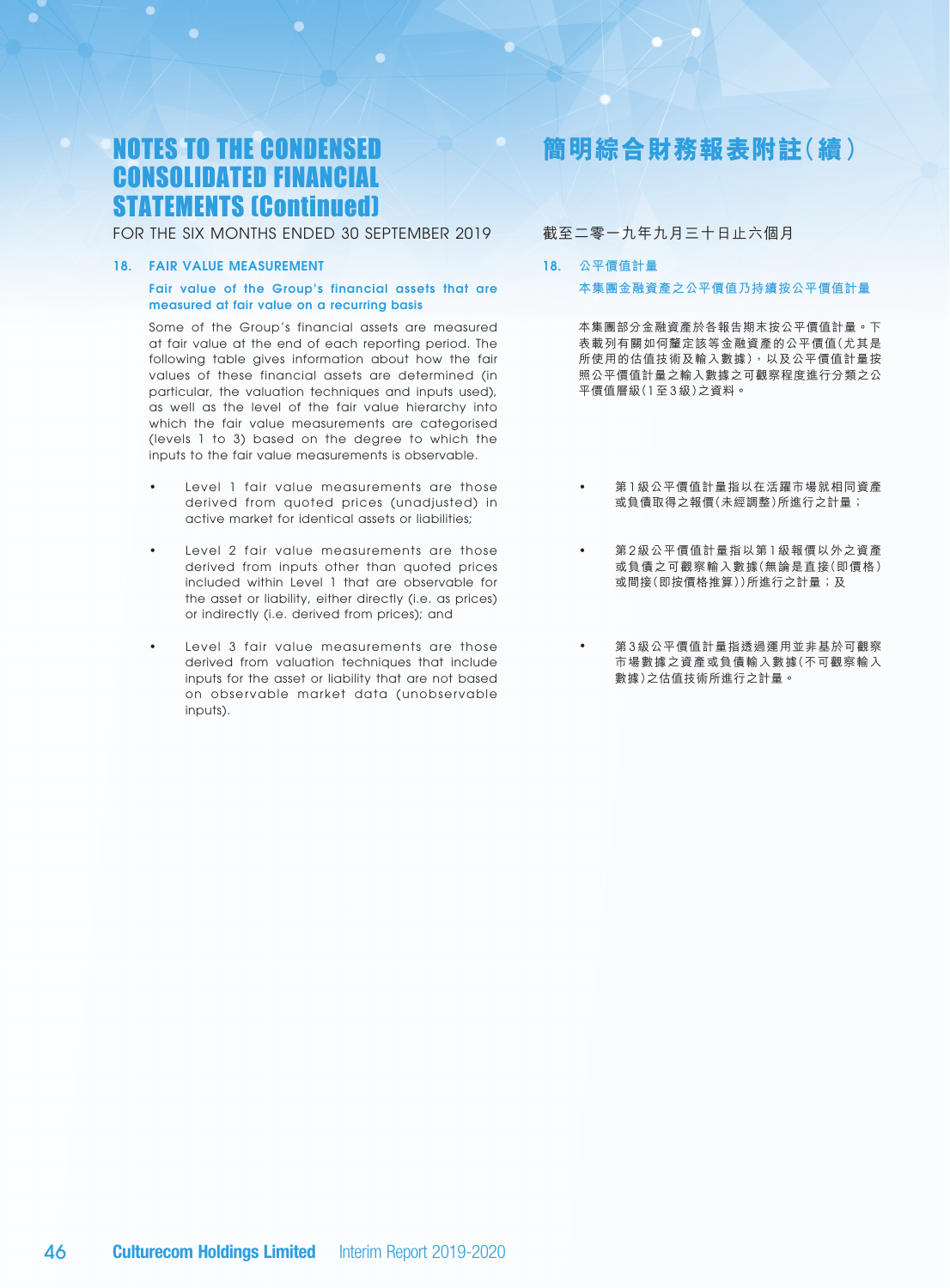# NOTES TO THE CONDENSED CONSOLIDATED FINANCIAL STATEMENTS (Continued)

FOR THE SIX MONTHS ENDED 30 SEPTEMBER 2019

## 18. FAIR VALUE MEASUREMENT

### Fair value of the Group's financial assets that are measured at fair value on a recurring basis

Some of the Group's financial assets are measured at fair value at the end of each reporting period. The following table gives information about how the fair values of these financial assets are determined (in particular, the valuation techniques and inputs used), as well as the level of the fair value hierarchy into which the fair value measurements are categorised (levels 1 to 3) based on the degree to which the inputs to the fair value measurements is observable.

- Level 1 fair value measurements are those derived from quoted prices (unadjusted) in active market for identical assets or liabilities;
- Level 2 fair value measurements are those derived from inputs other than quoted prices included within Level 1 that are observable for the asset or liability, either directly (i.e. as prices) or indirectly (i.e. derived from prices); and
- Level 3 fair value measurements are those derived from valuation techniques that include inputs for the asset or liability that are not based on observable market data (unobservable inputs).

# 簡明綜合財務報表附註（續）

截至二零一九年九月三十日止六個月

## 18. 公平價值計量

### 本集團金融資產之公平價值乃持續按公平價值計量

本集團部分金融資產於各報告期末按公平價值計量。下表載列有關如何釐定該等金融資產的公平價值（尤其是所使用的估值技術及輸入數據），以及公平價值計量按照公平價值計量之輸入數據之可觀察程度進行分類之公平價值層級（1至3級）之資料。

- 第1級公平價值計量指以在活躍市場就相同資產或負債取得之報價（未經調整）所進行之計量；
- 第2級公平價值計量指以第1級報價以外之資產或負債之可觀察輸入數據（無論是直接（即價格）或間接（即按價格推算））所進行之計量；及
- 第3級公平價值計量指透過運用並非基於可觀察市場數據之資產或負債輸入數據（不可觀察輸入數據）之估值技術所進行之計量。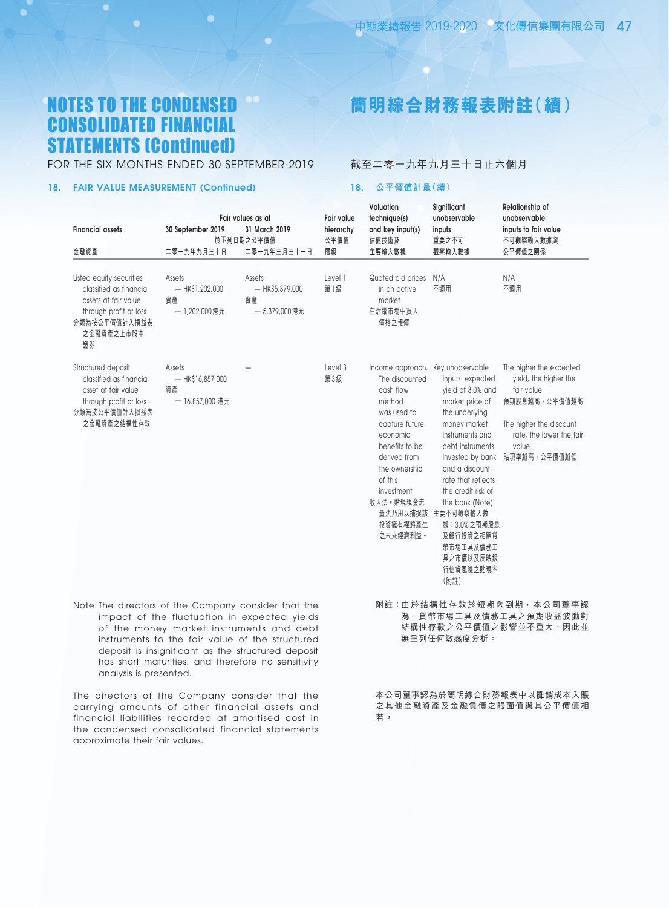# NOTES TO THE CONDENSED CONSOLIDATED FINANCIAL STATEMENTS (Continued)

# 簡明綜合財務報表附註（續）

FOR THE SIX MONTHS ENDED 30 SEPTEMBER 2019

截至二零一九年九月三十日止六個月

## 18. FAIR VALUE MEASUREMENT (Continued)

## 18. 公平價值計量（續）

| Financial assets<br>金融資產 | Fair values as at<br>於下列日期之公平價值<br>30 September 2019<br>二零一九年九月三十日 | 31 March 2019<br>二零一九年三月三十一日 | Fair value hierarchy<br>公平價值層級 | Valuation technique(s) and key input(s)<br>估值技術及主要輸入數據 | Significant unobservable inputs<br>重要之不可觀察輸入數據 | Relationship of unobservable inputs to fair value<br>不可觀察輸入數據與公平價值之關係 |
|---|---|---|---|---|---|---|
| Listed equity securities classified as financial assets at fair value through profit or loss<br>分類為按公平價值計入損益表之金融資產之上市股本證券 | Assets — HK$1,202,000<br>資產 — 1,202,000港元 | Assets — HK$5,379,000<br>資產 — 5,379,000港元 | Level 1<br>第1級 | Quoted bid prices in an active market<br>在活躍市場中買入價格之報價 | N/A<br>不適用 | N/A<br>不適用 |
| Structured deposit classified as financial asset at fair value through profit or loss<br>分類為按公平價值計入損益表之金融資產之結構性存款 | Assets — HK$16,857,000<br>資產 — 16,857,000 港元 | — | Level 3<br>第3級 | Income approach. The discounted cash flow method was used to capture future economic benefits to be derived from the ownership of this investment<br>收入法。貼現現金流量法乃用以捕捉該投資擁有權將產生之未來經濟利益。 | Key unobservable inputs: expected yield of 3.0% and market price of the underlying money market instruments and debt instruments invested by bank and a discount rate that reflects the credit risk of the bank (Note)<br>主要不可觀察輸入數據：3.0%之預期股息及銀行投資之相關貨幣市場工具及債務工具之市價以及反映銀行信貸風險之貼現率（附註） | The higher the expected yield, the higher the fair value<br>預期股息越高，公平價值越高<br><br>The higher the discount rate, the lower the fair value<br>貼現率越高，公平價值越低 |

Note: The directors of the Company consider that the impact of the fluctuation in expected yields of the money market instruments and debt instruments to the fair value of the structured deposit is insignificant as the structured deposit has short maturities, and therefore no sensitivity analysis is presented.

附註：由於結構性存款於短期內到期，本公司董事認為，貨幣市場工具及債務工具之預期收益波動對結構性存款之公平價值之影響並不重大，因此並無呈列任何敏感度分析。

The directors of the Company consider that the carrying amounts of other financial assets and financial liabilities recorded at amortised cost in the condensed consolidated financial statements approximate their fair values.

本公司董事認為於簡明綜合財務報表中以攤銷成本入賬之其他金融資產及金融負債之賬面值與其公平價值相若。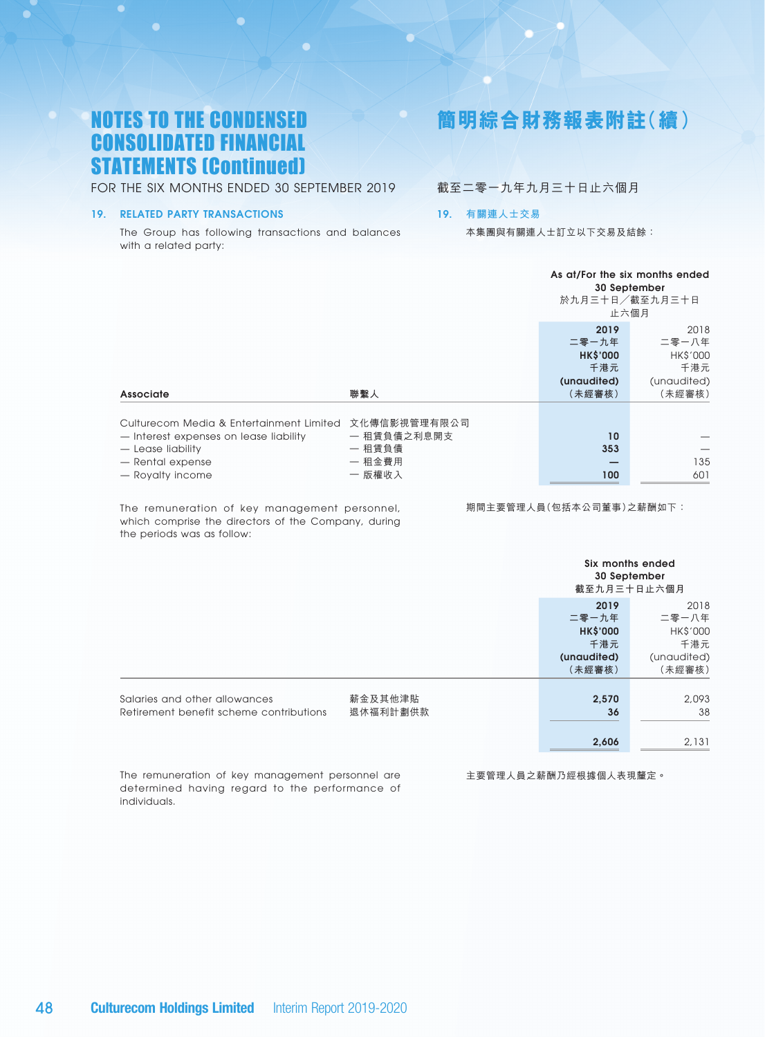# NOTES TO THE CONDENSED CONSOLIDATED FINANCIAL STATEMENTS (Continued)

# 簡明綜合財務報表附註(續)

FOR THE SIX MONTHS ENDED 30 SEPTEMBER 2019

截至二零一九年九月三十日止六個月

## 19. RELATED PARTY TRANSACTIONS

## 19. 有關連人士交易

The Group has following transactions and balances with a related party:

本集團與有關連人士訂立以下交易及結餘：

| | | As at/For the six months ended 30 September 於九月三十日／截至九月三十日止六個月 | |
|---|---|---|---|
| | | **2019** **二零一九年** **HK$'000** **千港元** **(unaudited)** **(未經審核)** | 2018 二零一八年 HK$'000 千港元 (unaudited) (未經審核) |
| **Associate** | **聯繫人** | | |
| Culturecom Media & Entertainment Limited | 文化傳信影視管理有限公司 | | |
| — Interest expenses on lease liability | — 租賃負債之利息開支 | **10** | — |
| — Lease liability | — 租賃負債 | **353** | — |
| — Rental expense | — 租金費用 | **—** | 135 |
| — Royalty income | — 版權收入 | **100** | 601 |

The remuneration of key management personnel, which comprise the directors of the Company, during the periods was as follow:

期間主要管理人員(包括本公司董事)之薪酬如下：

| | | Six months ended 30 September 截至九月三十日止六個月 | |
|---|---|---|---|
| | | **2019** **二零一九年** **HK$'000** **千港元** **(unaudited)** **(未經審核)** | 2018 二零一八年 HK$'000 千港元 (unaudited) (未經審核) |
| Salaries and other allowances | 薪金及其他津貼 | **2,570** | 2,093 |
| Retirement benefit scheme contributions | 退休福利計劃供款 | **36** | 38 |
| | | **2,606** | 2,131 |

The remuneration of key management personnel are determined having regard to the performance of individuals.

主要管理人員之薪酬乃經根據個人表現釐定。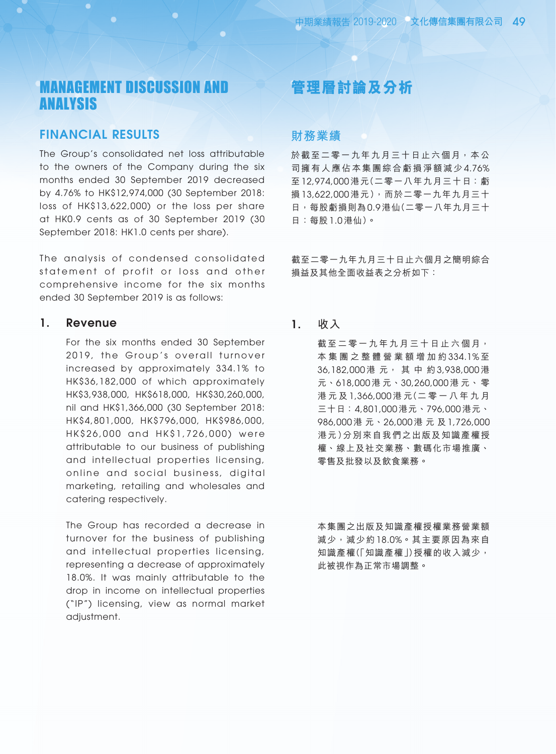# MANAGEMENT DISCUSSION AND ANALYSIS

## FINANCIAL RESULTS

The Group's consolidated net loss attributable to the owners of the Company during the six months ended 30 September 2019 decreased by 4.76% to HK$12,974,000 (30 September 2018: loss of HK$13,622,000) or the loss per share at HK0.9 cents as of 30 September 2019 (30 September 2018: HK1.0 cents per share).

The analysis of condensed consolidated statement of profit or loss and other comprehensive income for the six months ended 30 September 2019 is as follows:

### 1. Revenue

For the six months ended 30 September 2019, the Group's overall turnover increased by approximately 334.1% to HK$36,182,000 of which approximately HK$3,938,000, HK$618,000, HK$30,260,000, nil and HK$1,366,000 (30 September 2018: HK$4,801,000, HK$796,000, HK$986,000, HK$26,000 and HK$1,726,000) were attributable to our business of publishing and intellectual properties licensing, online and social business, digital marketing, retailing and wholesales and catering respectively.

The Group has recorded a decrease in turnover for the business of publishing and intellectual properties licensing, representing a decrease of approximately 18.0%. It was mainly attributable to the drop in income on intellectual properties ("IP") licensing, view as normal market adjustment.

# 管理層討論及分析

## 財務業績

於截至二零一九年九月三十日止六個月，本公司擁有人應佔本集團綜合虧損淨額減少4.76%至12,974,000港元（二零一八年九月三十日：虧損13,622,000港元），而於二零一九年九月三十日，每股虧損則為0.9港仙（二零一八年九月三十日：每股1.0港仙）。

截至二零一九年九月三十日止六個月之簡明綜合損益及其他全面收益表之分析如下：

### 1. 收入

截至二零一九年九月三十日止六個月，本集團之整體營業額增加約334.1%至36,182,000港元，其中約3,938,000港元、618,000港元、30,260,000港元、零港元及1,366,000港元（二零一八年九月三十日：4,801,000港元、796,000港元、986,000港元、26,000港元及1,726,000港元）分別來自我們之出版及知識產權授權、線上及社交業務、數碼化市場推廣、零售及批發以及飲食業務。

本集團之出版及知識產權授權業務營業額減少，減少約18.0%。其主要原因為來自知識產權（「知識產權」）授權的收入減少，此被視作為正常市場調整。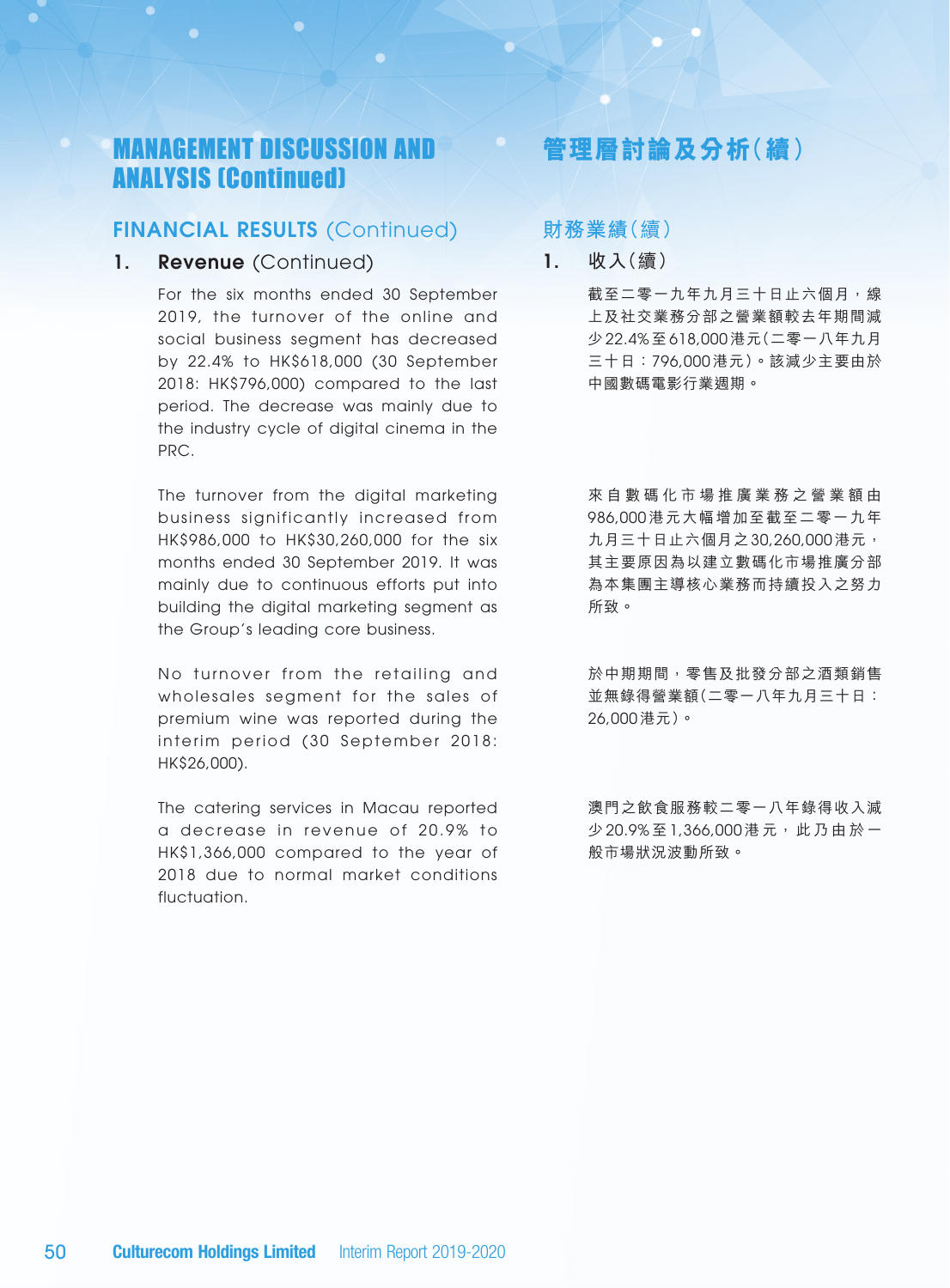# MANAGEMENT DISCUSSION AND ANALYSIS (Continued)

# 管理層討論及分析(續)

## FINANCIAL RESULTS (Continued)

## 財務業績(續)

### 1. Revenue (Continued)

For the six months ended 30 September 2019, the turnover of the online and social business segment has decreased by 22.4% to HK$618,000 (30 September 2018: HK$796,000) compared to the last period. The decrease was mainly due to the industry cycle of digital cinema in the PRC.

The turnover from the digital marketing business significantly increased from HK$986,000 to HK$30,260,000 for the six months ended 30 September 2019. It was mainly due to continuous efforts put into building the digital marketing segment as the Group's leading core business.

No turnover from the retailing and wholesales segment for the sales of premium wine was reported during the interim period (30 September 2018: HK$26,000).

The catering services in Macau reported a decrease in revenue of 20.9% to HK$1,366,000 compared to the year of 2018 due to normal market conditions fluctuation.

### 1. 收入(續)

截至二零一九年九月三十日止六個月，線上及社交業務分部之營業額較去年期間減少22.4%至618,000港元(二零一八年九月三十日：796,000港元)。該減少主要由於中國數碼電影行業週期。

來自數碼化市場推廣業務之營業額由986,000港元大幅增加至截至二零一九年九月三十日止六個月之30,260,000港元，其主要原因為以建立數碼化市場推廣分部為本集團主導核心業務而持續投入之努力所致。

於中期期間，零售及批發分部之酒類銷售並無錄得營業額(二零一八年九月三十日：26,000港元)。

澳門之飲食服務較二零一八年錄得收入減少20.9%至1,366,000港元，此乃由於一般市場狀況波動所致。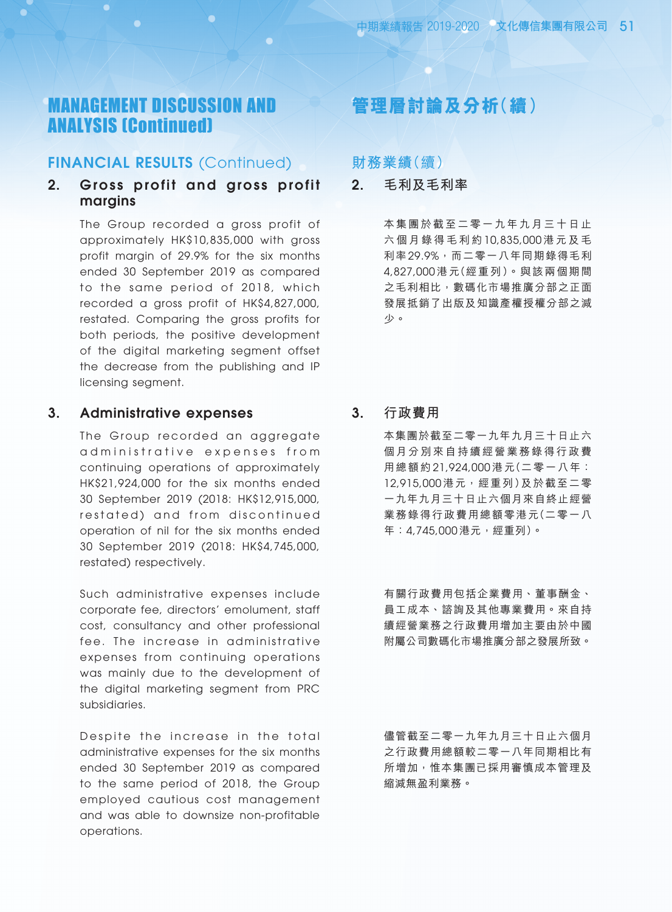# MANAGEMENT DISCUSSION AND ANALYSIS (Continued)

## FINANCIAL RESULTS (Continued)

### 2. Gross profit and gross profit margins

The Group recorded a gross profit of approximately HK$10,835,000 with gross profit margin of 29.9% for the six months ended 30 September 2019 as compared to the same period of 2018, which recorded a gross profit of HK$4,827,000, restated. Comparing the gross profits for both periods, the positive development of the digital marketing segment offset the decrease from the publishing and IP licensing segment.

### 3. Administrative expenses

The Group recorded an aggregate administrative expenses from continuing operations of approximately HK$21,924,000 for the six months ended 30 September 2019 (2018: HK$12,915,000, restated) and from discontinued operation of nil for the six months ended 30 September 2019 (2018: HK$4,745,000, restated) respectively.

Such administrative expenses include corporate fee, directors' emolument, staff cost, consultancy and other professional fee. The increase in administrative expenses from continuing operations was mainly due to the development of the digital marketing segment from PRC subsidiaries.

Despite the increase in the total administrative expenses for the six months ended 30 September 2019 as compared to the same period of 2018, the Group employed cautious cost management and was able to downsize non-profitable operations.

# 管理層討論及分析(續)

## 財務業績(續)

### 2. 毛利及毛利率

本集團於截至二零一九年九月三十日止六個月錄得毛利約10,835,000港元及毛利率29.9%，而二零一八年同期錄得毛利4,827,000港元(經重列)。與該兩個期間之毛利相比，數碼化市場推廣分部之正面發展抵銷了出版及知識產權授權分部之減少。

### 3. 行政費用

本集團於截至二零一九年九月三十日止六個月分別來自持續經營業務錄得行政費用總額約21,924,000港元(二零一八年：12,915,000港元，經重列)及於截至二零一九年九月三十日止六個月來自終止經營業務錄得行政費用總額零港元(二零一八年：4,745,000港元，經重列)。

有關行政費用包括企業費用、董事酬金、員工成本、諮詢及其他專業費用。來自持續經營業務之行政費用增加主要由於中國附屬公司數碼化市場推廣分部之發展所致。

儘管截至二零一九年九月三十日止六個月之行政費用總額較二零一八年同期相比有所增加，惟本集團已採用審慎成本管理及縮減無盈利業務。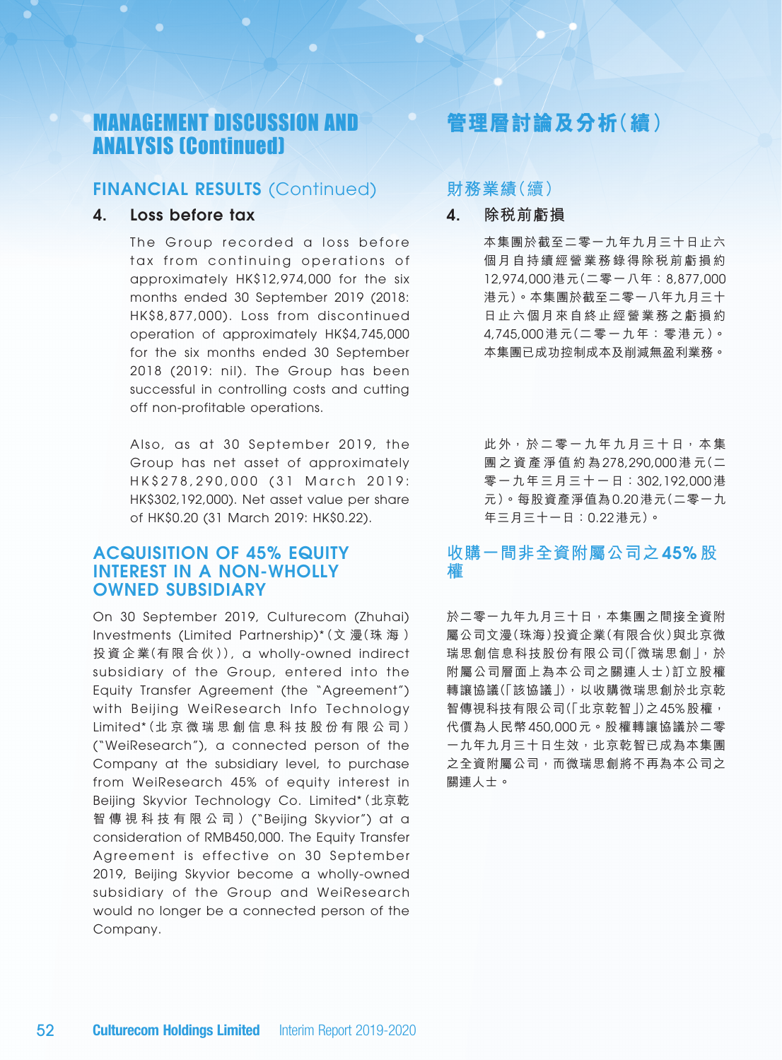# MANAGEMENT DISCUSSION AND ANALYSIS (Continued)

## FINANCIAL RESULTS (Continued)

### 4. Loss before tax

The Group recorded a loss before tax from continuing operations of approximately HK$12,974,000 for the six months ended 30 September 2019 (2018: HK$8,877,000). Loss from discontinued operation of approximately HK$4,745,000 for the six months ended 30 September 2018 (2019: nil). The Group has been successful in controlling costs and cutting off non-profitable operations.

Also, as at 30 September 2019, the Group has net asset of approximately HK$278,290,000 (31 March 2019: HK$302,192,000). Net asset value per share of HK$0.20 (31 March 2019: HK$0.22).

## ACQUISITION OF 45% EQUITY INTEREST IN A NON-WHOLLY OWNED SUBSIDIARY

On 30 September 2019, Culturecom (Zhuhai) Investments (Limited Partnership)*（文漫（珠海）投資企業（有限合伙））, a wholly-owned indirect subsidiary of the Group, entered into the Equity Transfer Agreement (the "Agreement") with Beijing WeiResearch Info Technology Limited*（北京微瑞思創信息科技股份有限公司）("WeiResearch"), a connected person of the Company at the subsidiary level, to purchase from WeiResearch 45% of equity interest in Beijing Skyvior Technology Co. Limited*（北京乾智傳視科技有限公司）("Beijing Skyvior") at a consideration of RMB450,000. The Equity Transfer Agreement is effective on 30 September 2019, Beijing Skyvior become a wholly-owned subsidiary of the Group and WeiResearch would no longer be a connected person of the Company.

# 管理層討論及分析（續）

## 財務業績（續）

### 4. 除稅前虧損

本集團於截至二零一九年九月三十日止六個月自持續經營業務錄得除稅前虧損約12,974,000港元（二零一八年：8,877,000港元）。本集團於截至二零一八年九月三十日止六個月來自終止經營業務之虧損約4,745,000港元（二零一九年：零港元）。本集團已成功控制成本及削減無盈利業務。

此外，於二零一九年九月三十日，本集團之資產淨值約為278,290,000港元（二零一九年三月三十一日：302,192,000港元）。每股資產淨值為0.20港元（二零一九年三月三十一日：0.22港元）。

## 收購一間非全資附屬公司之45%股權

於二零一九年九月三十日，本集團之間接全資附屬公司文漫（珠海）投資企業（有限合伙）與北京微瑞思創信息科技股份有限公司（「微瑞思創」，於附屬公司層面上為本公司之關連人士）訂立股權轉讓協議（「該協議」），以收購微瑞思創於北京乾智傳視科技有限公司（「北京乾智」）之45%股權，代價為人民幣450,000元。股權轉讓協議於二零一九年九月三十日生效，北京乾智已成為本集團之全資附屬公司，而微瑞思創將不再為本公司之關連人士。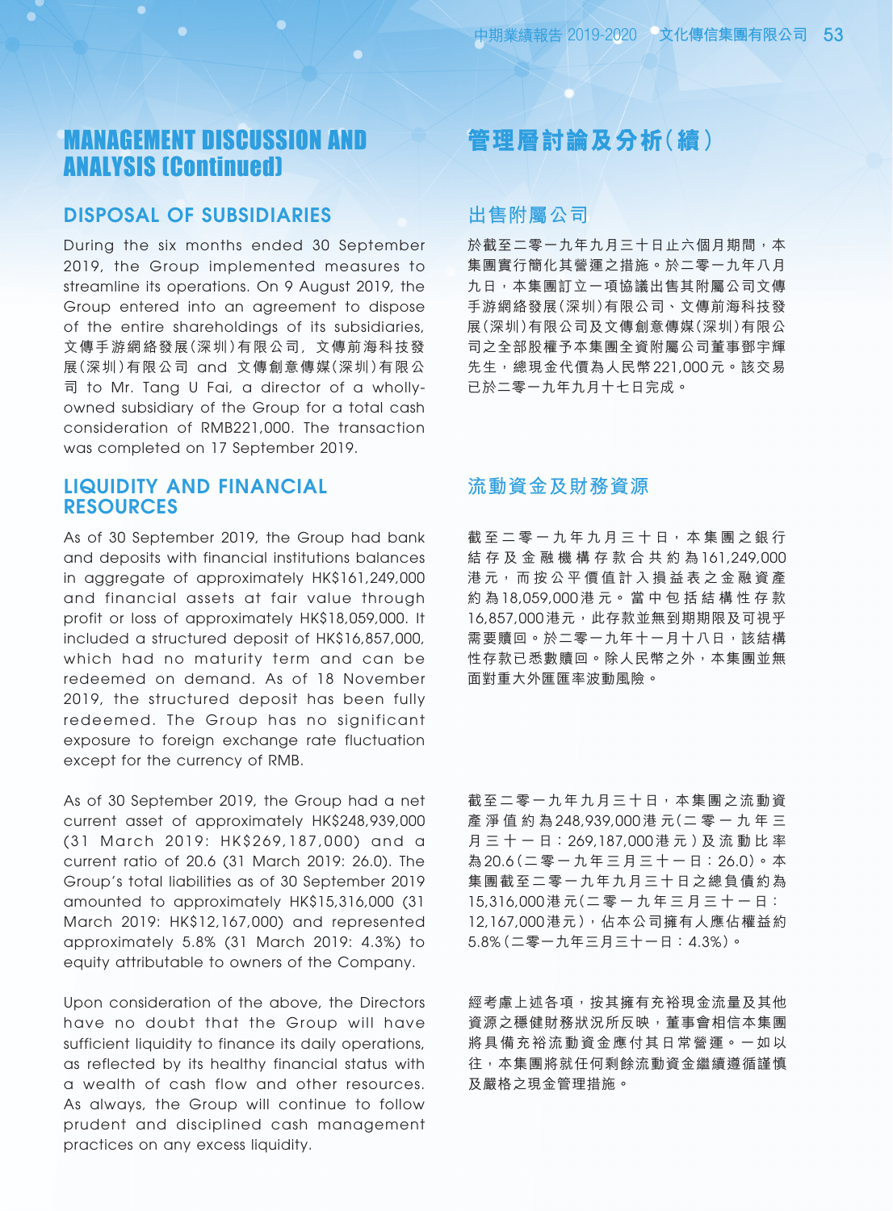# MANAGEMENT DISCUSSION AND ANALYSIS (Continued)

## DISPOSAL OF SUBSIDIARIES

During the six months ended 30 September 2019, the Group implemented measures to streamline its operations. On 9 August 2019, the Group entered into an agreement to dispose of the entire shareholdings of its subsidiaries, 文傳手游網絡發展(深圳)有限公司, 文傳前海科技發展(深圳)有限公司 and 文傳創意傳媒(深圳)有限公司 to Mr. Tang U Fai, a director of a wholly-owned subsidiary of the Group for a total cash consideration of RMB221,000. The transaction was completed on 17 September 2019.

## LIQUIDITY AND FINANCIAL RESOURCES

As of 30 September 2019, the Group had bank and deposits with financial institutions balances in aggregate of approximately HK$161,249,000 and financial assets at fair value through profit or loss of approximately HK$18,059,000. It included a structured deposit of HK$16,857,000, which had no maturity term and can be redeemed on demand. As of 18 November 2019, the structured deposit has been fully redeemed. The Group has no significant exposure to foreign exchange rate fluctuation except for the currency of RMB.

As of 30 September 2019, the Group had a net current asset of approximately HK$248,939,000 (31 March 2019: HK$269,187,000) and a current ratio of 20.6 (31 March 2019: 26.0). The Group's total liabilities as of 30 September 2019 amounted to approximately HK$15,316,000 (31 March 2019: HK$12,167,000) and represented approximately 5.8% (31 March 2019: 4.3%) to equity attributable to owners of the Company.

Upon consideration of the above, the Directors have no doubt that the Group will have sufficient liquidity to finance its daily operations, as reflected by its healthy financial status with a wealth of cash flow and other resources. As always, the Group will continue to follow prudent and disciplined cash management practices on any excess liquidity.

# 管理層討論及分析(續)

## 出售附屬公司

於截至二零一九年九月三十日止六個月期間，本集團實行簡化其營運之措施。於二零一九年八月九日，本集團訂立一項協議出售其附屬公司文傳手游網絡發展(深圳)有限公司、文傳前海科技發展(深圳)有限公司及文傳創意傳媒(深圳)有限公司之全部股權予本集團全資附屬公司董事鄧宇輝先生，總現金代價為人民幣221,000元。該交易已於二零一九年九月十七日完成。

## 流動資金及財務資源

截至二零一九年九月三十日，本集團之銀行結存及金融機構存款合共約為161,249,000港元，而按公平價值計入損益表之金融資產約為18,059,000港元。當中包括結構性存款16,857,000港元，此存款並無到期期限及可視乎需要贖回。於二零一九年十一月十八日，該結構性存款已悉數贖回。除人民幣之外，本集團並無面對重大外匯匯率波動風險。

截至二零一九年九月三十日，本集團之流動資產淨值約為248,939,000港元(二零一九年三月三十一日：269,187,000港元)及流動比率為20.6(二零一九年三月三十一日：26.0)。本集團截至二零一九年九月三十日之總負債約為15,316,000港元(二零一九年三月三十一日：12,167,000港元)，佔本公司擁有人應佔權益約5.8%(二零一九年三月三十一日：4.3%)。

經考慮上述各項，按其擁有充裕現金流量及其他資源之穩健財務狀況所反映，董事會相信本集團將具備充裕流動資金應付其日常營運。一如以往，本集團將就任何剩餘流動資金繼續遵循謹慎及嚴格之現金管理措施。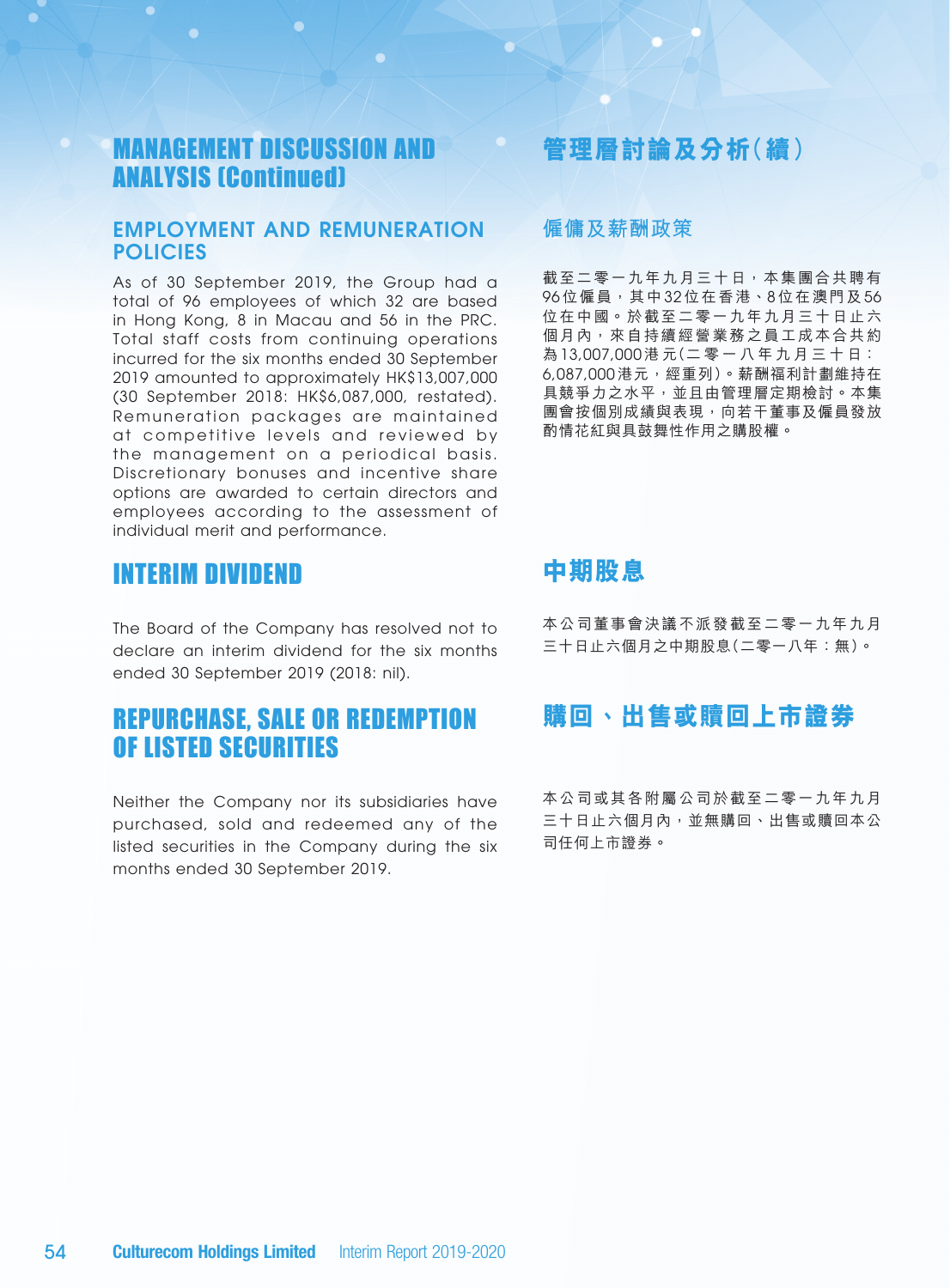# MANAGEMENT DISCUSSION AND ANALYSIS (Continued)

## EMPLOYMENT AND REMUNERATION POLICIES

As of 30 September 2019, the Group had a total of 96 employees of which 32 are based in Hong Kong, 8 in Macau and 56 in the PRC. Total staff costs from continuing operations incurred for the six months ended 30 September 2019 amounted to approximately HK$13,007,000 (30 September 2018: HK$6,087,000, restated). Remuneration packages are maintained at competitive levels and reviewed by the management on a periodical basis. Discretionary bonuses and incentive share options are awarded to certain directors and employees according to the assessment of individual merit and performance.

## INTERIM DIVIDEND

The Board of the Company has resolved not to declare an interim dividend for the six months ended 30 September 2019 (2018: nil).

## REPURCHASE, SALE OR REDEMPTION OF LISTED SECURITIES

Neither the Company nor its subsidiaries have purchased, sold and redeemed any of the listed securities in the Company during the six months ended 30 September 2019.

# 管理層討論及分析（續）

## 僱傭及薪酬政策

截至二零一九年九月三十日，本集團合共聘有96位僱員，其中32位在香港、8位在澳門及56位在中國。於截至二零一九年九月三十日止六個月內，來自持續經營業務之員工成本合共約為13,007,000港元（二零一八年九月三十日：6,087,000港元，經重列）。薪酬福利計劃維持在具競爭力之水平，並且由管理層定期檢討。本集團會按個別成績與表現，向若干董事及僱員發放酌情花紅與具鼓舞性作用之購股權。

## 中期股息

本公司董事會決議不派發截至二零一九年九月三十日止六個月之中期股息（二零一八年：無）。

## 購回、出售或贖回上市證券

本公司或其各附屬公司於截至二零一九年九月三十日止六個月內，並無購回、出售或贖回本公司任何上市證券。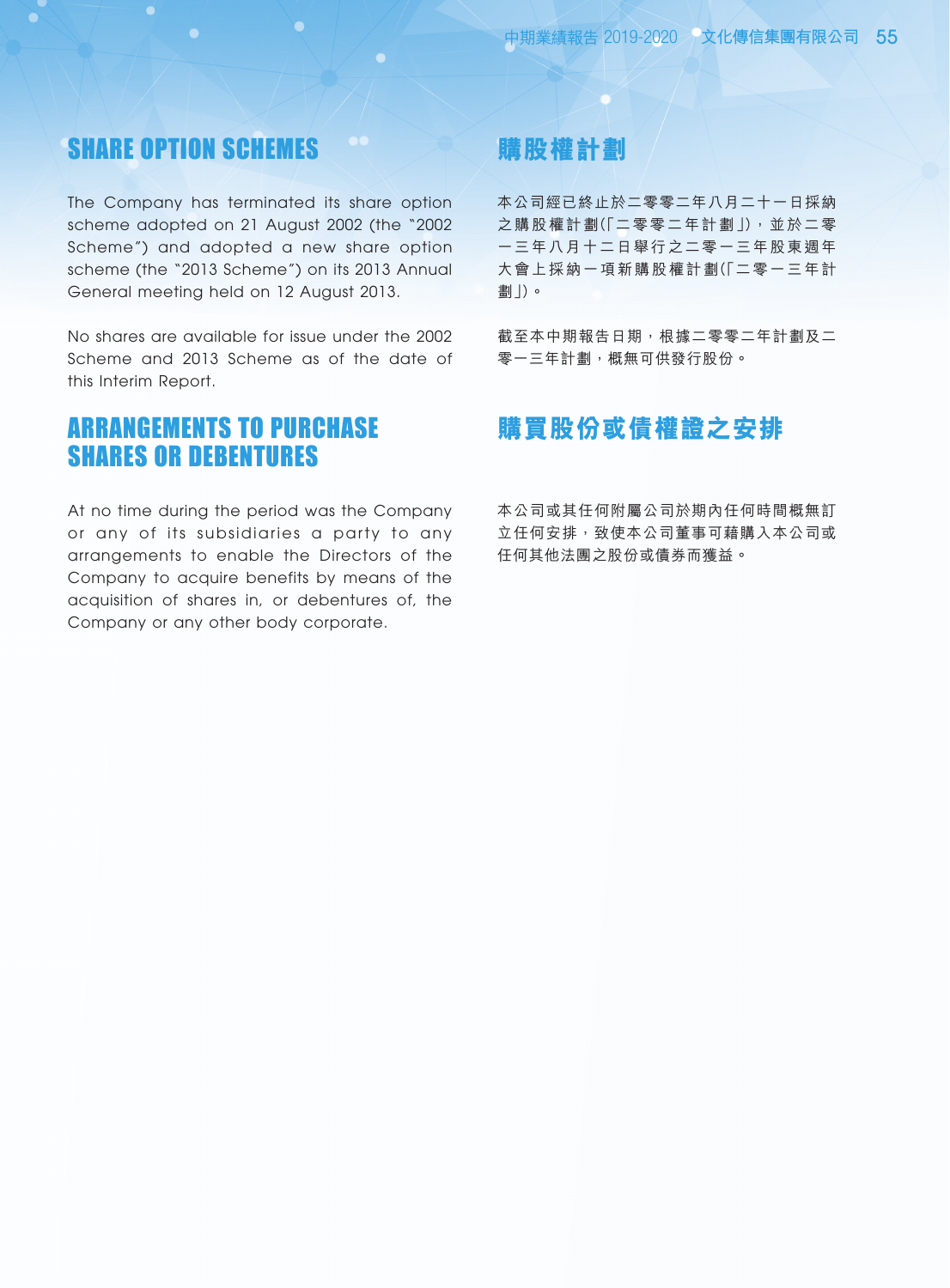## SHARE OPTION SCHEMES

The Company has terminated its share option scheme adopted on 21 August 2002 (the "2002 Scheme") and adopted a new share option scheme (the "2013 Scheme") on its 2013 Annual General meeting held on 12 August 2013.

No shares are available for issue under the 2002 Scheme and 2013 Scheme as of the date of this Interim Report.

## ARRANGEMENTS TO PURCHASE SHARES OR DEBENTURES

At no time during the period was the Company or any of its subsidiaries a party to any arrangements to enable the Directors of the Company to acquire benefits by means of the acquisition of shares in, or debentures of, the Company or any other body corporate.

## 購股權計劃

本公司經已終止於二零零二年八月二十一日採納之購股權計劃(「二零零二年計劃」),並於二零一三年八月十二日舉行之二零一三年股東週年大會上採納一項新購股權計劃(「二零一三年計劃」)。

截至本中期報告日期,根據二零零二年計劃及二零一三年計劃,概無可供發行股份。

## 購買股份或債權證之安排

本公司或其任何附屬公司於期內任何時間概無訂立任何安排,致使本公司董事可藉購入本公司或任何其他法團之股份或債券而獲益。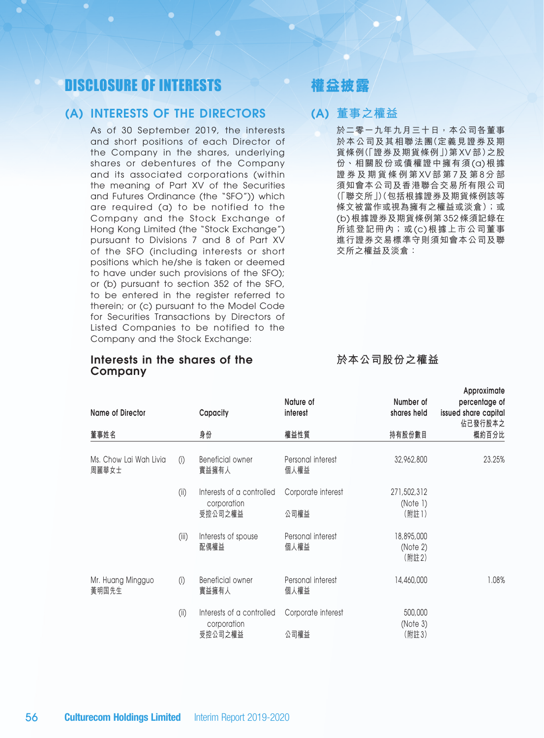# DISCLOSURE OF INTERESTS

# 權益披露

## (A) INTERESTS OF THE DIRECTORS

As of 30 September 2019, the interests and short positions of each Director of the Company in the shares, underlying shares or debentures of the Company and its associated corporations (within the meaning of Part XV of the Securities and Futures Ordinance (the "SFO")) which are required (a) to be notified to the Company and the Stock Exchange of Hong Kong Limited (the "Stock Exchange") pursuant to Divisions 7 and 8 of Part XV of the SFO (including interests or short positions which he/she is taken or deemed to have under such provisions of the SFO); or (b) pursuant to section 352 of the SFO, to be entered in the register referred to therein; or (c) pursuant to the Model Code for Securities Transactions by Directors of Listed Companies to be notified to the Company and the Stock Exchange:

## (A) 董事之權益

於二零一九年九月三十日，本公司各董事於本公司及其相聯法團（定義見證券及期貨條例（「證券及期貨條例」）第XV部）之股份、相關股份或債權證中擁有須(a)根據證券及期貨條例第XV部第7及第8分部須知會本公司及香港聯合交易所有限公司（「聯交所」）（包括根據證券及期貨條例該等條文被當作或視為擁有之權益或淡倉）；或(b)根據證券及期貨條例第352條須記錄在所述登記冊內；或(c)根據上市公司董事進行證券交易標準守則須知會本公司及聯交所之權益及淡倉：

### Interests in the shares of the Company

### 於本公司股份之權益

| Name of Director<br>董事姓名 | | Capacity<br>身份 | Nature of interest<br>權益性質 | Number of shares held<br>持有股份數目 | Approximate percentage of issued share capital<br>佔已發行股本之概約百分比 |
|---|---|---|---|---|---|
| Ms. Chow Lai Wah Livia<br>周麗華女士 | (i) | Beneficial owner<br>實益擁有人 | Personal interest<br>個人權益 | 32,962,800 | 23.25% |
| | (ii) | Interests of a controlled corporation<br>受控公司之權益 | Corporate interest<br>公司權益 | 271,502,312<br>(Note 1)<br>(附註1) | |
| | (iii) | Interests of spouse<br>配偶權益 | Personal interest<br>個人權益 | 18,895,000<br>(Note 2)<br>(附註2) | |
| Mr. Huang Mingguo<br>黃明国先生 | (i) | Beneficial owner<br>實益擁有人 | Personal interest<br>個人權益 | 14,460,000 | 1.08% |
| | (ii) | Interests of a controlled corporation<br>受控公司之權益 | Corporate interest<br>公司權益 | 500,000<br>(Note 3)<br>(附註3) | |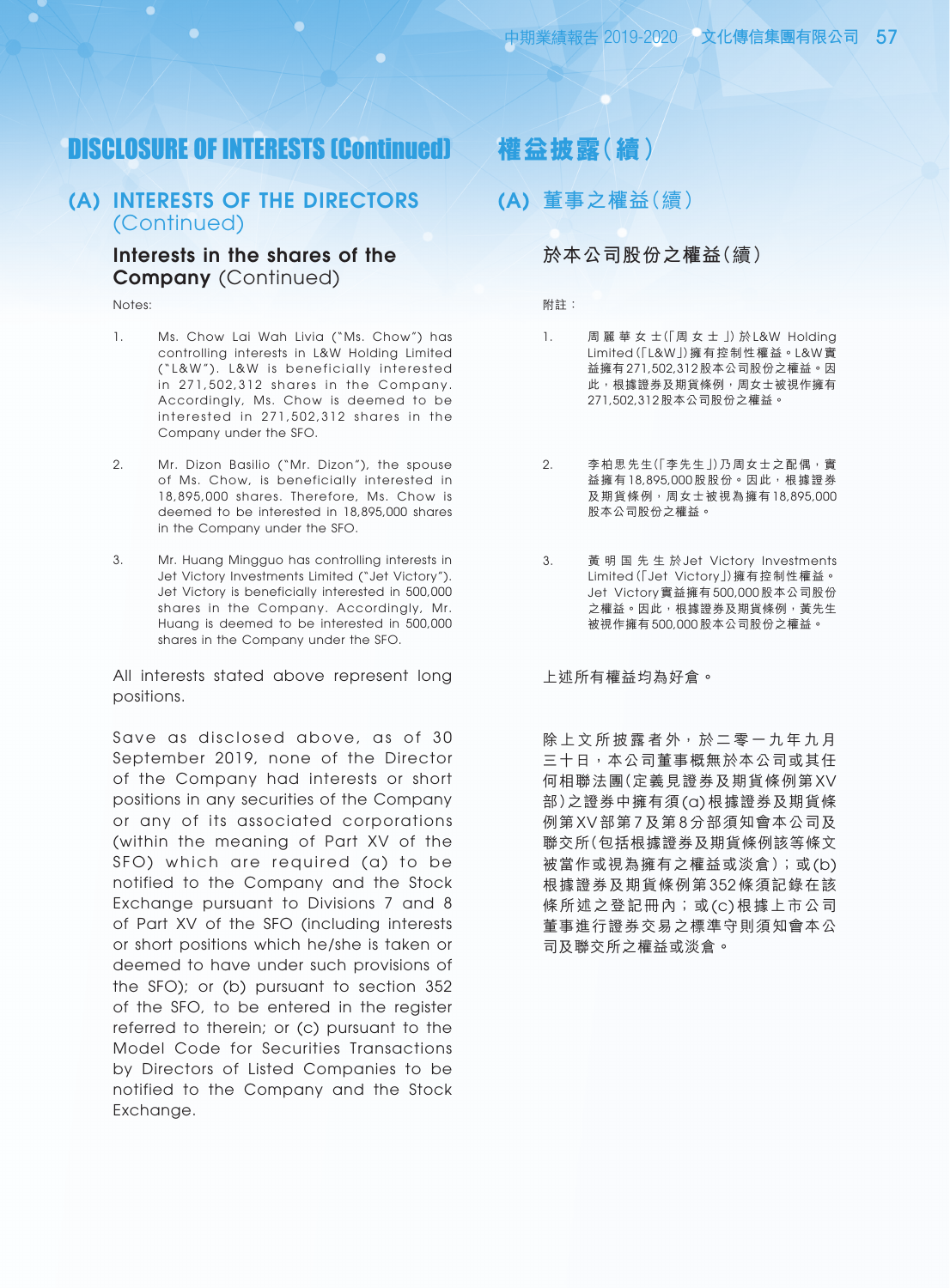# DISCLOSURE OF INTERESTS (Continued)

## (A) INTERESTS OF THE DIRECTORS (Continued)

### Interests in the shares of the Company (Continued)

Notes:

1. Ms. Chow Lai Wah Livia ("Ms. Chow") has controlling interests in L&W Holding Limited ("L&W"). L&W is beneficially interested in 271,502,312 shares in the Company. Accordingly, Ms. Chow is deemed to be interested in 271,502,312 shares in the Company under the SFO.

2. Mr. Dizon Basilio ("Mr. Dizon"), the spouse of Ms. Chow, is beneficially interested in 18,895,000 shares. Therefore, Ms. Chow is deemed to be interested in 18,895,000 shares in the Company under the SFO.

3. Mr. Huang Mingguo has controlling interests in Jet Victory Investments Limited ("Jet Victory"). Jet Victory is beneficially interested in 500,000 shares in the Company. Accordingly, Mr. Huang is deemed to be interested in 500,000 shares in the Company under the SFO.

All interests stated above represent long positions.

Save as disclosed above, as of 30 September 2019, none of the Director of the Company had interests or short positions in any securities of the Company or any of its associated corporations (within the meaning of Part XV of the SFO) which are required (a) to be notified to the Company and the Stock Exchange pursuant to Divisions 7 and 8 of Part XV of the SFO (including interests or short positions which he/she is taken or deemed to have under such provisions of the SFO); or (b) pursuant to section 352 of the SFO, to be entered in the register referred to therein; or (c) pursuant to the Model Code for Securities Transactions by Directors of Listed Companies to be notified to the Company and the Stock Exchange.

# 權益披露（續）

## (A) 董事之權益（續）

### 於本公司股份之權益（續）

附註：

1. 周麗華女士（「周女士」）於L&W Holding Limited（「L&W」）擁有控制性權益。L&W實益擁有271,502,312股本公司股份之權益。因此，根據證券及期貨條例，周女士被視作擁有271,502,312股本公司股份之權益。

2. 李柏思先生（「李先生」）乃周女士之配偶，實益擁有18,895,000股股份。因此，根據證券及期貨條例，周女士被視為擁有18,895,000股本公司股份之權益。

3. 黃明国先生於Jet Victory Investments Limited（「Jet Victory」）擁有控制性權益。Jet Victory實益擁有500,000股本公司股份之權益。因此，根據證券及期貨條例，黃先生被視作擁有500,000股本公司股份之權益。

上述所有權益均為好倉。

除上文所披露者外，於二零一九年九月三十日，本公司董事概無於本公司或其任何相聯法團（定義見證券及期貨條例第XV部）之證券中擁有須(a)根據證券及期貨條例第XV部第7及第8分部須知會本公司及聯交所（包括根據證券及期貨條例該等條文被當作或視為擁有之權益或淡倉）；或(b)根據證券及期貨條例第352條須記錄在該條所述之登記冊內；或(c)根據上市公司董事進行證券交易之標準守則須知會本公司及聯交所之權益或淡倉。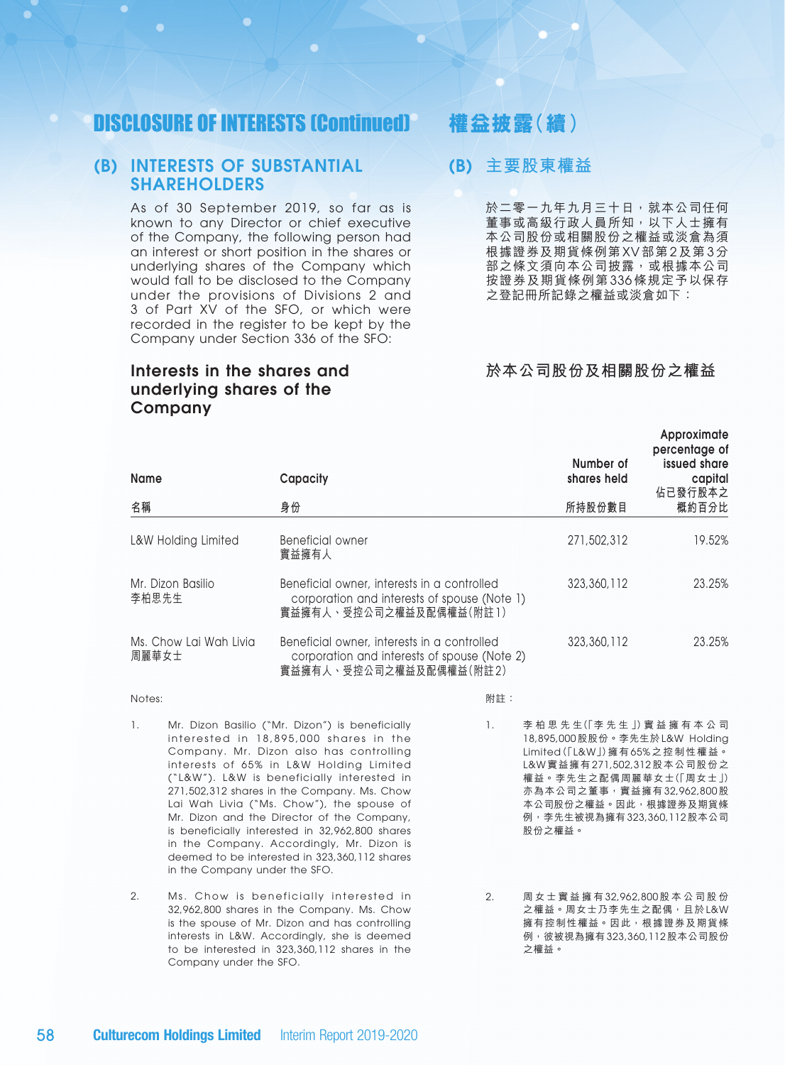# DISCLOSURE OF INTERESTS (Continued) 權益披露(續)

## (B) INTERESTS OF SUBSTANTIAL SHAREHOLDERS

As of 30 September 2019, so far as is known to any Director or chief executive of the Company, the following person had an interest or short position in the shares or underlying shares of the Company which would fall to be disclosed to the Company under the provisions of Divisions 2 and 3 of Part XV of the SFO, or which were recorded in the register to be kept by the Company under Section 336 of the SFO:

## (B) 主要股東權益

於二零一九年九月三十日，就本公司任何董事或高級行政人員所知，以下人士擁有本公司股份或相關股份之權益或淡倉為須根據證券及期貨條例第XV部第2及第3分部之條文須向本公司披露，或根據本公司按證券及期貨條例第336條規定予以保存之登記冊所記錄之權益或淡倉如下：

### Interests in the shares and underlying shares of the Company

### 於本公司股份及相關股份之權益

| Name<br>名稱 | Capacity<br>身份 | Number of shares held<br>所持股份數目 | Approximate percentage of issued share capital<br>佔已發行股本之概約百分比 |
|---|---|---|---|
| L&W Holding Limited | Beneficial owner<br>實益擁有人 | 271,502,312 | 19.52% |
| Mr. Dizon Basilio<br>李柏思先生 | Beneficial owner, interests in a controlled corporation and interests of spouse (Note 1)<br>實益擁有人、受控公司之權益及配偶權益(附註1) | 323,360,112 | 23.25% |
| Ms. Chow Lai Wah Livia<br>周麗華女士 | Beneficial owner, interests in a controlled corporation and interests of spouse (Note 2)<br>實益擁有人、受控公司之權益及配偶權益(附註2) | 323,360,112 | 23.25% |

Notes:

1. Mr. Dizon Basilio ("Mr. Dizon") is beneficially interested in 18,895,000 shares in the Company. Mr. Dizon also has controlling interests of 65% in L&W Holding Limited ("L&W"). L&W is beneficially interested in 271,502,312 shares in the Company. Ms. Chow Lai Wah Livia ("Ms. Chow"), the spouse of Mr. Dizon and the Director of the Company, is beneficially interested in 32,962,800 shares in the Company. Accordingly, Mr. Dizon is deemed to be interested in 323,360,112 shares in the Company under the SFO.

2. Ms. Chow is beneficially interested in 32,962,800 shares in the Company. Ms. Chow is the spouse of Mr. Dizon and has controlling interests in L&W. Accordingly, she is deemed to be interested in 323,360,112 shares in the Company under the SFO.

附註：

1. 李柏思先生(「李先生」)實益擁有本公司18,895,000股股份。李先生於L&W Holding Limited(「L&W」)擁有65%之控制性權益。L&W實益擁有271,502,312股本公司股份之權益。李先生之配偶周麗華女士(「周女士」)亦為本公司之董事，實益擁有32,962,800股本公司股份之權益。因此，根據證券及期貨條例，李先生被視為擁有323,360,112股本公司股份之權益。

2. 周女士實益擁有32,962,800股本公司股份之權益。周女士乃李先生之配偶，且於L&W擁有控制性權益。因此，根據證券及期貨條例，彼被視為擁有323,360,112股本公司股份之權益。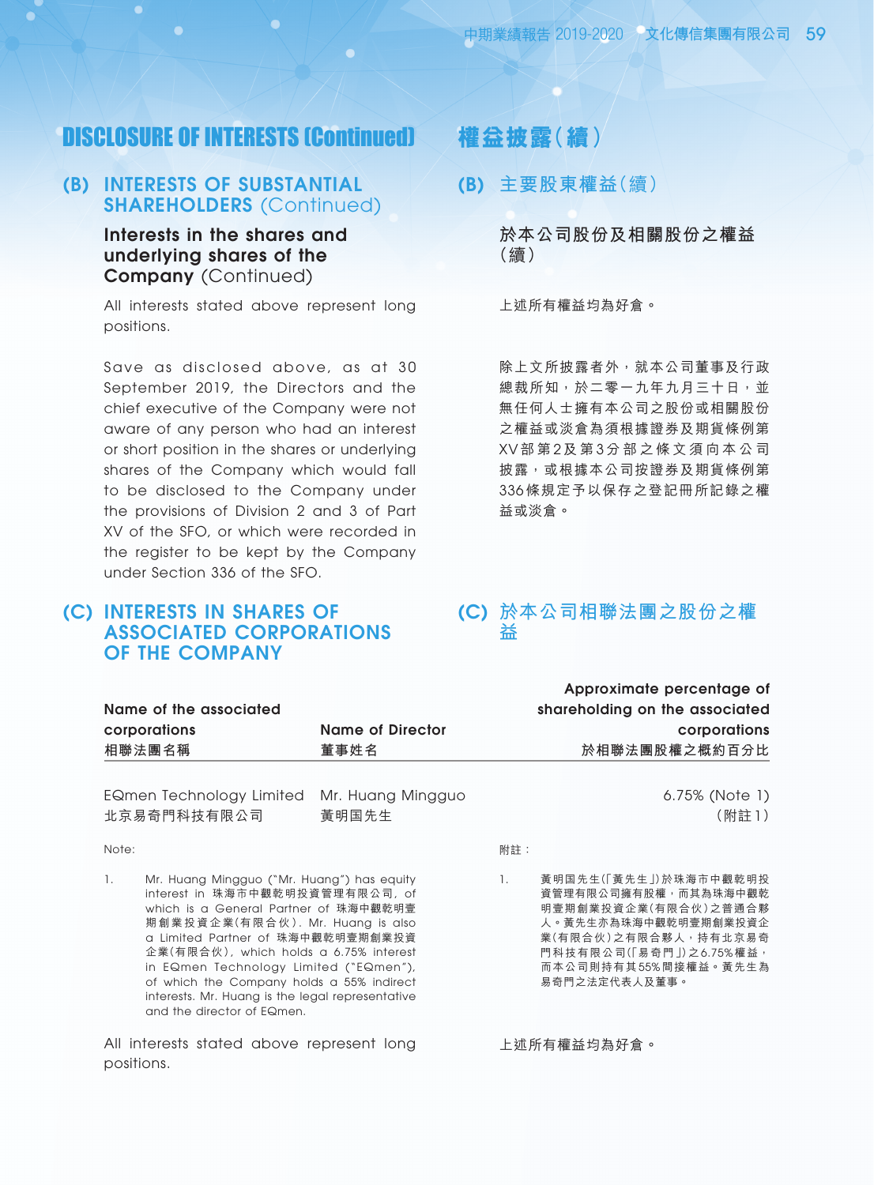# DISCLOSURE OF INTERESTS (Continued)

# 權益披露(續)

## (B) INTERESTS OF SUBSTANTIAL SHAREHOLDERS (Continued)

### Interests in the shares and underlying shares of the Company (Continued)

All interests stated above represent long positions.

Save as disclosed above, as at 30 September 2019, the Directors and the chief executive of the Company were not aware of any person who had an interest or short position in the shares or underlying shares of the Company which would fall to be disclosed to the Company under the provisions of Division 2 and 3 of Part XV of the SFO, or which were recorded in the register to be kept by the Company under Section 336 of the SFO.

## (B) 主要股東權益(續)

### 於本公司股份及相關股份之權益(續)

上述所有權益均為好倉。

除上文所披露者外，就本公司董事及行政總裁所知，於二零一九年九月三十日，並無任何人士擁有本公司之股份或相關股份之權益或淡倉為須根據證券及期貨條例第XV部第2及第3分部之條文須向本公司披露，或根據本公司按證券及期貨條例第336條規定予以保存之登記冊所記錄之權益或淡倉。

## (C) INTERESTS IN SHARES OF ASSOCIATED CORPORATIONS OF THE COMPANY

## (C) 於本公司相聯法團之股份之權益

| Name of the associated corporations<br>相聯法團名稱 | Name of Director<br>董事姓名 | Approximate percentage of shareholding on the associated corporations<br>於相聯法團股權之概約百分比 |
|---|---|---|
| EQmen Technology Limited<br>北京易奇門科技有限公司 | Mr. Huang Mingguo<br>黃明国先生 | 6.75% (Note 1)<br>(附註1) |

Note:

1. Mr. Huang Mingguo ("Mr. Huang") has equity interest in 珠海市中觀乾明投資管理有限公司, of which is a General Partner of 珠海中觀乾明壹期創業投資企業(有限合伙). Mr. Huang is also a Limited Partner of 珠海中觀乾明壹期創業投資企業(有限合伙), which holds a 6.75% interest in EQmen Technology Limited ("EQmen"), of which the Company holds a 55% indirect interests. Mr. Huang is the legal representative and the director of EQmen.

All interests stated above represent long positions.

附註：

1. 黃明国先生(「黃先生」)於珠海市中觀乾明投資管理有限公司擁有股權，而其為珠海中觀乾明壹期創業投資企業(有限合伙)之普通合夥人。黃先生亦為珠海中觀乾明壹期創業投資企業(有限合伙)之有限合夥人，持有北京易奇門科技有限公司(「易奇門」)之6.75%權益，而本公司則持有其55%間接權益。黃先生為易奇門之法定代表人及董事。

上述所有權益均為好倉。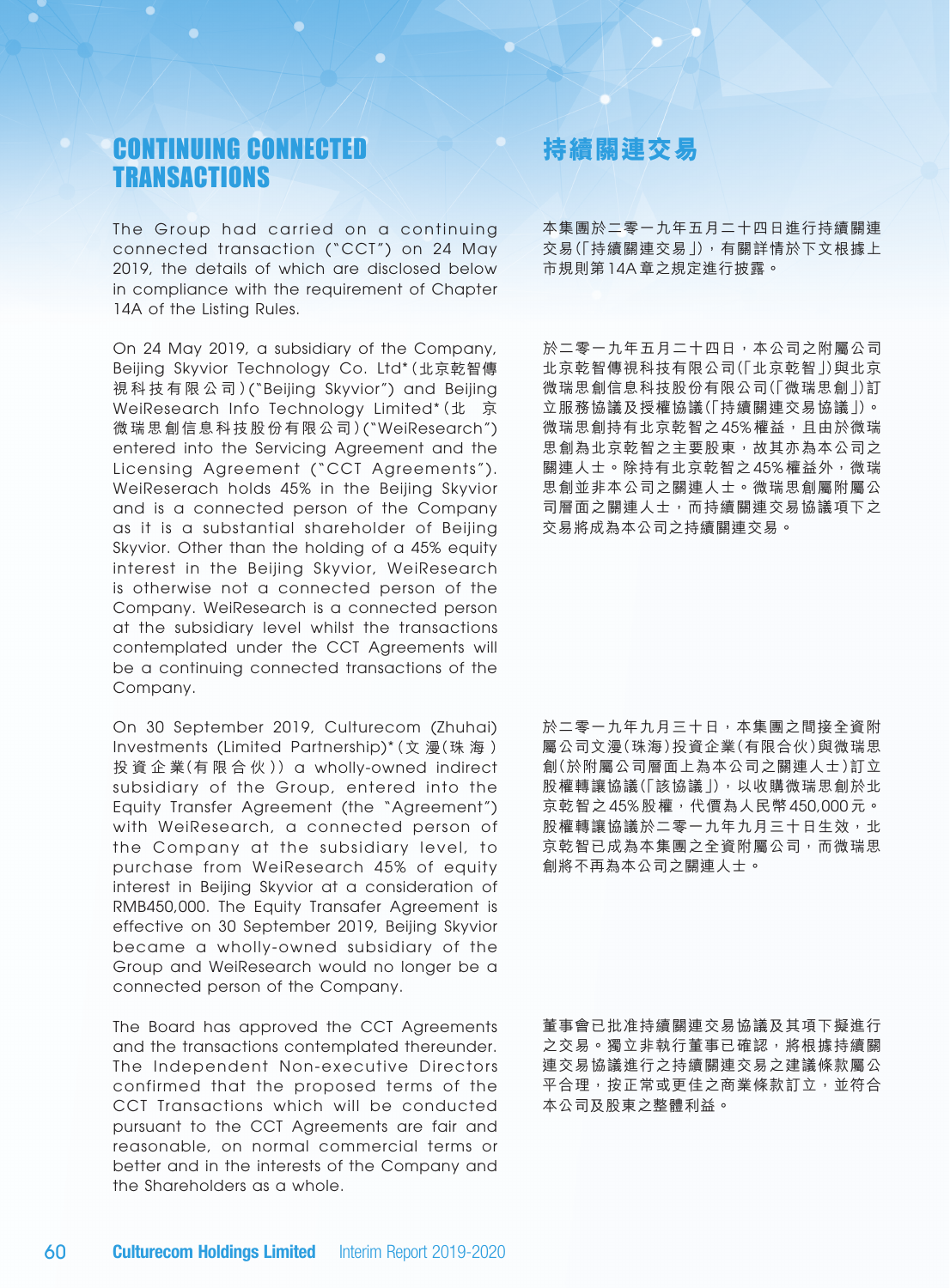# CONTINUING CONNECTED TRANSACTIONS

The Group had carried on a continuing connected transaction ("CCT") on 24 May 2019, the details of which are disclosed below in compliance with the requirement of Chapter 14A of the Listing Rules.

On 24 May 2019, a subsidiary of the Company, Beijing Skyvior Technology Co. Ltd\*(北京乾智傳視科技有限公司)("Beijing Skyvior") and Beijing WeiResearch Info Technology Limited\*(北京微瑞思創信息科技股份有限公司)("WeiResearch") entered into the Servicing Agreement and the Licensing Agreement ("CCT Agreements"). WeiReserach holds 45% in the Beijing Skyvior and is a connected person of the Company as it is a substantial shareholder of Beijing Skyvior. Other than the holding of a 45% equity interest in the Beijing Skyvior, WeiResearch is otherwise not a connected person of the Company. WeiResearch is a connected person at the subsidiary level whilst the transactions contemplated under the CCT Agreements will be a continuing connected transactions of the Company.

On 30 September 2019, Culturecom (Zhuhai) Investments (Limited Partnership)\*(文漫(珠海)投資企業(有限合伙)) a wholly-owned indirect subsidiary of the Group, entered into the Equity Transfer Agreement (the "Agreement") with WeiResearch, a connected person of the Company at the subsidiary level, to purchase from WeiResearch 45% of equity interest in Beijing Skyvior at a consideration of RMB450,000. The Equity Transafer Agreement is effective on 30 September 2019, Beijing Skyvior became a wholly-owned subsidiary of the Group and WeiResearch would no longer be a connected person of the Company.

The Board has approved the CCT Agreements and the transactions contemplated thereunder. The Independent Non-executive Directors confirmed that the proposed terms of the CCT Transactions which will be conducted pursuant to the CCT Agreements are fair and reasonable, on normal commercial terms or better and in the interests of the Company and the Shareholders as a whole.

# 持續關連交易

本集團於二零一九年五月二十四日進行持續關連交易(「持續關連交易」),有關詳情於下文根據上市規則第14A章之規定進行披露。

於二零一九年五月二十四日,本公司之附屬公司北京乾智傳視科技有限公司(「北京乾智」)與北京微瑞思創信息科技股份有限公司(「微瑞思創」)訂立服務協議及授權協議(「持續關連交易協議」)。微瑞思創持有北京乾智之45%權益,且由於微瑞思創為北京乾智之主要股東,故其亦為本公司之關連人士。除持有北京乾智之45%權益外,微瑞思創並非本公司之關連人士。微瑞思創屬附屬公司層面之關連人士,而持續關連交易協議項下之交易將成為本公司之持續關連交易。

於二零一九年九月三十日,本集團之間接全資附屬公司文漫(珠海)投資企業(有限合伙)與微瑞思創(於附屬公司層面上為本公司之關連人士)訂立股權轉讓協議(「該協議」),以收購微瑞思創於北京乾智之45%股權,代價為人民幣450,000元。股權轉讓協議於二零一九年九月三十日生效,北京乾智已成為本集團之全資附屬公司,而微瑞思創將不再為本公司之關連人士。

董事會已批准持續關連交易協議及其項下擬進行之交易。獨立非執行董事已確認,將根據持續關連交易協議進行之持續關連交易之建議條款屬公平合理,按正常或更佳之商業條款訂立,並符合本公司及股東之整體利益。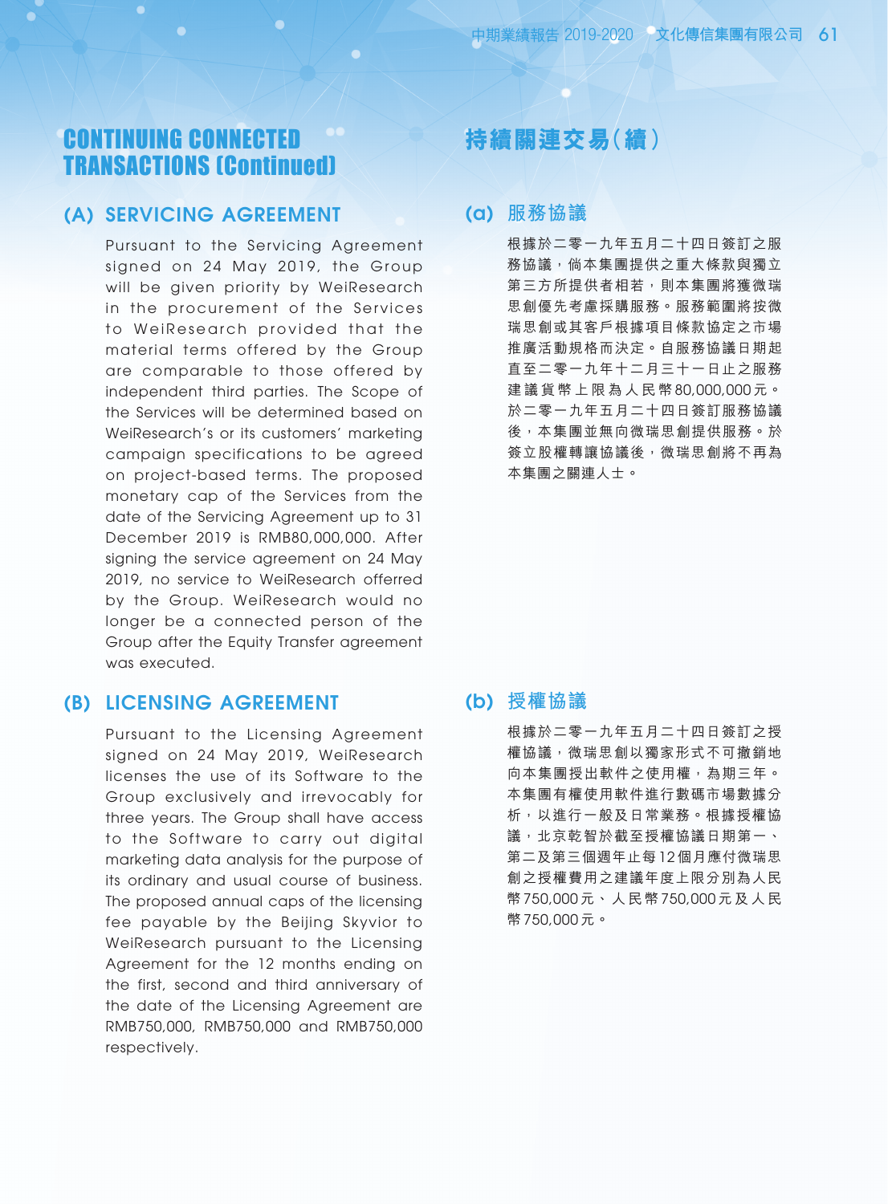# CONTINUING CONNECTED TRANSACTIONS (Continued)

## (A) SERVICING AGREEMENT

Pursuant to the Servicing Agreement signed on 24 May 2019, the Group will be given priority by WeiResearch in the procurement of the Services to WeiResearch provided that the material terms offered by the Group are comparable to those offered by independent third parties. The Scope of the Services will be determined based on WeiResearch's or its customers' marketing campaign specifications to be agreed on project-based terms. The proposed monetary cap of the Services from the date of the Servicing Agreement up to 31 December 2019 is RMB80,000,000. After signing the service agreement on 24 May 2019, no service to WeiResearch offerred by the Group. WeiResearch would no longer be a connected person of the Group after the Equity Transfer agreement was executed.

## (B) LICENSING AGREEMENT

Pursuant to the Licensing Agreement signed on 24 May 2019, WeiResearch licenses the use of its Software to the Group exclusively and irrevocably for three years. The Group shall have access to the Software to carry out digital marketing data analysis for the purpose of its ordinary and usual course of business. The proposed annual caps of the licensing fee payable by the Beijing Skyvior to WeiResearch pursuant to the Licensing Agreement for the 12 months ending on the first, second and third anniversary of the date of the Licensing Agreement are RMB750,000, RMB750,000 and RMB750,000 respectively.

# 持續關連交易(續)

## (a) 服務協議

根據於二零一九年五月二十四日簽訂之服務協議，倘本集團提供之重大條款與獨立第三方所提供者相若，則本集團將獲微瑞思創優先考慮採購服務。服務範圍將按微瑞思創或其客戶根據項目條款協定之市場推廣活動規格而決定。自服務協議日期起直至二零一九年十二月三十一日止之服務建議貨幣上限為人民幣80,000,000元。於二零一九年五月二十四日簽訂服務協議後，本集團並無向微瑞思創提供服務。於簽立股權轉讓協議後，微瑞思創將不再為本集團之關連人士。

## (b) 授權協議

根據於二零一九年五月二十四日簽訂之授權協議，微瑞思創以獨家形式不可撤銷地向本集團授出軟件之使用權，為期三年。本集團有權使用軟件進行數碼市場數據分析，以進行一般及日常業務。根據授權協議，北京乾智於截至授權協議日期第一、第二及第三個週年止每12個月應付微瑞思創之授權費用之建議年度上限分別為人民幣750,000元、人民幣750,000元及人民幣750,000元。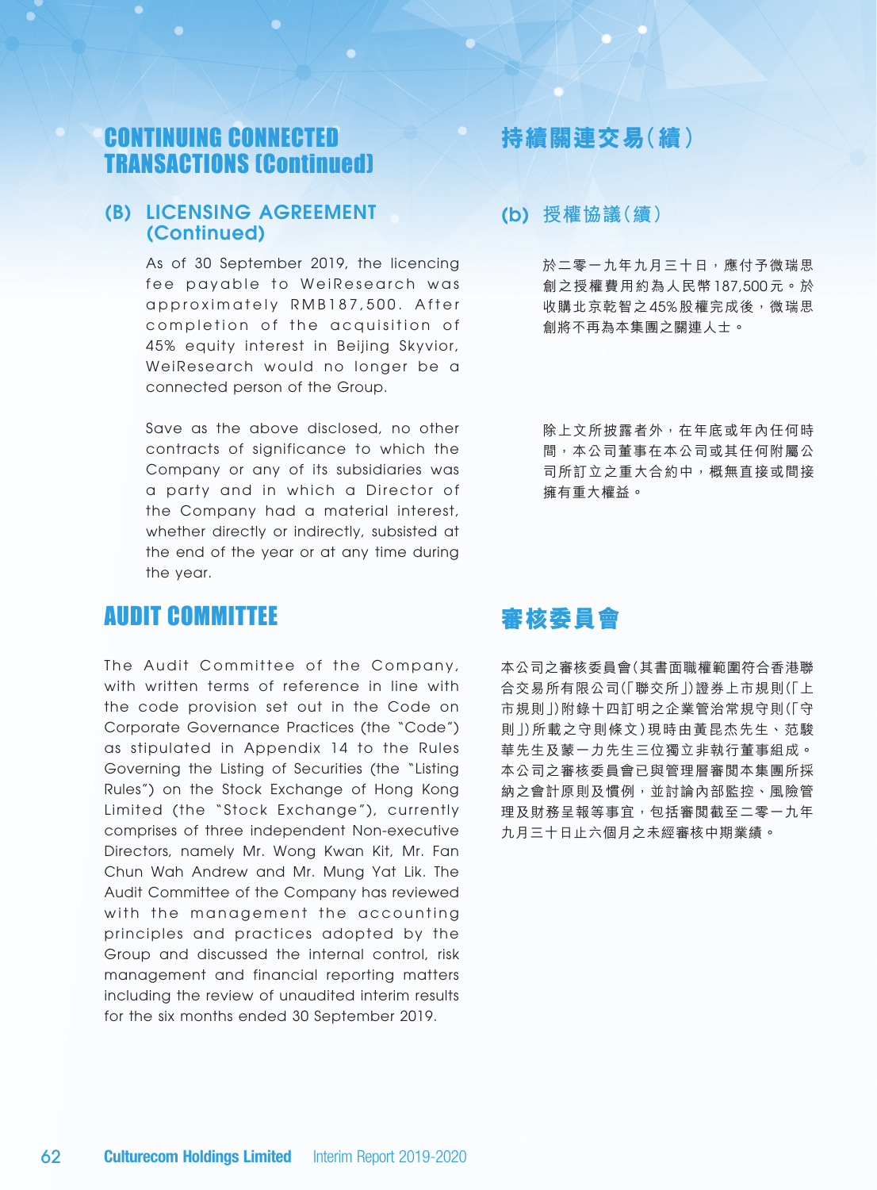# CONTINUING CONNECTED TRANSACTIONS (Continued)

## (B) LICENSING AGREEMENT (Continued)

As of 30 September 2019, the licencing fee payable to WeiResearch was approximately RMB187,500. After completion of the acquisition of 45% equity interest in Beijing Skyvior, WeiResearch would no longer be a connected person of the Group.

Save as the above disclosed, no other contracts of significance to which the Company or any of its subsidiaries was a party and in which a Director of the Company had a material interest, whether directly or indirectly, subsisted at the end of the year or at any time during the year.

# AUDIT COMMITTEE

The Audit Committee of the Company, with written terms of reference in line with the code provision set out in the Code on Corporate Governance Practices (the "Code") as stipulated in Appendix 14 to the Rules Governing the Listing of Securities (the "Listing Rules") on the Stock Exchange of Hong Kong Limited (the "Stock Exchange"), currently comprises of three independent Non-executive Directors, namely Mr. Wong Kwan Kit, Mr. Fan Chun Wah Andrew and Mr. Mung Yat Lik. The Audit Committee of the Company has reviewed with the management the accounting principles and practices adopted by the Group and discussed the internal control, risk management and financial reporting matters including the review of unaudited interim results for the six months ended 30 September 2019.

# 持續關連交易(續)

## (b) 授權協議(續)

於二零一九年九月三十日，應付予微瑞思創之授權費用約為人民幣187,500元。於收購北京乾智之45%股權完成後，微瑞思創將不再為本集團之關連人士。

除上文所披露者外，在年底或年內任何時間，本公司董事在本公司或其任何附屬公司所訂立之重大合約中，概無直接或間接擁有重大權益。

# 審核委員會

本公司之審核委員會(其書面職權範圍符合香港聯合交易所有限公司(「聯交所」)證券上市規則(「上市規則」)附錄十四訂明之企業管治常規守則(「守則」)所載之守則條文)現時由黃昆杰先生、范駿華先生及蒙一力先生三位獨立非執行董事組成。本公司之審核委員會已與管理層審閱本集團所採納之會計原則及慣例，並討論內部監控、風險管理及財務呈報等事宜，包括審閱截至二零一九年九月三十日止六個月之未經審核中期業績。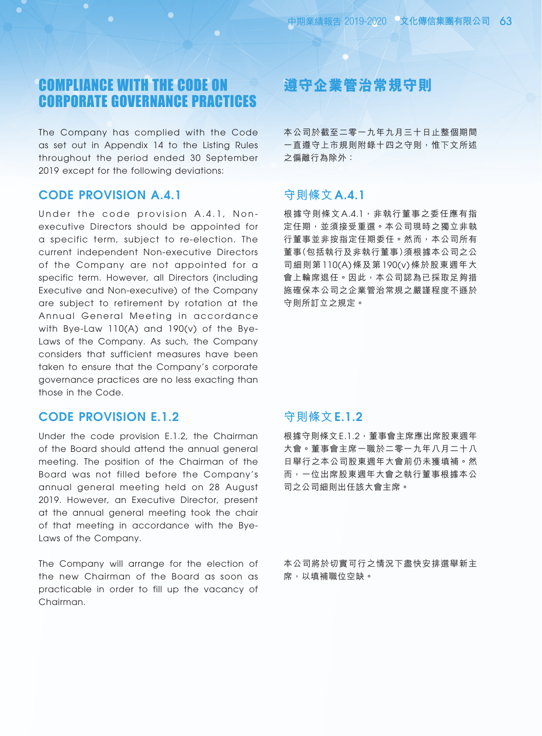# COMPLIANCE WITH THE CODE ON CORPORATE GOVERNANCE PRACTICES

The Company has complied with the Code as set out in Appendix 14 to the Listing Rules throughout the period ended 30 September 2019 except for the following deviations:

## CODE PROVISION A.4.1

Under the code provision A.4.1, Non-executive Directors should be appointed for a specific term, subject to re-election. The current independent Non-executive Directors of the Company are not appointed for a specific term. However, all Directors (including Executive and Non-executive) of the Company are subject to retirement by rotation at the Annual General Meeting in accordance with Bye-Law 110(A) and 190(v) of the Bye-Laws of the Company. As such, the Company considers that sufficient measures have been taken to ensure that the Company's corporate governance practices are no less exacting than those in the Code.

## CODE PROVISION E.1.2

Under the code provision E.1.2, the Chairman of the Board should attend the annual general meeting. The position of the Chairman of the Board was not filled before the Company's annual general meeting held on 28 August 2019. However, an Executive Director, present at the annual general meeting took the chair of that meeting in accordance with the Bye-Laws of the Company.

The Company will arrange for the election of the new Chairman of the Board as soon as practicable in order to fill up the vacancy of Chairman.

# 遵守企業管治常規守則

本公司於截至二零一九年九月三十日止整個期間一直遵守上市規則附錄十四之守則，惟下文所述之偏離行為除外：

## 守則條文A.4.1

根據守則條文A.4.1，非執行董事之委任應有指定任期，並須接受重選。本公司現時之獨立非執行董事並非按指定任期委任。然而，本公司所有董事(包括執行及非執行董事)須根據本公司之公司細則第110(A)條及第190(v)條於股東週年大會上輪席退任。因此，本公司認為已採取足夠措施確保本公司之企業管治常規之嚴謹程度不遜於守則所訂立之規定。

## 守則條文E.1.2

根據守則條文E.1.2，董事會主席應出席股東週年大會。董事會主席一職於二零一九年八月二十八日舉行之本公司股東週年大會前仍未獲填補。然而，一位出席股東週年大會之執行董事根據本公司之公司細則出任該大會主席。

本公司將於切實可行之情況下盡快安排選舉新主席，以填補職位空缺。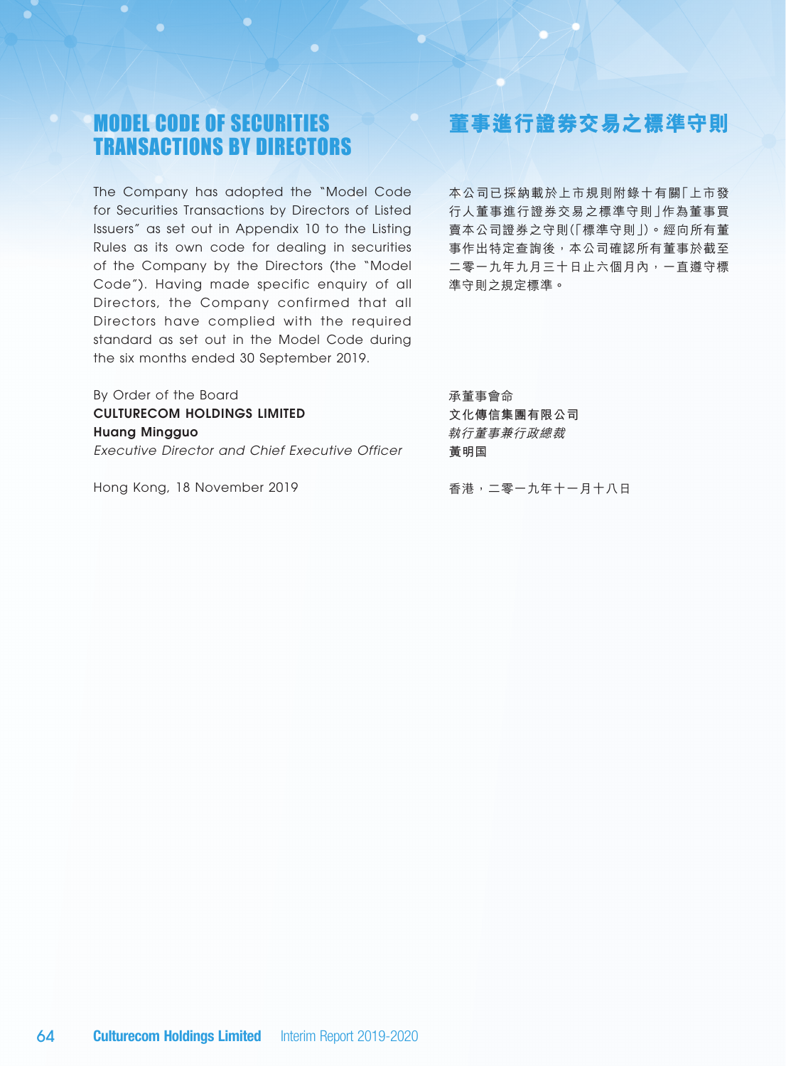# MODEL CODE OF SECURITIES TRANSACTIONS BY DIRECTORS

The Company has adopted the "Model Code for Securities Transactions by Directors of Listed Issuers" as set out in Appendix 10 to the Listing Rules as its own code for dealing in securities of the Company by the Directors (the "Model Code"). Having made specific enquiry of all Directors, the Company confirmed that all Directors have complied with the required standard as set out in the Model Code during the six months ended 30 September 2019.

By Order of the Board
**CULTURECOM HOLDINGS LIMITED**
**Huang Mingguo**
*Executive Director and Chief Executive Officer*

Hong Kong, 18 November 2019

# 董事進行證券交易之標準守則

本公司已採納載於上市規則附錄十有關「上市發行人董事進行證券交易之標準守則」作為董事買賣本公司證券之守則(「標準守則」)。經向所有董事作出特定查詢後，本公司確認所有董事於截至二零一九年九月三十日止六個月內，一直遵守標準守則之規定標準。

承董事會命
**文化傳信集團有限公司**
*執行董事兼行政總裁*
**黃明国**

香港，二零一九年十一月十八日